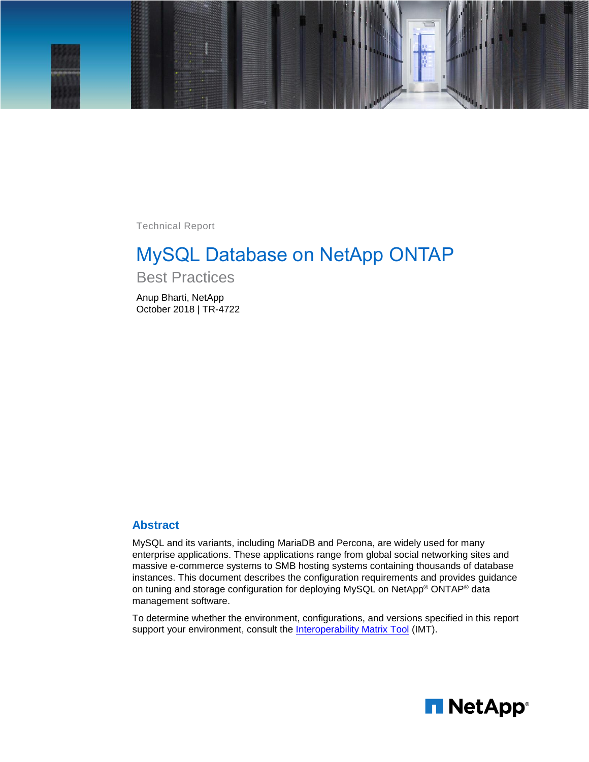Technical Report

# MySQL Database on NetApp ONTAP

## Best Practices

Anup Bharti, NetApp
October 2018 | TR-4722

## Abstract

MySQL and its variants, including MariaDB and Percona, are widely used for many enterprise applications. These applications range from global social networking sites and massive e-commerce systems to SMB hosting systems containing thousands of database instances. This document describes the configuration requirements and provides guidance on tuning and storage configuration for deploying MySQL on NetApp® ONTAP® data management software.

To determine whether the environment, configurations, and versions specified in this report support your environment, consult the Interoperability Matrix Tool (IMT).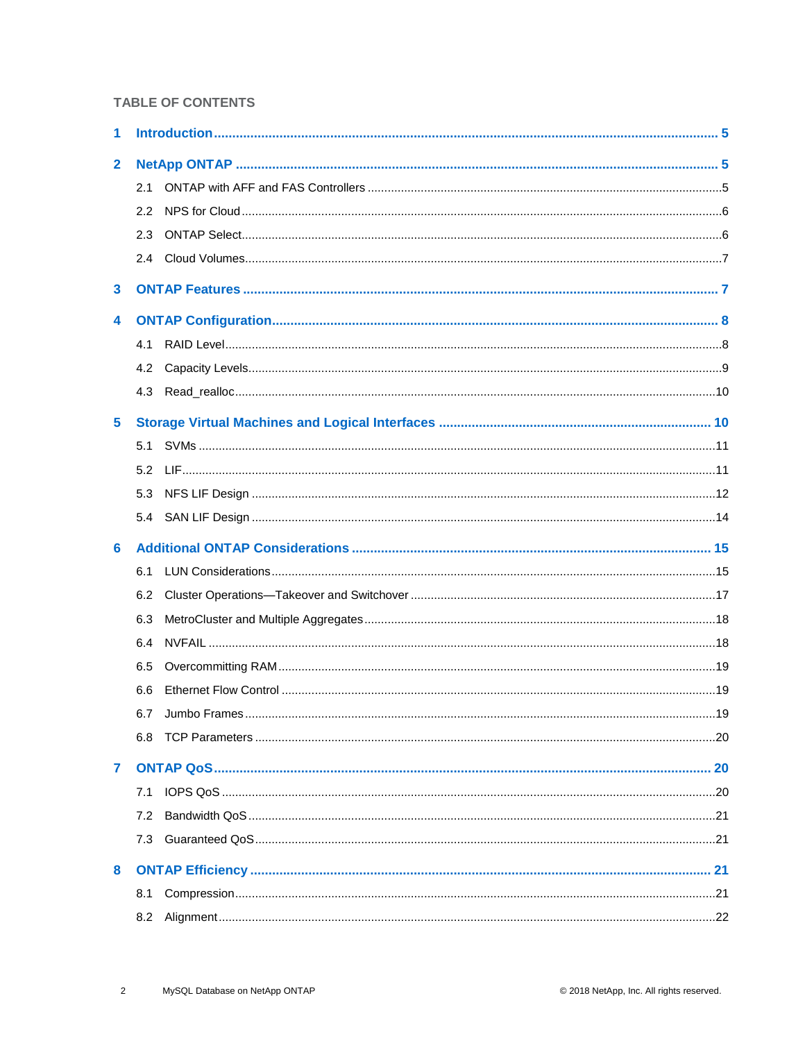TABLE OF CONTENTS

1 Introduction ........................................................................................................ 5

2 NetApp ONTAP ...................................................................................................... 5

- 2.1 ONTAP with AFF and FAS Controllers ........................................................... 5
- 2.2 NPS for Cloud .................................................................................................. 6
- 2.3 ONTAP Select .................................................................................................. 6
- 2.4 Cloud Volumes ................................................................................................. 7

3 ONTAP Features ..................................................................................................... 7

4 ONTAP Configuration .............................................................................................. 8

- 4.1 RAID Level ........................................................................................................ 8
- 4.2 Capacity Levels ................................................................................................. 9
- 4.3 Read_realloc .................................................................................................... 10

5 Storage Virtual Machines and Logical Interfaces ................................................... 10

- 5.1 SVMs ................................................................................................................ 11
- 5.2 LIF .................................................................................................................... 11
- 5.3 NFS LIF Design ................................................................................................ 12
- 5.4 SAN LIF Design ................................................................................................ 14

6 Additional ONTAP Considerations ......................................................................... 15

- 6.1 LUN Considerations ......................................................................................... 15
- 6.2 Cluster Operations—Takeover and Switchover ................................................ 17
- 6.3 MetroCluster and Multiple Aggregates ............................................................. 18
- 6.4 NVFAIL ............................................................................................................. 18
- 6.5 Overcommitting RAM ....................................................................................... 19
- 6.6 Ethernet Flow Control ...................................................................................... 19
- 6.7 Jumbo Frames ................................................................................................. 19
- 6.8 TCP Parameters .............................................................................................. 20

7 ONTAP QoS ........................................................................................................... 20

- 7.1 IOPS QoS ......................................................................................................... 20
- 7.2 Bandwidth QoS ................................................................................................ 21
- 7.3 Guaranteed QoS .............................................................................................. 21

8 ONTAP Efficiency ................................................................................................... 21

- 8.1 Compression .................................................................................................... 21
- 8.2 Alignment ......................................................................................................... 22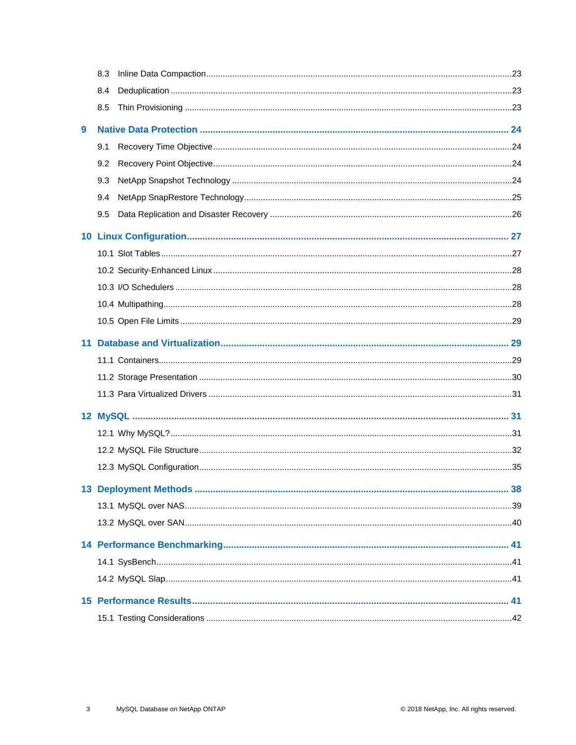8.3 Inline Data Compaction ........................................................................................................................23

8.4 Deduplication ........................................................................................................................23

8.5 Thin Provisioning ........................................................................................................................23

**9 Native Data Protection ........................................................................................................................ 24**

9.1 Recovery Time Objective ........................................................................................................................24

9.2 Recovery Point Objective ........................................................................................................................24

9.3 NetApp Snapshot Technology ........................................................................................................................24

9.4 NetApp SnapRestore Technology ........................................................................................................................25

9.5 Data Replication and Disaster Recovery ........................................................................................................................26

**10 Linux Configuration ........................................................................................................................ 27**

10.1 Slot Tables ........................................................................................................................27

10.2 Security-Enhanced Linux ........................................................................................................................28

10.3 I/O Schedulers ........................................................................................................................28

10.4 Multipathing ........................................................................................................................28

10.5 Open File Limits ........................................................................................................................29

**11 Database and Virtualization ........................................................................................................................ 29**

11.1 Containers ........................................................................................................................29

11.2 Storage Presentation ........................................................................................................................30

11.3 Para Virtualized Drivers ........................................................................................................................31

**12 MySQL ........................................................................................................................ 31**

12.1 Why MySQL? ........................................................................................................................31

12.2 MySQL File Structure ........................................................................................................................32

12.3 MySQL Configuration ........................................................................................................................35

**13 Deployment Methods ........................................................................................................................ 38**

13.1 MySQL over NAS ........................................................................................................................39

13.2 MySQL over SAN ........................................................................................................................40

**14 Performance Benchmarking ........................................................................................................................ 41**

14.1 SysBench ........................................................................................................................41

14.2 MySQL Slap ........................................................................................................................41

**15 Performance Results ........................................................................................................................ 41**

15.1 Testing Considerations ........................................................................................................................42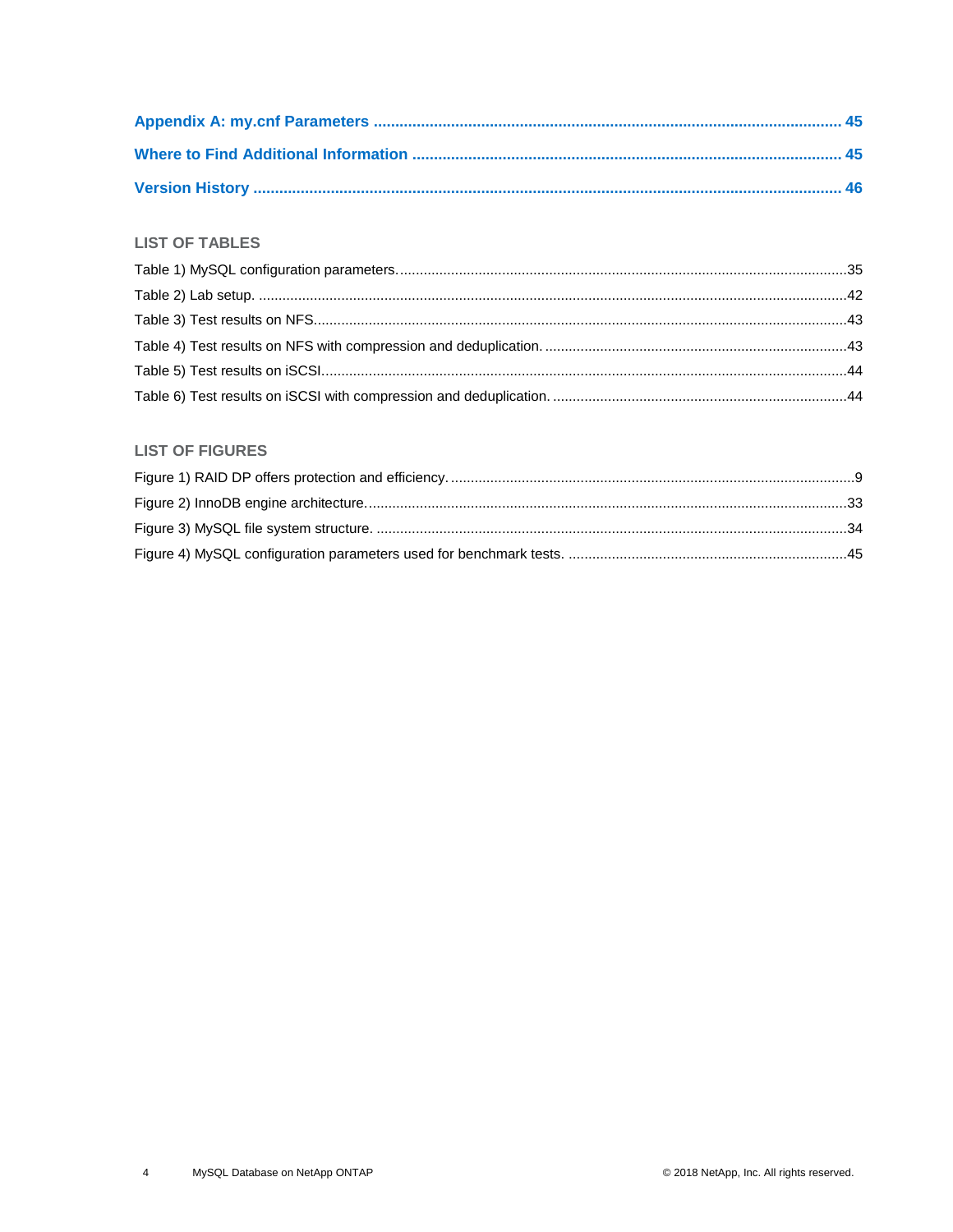**Appendix A: my.cnf Parameters .......................................................................................................... 45**

**Where to Find Additional Information .................................................................................................. 45**

**Version History ........................................................................................................................................ 46**

## LIST OF TABLES

Table 1) MySQL configuration parameters. ...............................................................................................35

Table 2) Lab setup. .....................................................................................................................................42

Table 3) Test results on NFS.......................................................................................................................43

Table 4) Test results on NFS with compression and deduplication. ............................................................43

Table 5) Test results on iSCSI......................................................................................................................44

Table 6) Test results on iSCSI with compression and deduplication. ...........................................................44

## LIST OF FIGURES

Figure 1) RAID DP offers protection and efficiency. .......................................................................................9

Figure 2) InnoDB engine architecture. ..........................................................................................................33

Figure 3) MySQL file system structure. ........................................................................................................34

Figure 4) MySQL configuration parameters used for benchmark tests. ......................................................45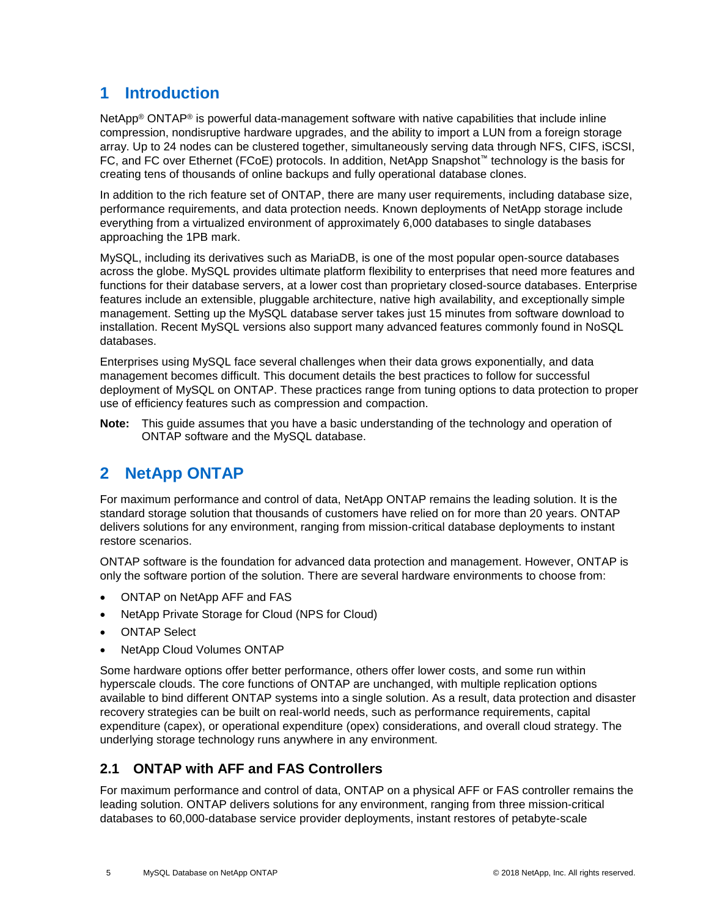# 1 Introduction

NetApp® ONTAP® is powerful data-management software with native capabilities that include inline compression, nondisruptive hardware upgrades, and the ability to import a LUN from a foreign storage array. Up to 24 nodes can be clustered together, simultaneously serving data through NFS, CIFS, iSCSI, FC, and FC over Ethernet (FCoE) protocols. In addition, NetApp Snapshot™ technology is the basis for creating tens of thousands of online backups and fully operational database clones.

In addition to the rich feature set of ONTAP, there are many user requirements, including database size, performance requirements, and data protection needs. Known deployments of NetApp storage include everything from a virtualized environment of approximately 6,000 databases to single databases approaching the 1PB mark.

MySQL, including its derivatives such as MariaDB, is one of the most popular open-source databases across the globe. MySQL provides ultimate platform flexibility to enterprises that need more features and functions for their database servers, at a lower cost than proprietary closed-source databases. Enterprise features include an extensible, pluggable architecture, native high availability, and exceptionally simple management. Setting up the MySQL database server takes just 15 minutes from software download to installation. Recent MySQL versions also support many advanced features commonly found in NoSQL databases.

Enterprises using MySQL face several challenges when their data grows exponentially, and data management becomes difficult. This document details the best practices to follow for successful deployment of MySQL on ONTAP. These practices range from tuning options to data protection to proper use of efficiency features such as compression and compaction.

**Note:** This guide assumes that you have a basic understanding of the technology and operation of ONTAP software and the MySQL database.

# 2 NetApp ONTAP

For maximum performance and control of data, NetApp ONTAP remains the leading solution. It is the standard storage solution that thousands of customers have relied on for more than 20 years. ONTAP delivers solutions for any environment, ranging from mission-critical database deployments to instant restore scenarios.

ONTAP software is the foundation for advanced data protection and management. However, ONTAP is only the software portion of the solution. There are several hardware environments to choose from:

- ONTAP on NetApp AFF and FAS
- NetApp Private Storage for Cloud (NPS for Cloud)
- ONTAP Select
- NetApp Cloud Volumes ONTAP

Some hardware options offer better performance, others offer lower costs, and some run within hyperscale clouds. The core functions of ONTAP are unchanged, with multiple replication options available to bind different ONTAP systems into a single solution. As a result, data protection and disaster recovery strategies can be built on real-world needs, such as performance requirements, capital expenditure (capex), or operational expenditure (opex) considerations, and overall cloud strategy. The underlying storage technology runs anywhere in any environment.

## 2.1 ONTAP with AFF and FAS Controllers

For maximum performance and control of data, ONTAP on a physical AFF or FAS controller remains the leading solution. ONTAP delivers solutions for any environment, ranging from three mission-critical databases to 60,000-database service provider deployments, instant restores of petabyte-scale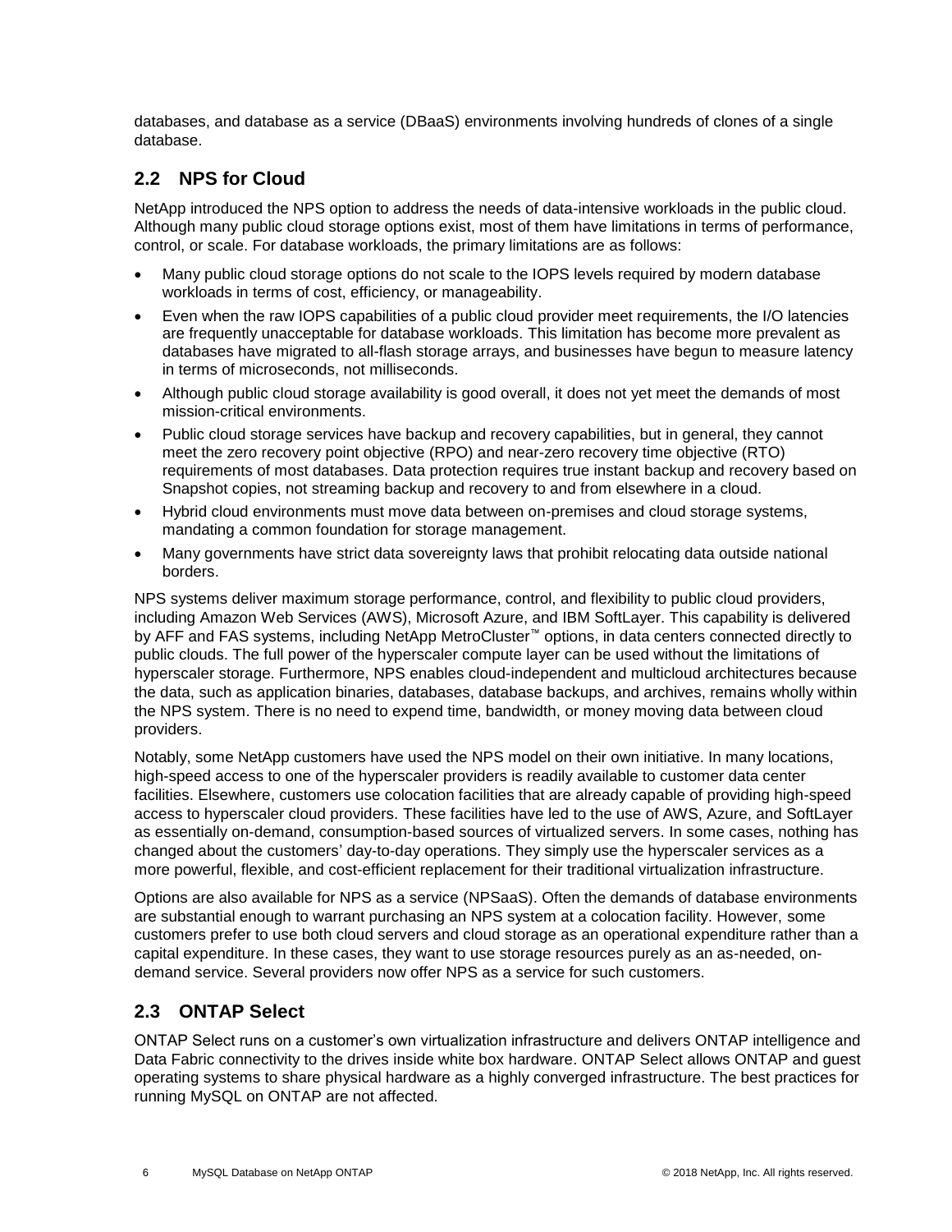databases, and database as a service (DBaaS) environments involving hundreds of clones of a single database.

## 2.2 NPS for Cloud

NetApp introduced the NPS option to address the needs of data-intensive workloads in the public cloud. Although many public cloud storage options exist, most of them have limitations in terms of performance, control, or scale. For database workloads, the primary limitations are as follows:

- Many public cloud storage options do not scale to the IOPS levels required by modern database workloads in terms of cost, efficiency, or manageability.
- Even when the raw IOPS capabilities of a public cloud provider meet requirements, the I/O latencies are frequently unacceptable for database workloads. This limitation has become more prevalent as databases have migrated to all-flash storage arrays, and businesses have begun to measure latency in terms of microseconds, not milliseconds.
- Although public cloud storage availability is good overall, it does not yet meet the demands of most mission-critical environments.
- Public cloud storage services have backup and recovery capabilities, but in general, they cannot meet the zero recovery point objective (RPO) and near-zero recovery time objective (RTO) requirements of most databases. Data protection requires true instant backup and recovery based on Snapshot copies, not streaming backup and recovery to and from elsewhere in a cloud.
- Hybrid cloud environments must move data between on-premises and cloud storage systems, mandating a common foundation for storage management.
- Many governments have strict data sovereignty laws that prohibit relocating data outside national borders.

NPS systems deliver maximum storage performance, control, and flexibility to public cloud providers, including Amazon Web Services (AWS), Microsoft Azure, and IBM SoftLayer. This capability is delivered by AFF and FAS systems, including NetApp MetroCluster™ options, in data centers connected directly to public clouds. The full power of the hyperscaler compute layer can be used without the limitations of hyperscaler storage. Furthermore, NPS enables cloud-independent and multicloud architectures because the data, such as application binaries, databases, database backups, and archives, remains wholly within the NPS system. There is no need to expend time, bandwidth, or money moving data between cloud providers.

Notably, some NetApp customers have used the NPS model on their own initiative. In many locations, high-speed access to one of the hyperscaler providers is readily available to customer data center facilities. Elsewhere, customers use colocation facilities that are already capable of providing high-speed access to hyperscaler cloud providers. These facilities have led to the use of AWS, Azure, and SoftLayer as essentially on-demand, consumption-based sources of virtualized servers. In some cases, nothing has changed about the customers' day-to-day operations. They simply use the hyperscaler services as a more powerful, flexible, and cost-efficient replacement for their traditional virtualization infrastructure.

Options are also available for NPS as a service (NPSaaS). Often the demands of database environments are substantial enough to warrant purchasing an NPS system at a colocation facility. However, some customers prefer to use both cloud servers and cloud storage as an operational expenditure rather than a capital expenditure. In these cases, they want to use storage resources purely as an as-needed, on-demand service. Several providers now offer NPS as a service for such customers.

## 2.3 ONTAP Select

ONTAP Select runs on a customer's own virtualization infrastructure and delivers ONTAP intelligence and Data Fabric connectivity to the drives inside white box hardware. ONTAP Select allows ONTAP and guest operating systems to share physical hardware as a highly converged infrastructure. The best practices for running MySQL on ONTAP are not affected.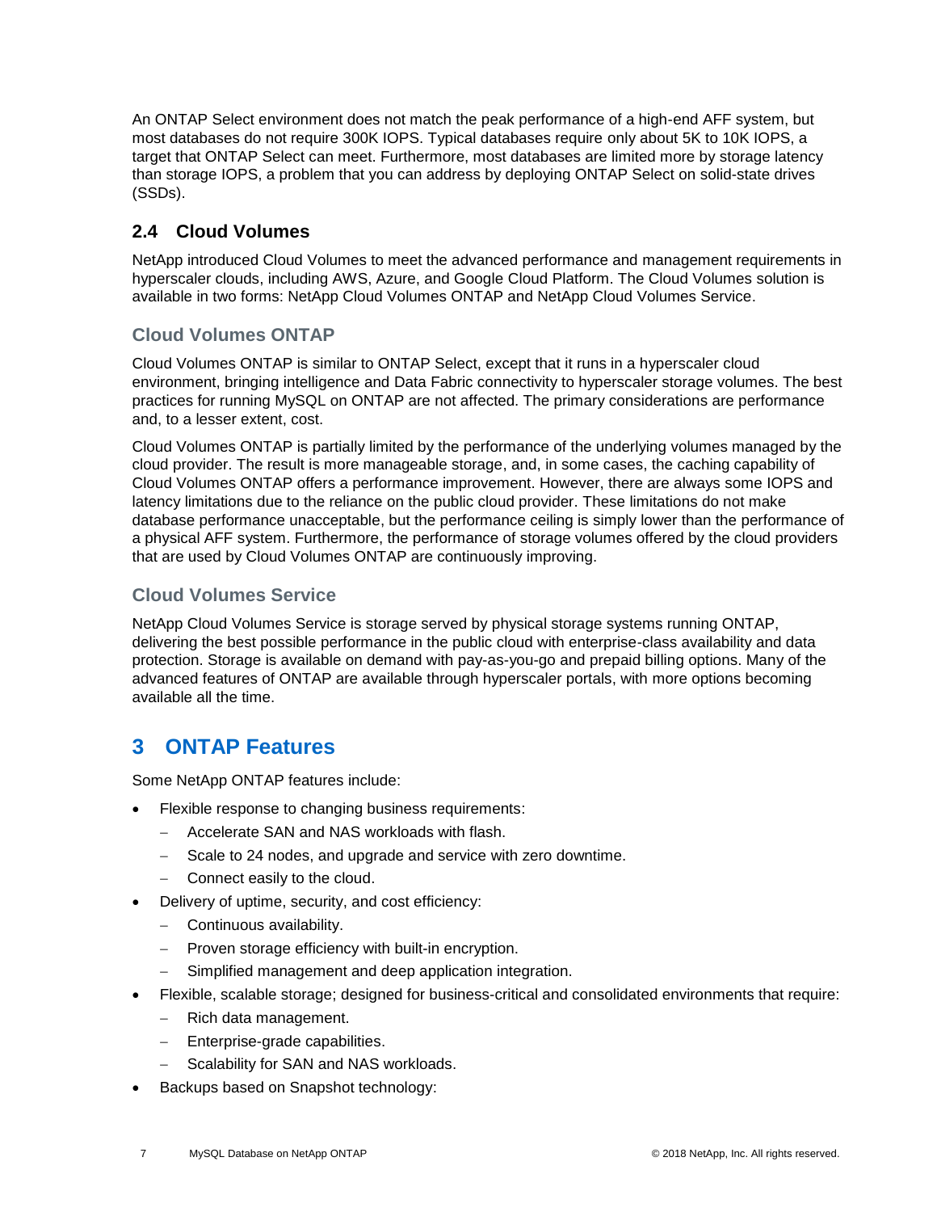An ONTAP Select environment does not match the peak performance of a high-end AFF system, but most databases do not require 300K IOPS. Typical databases require only about 5K to 10K IOPS, a target that ONTAP Select can meet. Furthermore, most databases are limited more by storage latency than storage IOPS, a problem that you can address by deploying ONTAP Select on solid-state drives (SSDs).

## 2.4 Cloud Volumes

NetApp introduced Cloud Volumes to meet the advanced performance and management requirements in hyperscaler clouds, including AWS, Azure, and Google Cloud Platform. The Cloud Volumes solution is available in two forms: NetApp Cloud Volumes ONTAP and NetApp Cloud Volumes Service.

### Cloud Volumes ONTAP

Cloud Volumes ONTAP is similar to ONTAP Select, except that it runs in a hyperscaler cloud environment, bringing intelligence and Data Fabric connectivity to hyperscaler storage volumes. The best practices for running MySQL on ONTAP are not affected. The primary considerations are performance and, to a lesser extent, cost.

Cloud Volumes ONTAP is partially limited by the performance of the underlying volumes managed by the cloud provider. The result is more manageable storage, and, in some cases, the caching capability of Cloud Volumes ONTAP offers a performance improvement. However, there are always some IOPS and latency limitations due to the reliance on the public cloud provider. These limitations do not make database performance unacceptable, but the performance ceiling is simply lower than the performance of a physical AFF system. Furthermore, the performance of storage volumes offered by the cloud providers that are used by Cloud Volumes ONTAP are continuously improving.

### Cloud Volumes Service

NetApp Cloud Volumes Service is storage served by physical storage systems running ONTAP, delivering the best possible performance in the public cloud with enterprise-class availability and data protection. Storage is available on demand with pay-as-you-go and prepaid billing options. Many of the advanced features of ONTAP are available through hyperscaler portals, with more options becoming available all the time.

# 3 ONTAP Features

Some NetApp ONTAP features include:

- Flexible response to changing business requirements:
  - Accelerate SAN and NAS workloads with flash.
  - Scale to 24 nodes, and upgrade and service with zero downtime.
  - Connect easily to the cloud.
- Delivery of uptime, security, and cost efficiency:
  - Continuous availability.
  - Proven storage efficiency with built-in encryption.
  - Simplified management and deep application integration.
- Flexible, scalable storage; designed for business-critical and consolidated environments that require:
  - Rich data management.
  - Enterprise-grade capabilities.
  - Scalability for SAN and NAS workloads.
- Backups based on Snapshot technology: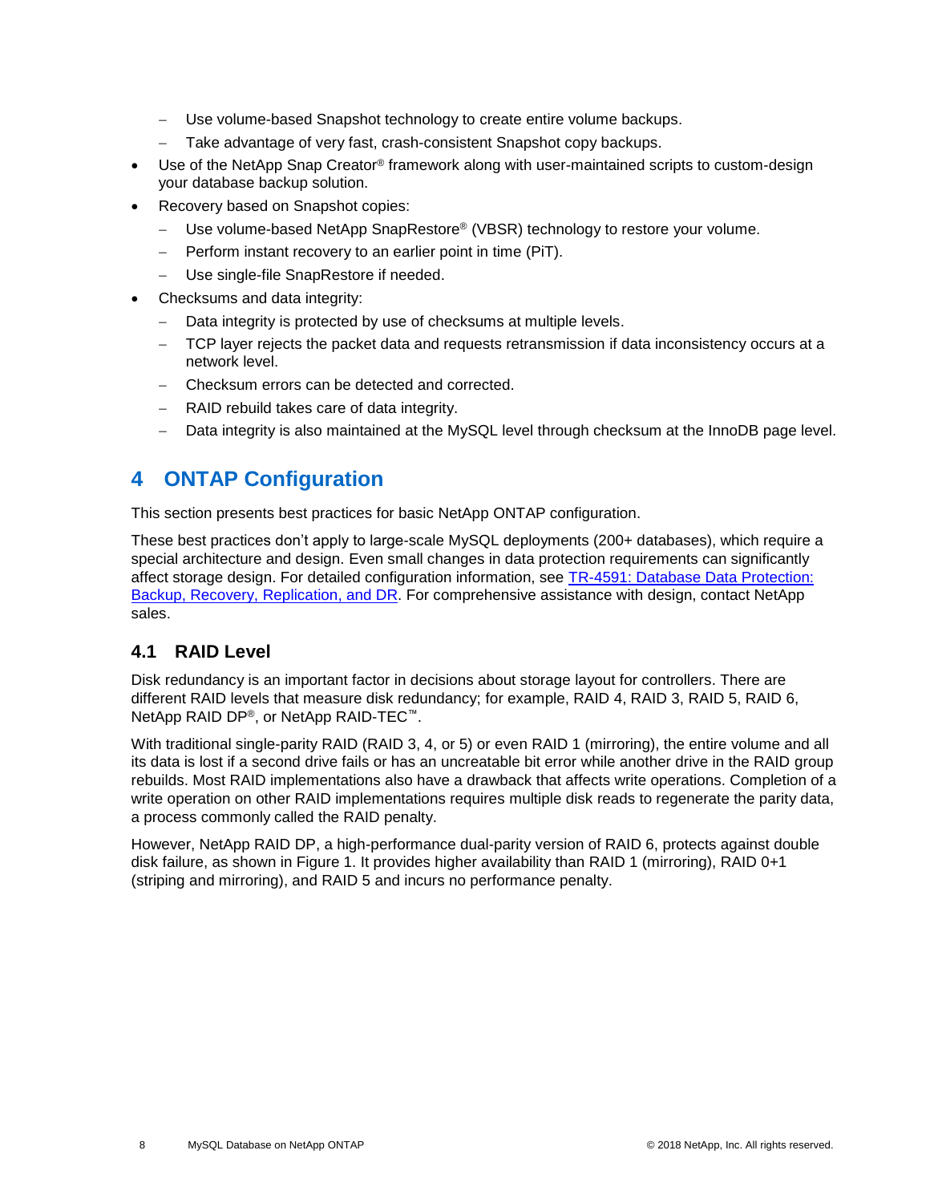- Use volume-based Snapshot technology to create entire volume backups.
  - Take advantage of very fast, crash-consistent Snapshot copy backups.
- Use of the NetApp Snap Creator® framework along with user-maintained scripts to custom-design your database backup solution.
- Recovery based on Snapshot copies:
  - Use volume-based NetApp SnapRestore® (VBSR) technology to restore your volume.
  - Perform instant recovery to an earlier point in time (PiT).
  - Use single-file SnapRestore if needed.
- Checksums and data integrity:
  - Data integrity is protected by use of checksums at multiple levels.
  - TCP layer rejects the packet data and requests retransmission if data inconsistency occurs at a network level.
  - Checksum errors can be detected and corrected.
  - RAID rebuild takes care of data integrity.
  - Data integrity is also maintained at the MySQL level through checksum at the InnoDB page level.

# 4 ONTAP Configuration

This section presents best practices for basic NetApp ONTAP configuration.

These best practices don't apply to large-scale MySQL deployments (200+ databases), which require a special architecture and design. Even small changes in data protection requirements can significantly affect storage design. For detailed configuration information, see [TR-4591: Database Data Protection: Backup, Recovery, Replication, and DR](). For comprehensive assistance with design, contact NetApp sales.

## 4.1 RAID Level

Disk redundancy is an important factor in decisions about storage layout for controllers. There are different RAID levels that measure disk redundancy; for example, RAID 4, RAID 3, RAID 5, RAID 6, NetApp RAID DP®, or NetApp RAID-TEC™.

With traditional single-parity RAID (RAID 3, 4, or 5) or even RAID 1 (mirroring), the entire volume and all its data is lost if a second drive fails or has an uncreatable bit error while another drive in the RAID group rebuilds. Most RAID implementations also have a drawback that affects write operations. Completion of a write operation on other RAID implementations requires multiple disk reads to regenerate the parity data, a process commonly called the RAID penalty.

However, NetApp RAID DP, a high-performance dual-parity version of RAID 6, protects against double disk failure, as shown in Figure 1. It provides higher availability than RAID 1 (mirroring), RAID 0+1 (striping and mirroring), and RAID 5 and incurs no performance penalty.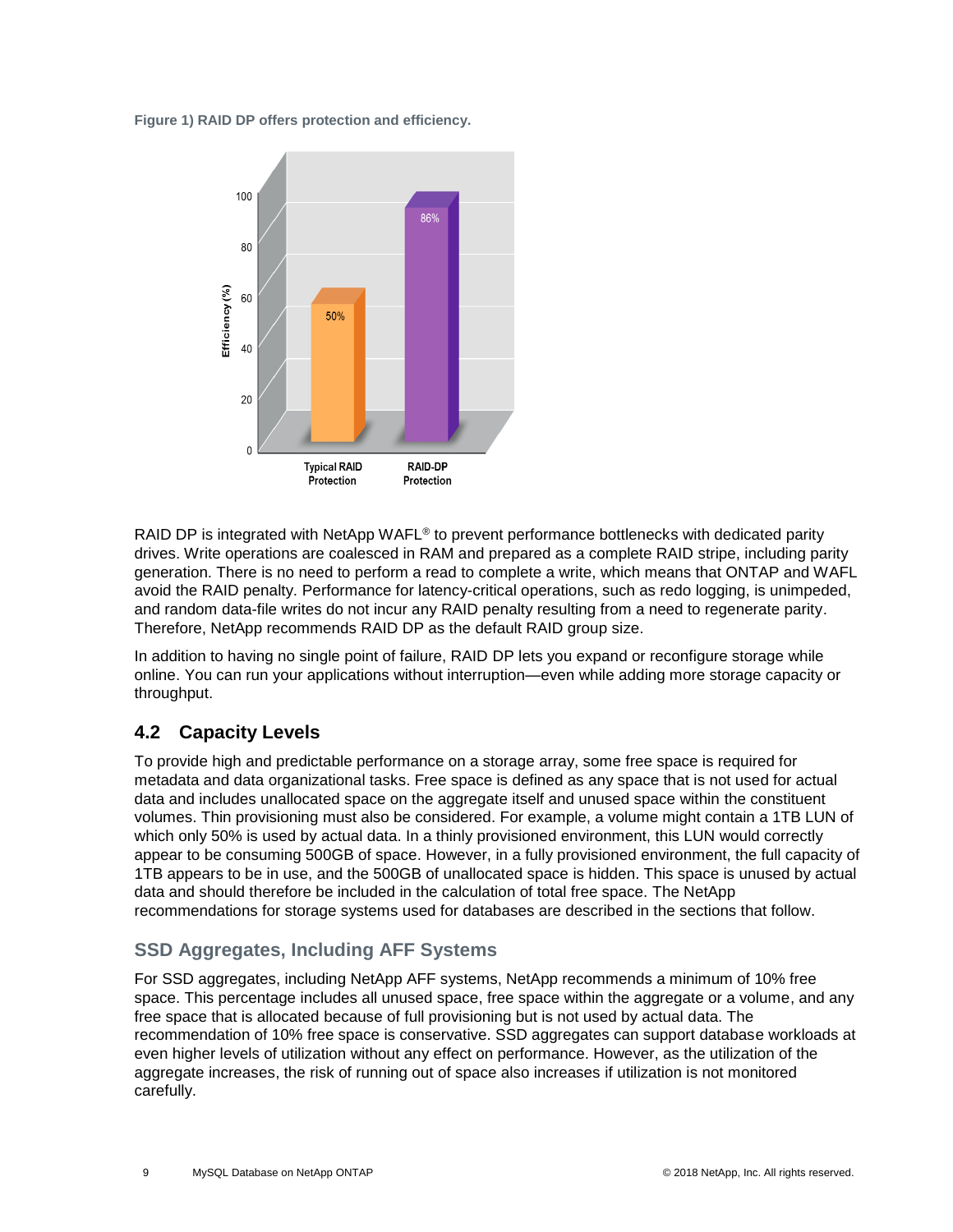**Figure 1) RAID DP offers protection and efficiency.**

RAID DP is integrated with NetApp WAFL® to prevent performance bottlenecks with dedicated parity drives. Write operations are coalesced in RAM and prepared as a complete RAID stripe, including parity generation. There is no need to perform a read to complete a write, which means that ONTAP and WAFL avoid the RAID penalty. Performance for latency-critical operations, such as redo logging, is unimpeded, and random data-file writes do not incur any RAID penalty resulting from a need to regenerate parity. Therefore, NetApp recommends RAID DP as the default RAID group size.

In addition to having no single point of failure, RAID DP lets you expand or reconfigure storage while online. You can run your applications without interruption—even while adding more storage capacity or throughput.

## 4.2 Capacity Levels

To provide high and predictable performance on a storage array, some free space is required for metadata and data organizational tasks. Free space is defined as any space that is not used for actual data and includes unallocated space on the aggregate itself and unused space within the constituent volumes. Thin provisioning must also be considered. For example, a volume might contain a 1TB LUN of which only 50% is used by actual data. In a thinly provisioned environment, this LUN would correctly appear to be consuming 500GB of space. However, in a fully provisioned environment, the full capacity of 1TB appears to be in use, and the 500GB of unallocated space is hidden. This space is unused by actual data and should therefore be included in the calculation of total free space. The NetApp recommendations for storage systems used for databases are described in the sections that follow.

### SSD Aggregates, Including AFF Systems

For SSD aggregates, including NetApp AFF systems, NetApp recommends a minimum of 10% free space. This percentage includes all unused space, free space within the aggregate or a volume, and any free space that is allocated because of full provisioning but is not used by actual data. The recommendation of 10% free space is conservative. SSD aggregates can support database workloads at even higher levels of utilization without any effect on performance. However, as the utilization of the aggregate increases, the risk of running out of space also increases if utilization is not monitored carefully.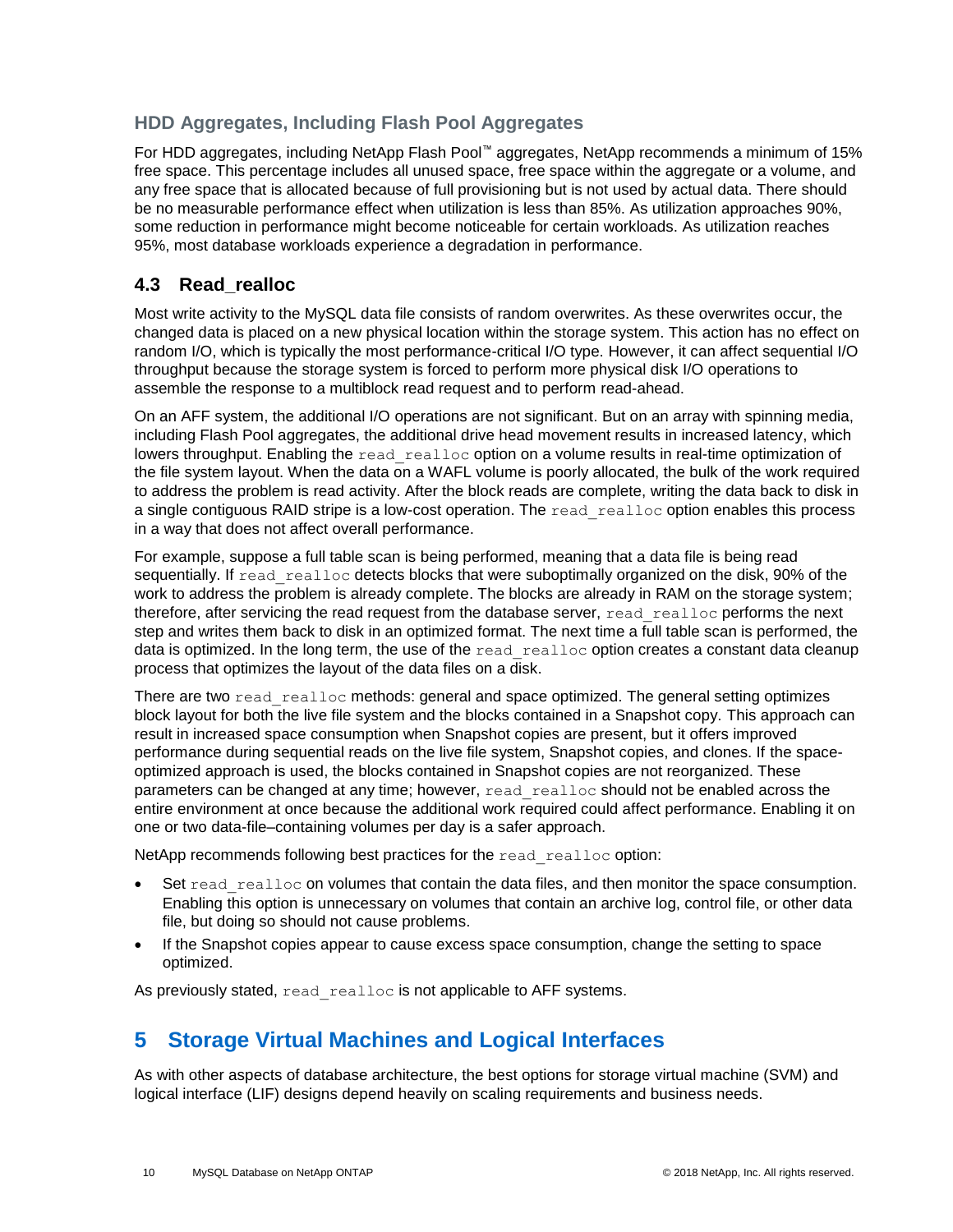### HDD Aggregates, Including Flash Pool Aggregates

For HDD aggregates, including NetApp Flash Pool™ aggregates, NetApp recommends a minimum of 15% free space. This percentage includes all unused space, free space within the aggregate or a volume, and any free space that is allocated because of full provisioning but is not used by actual data. There should be no measurable performance effect when utilization is less than 85%. As utilization approaches 90%, some reduction in performance might become noticeable for certain workloads. As utilization reaches 95%, most database workloads experience a degradation in performance.

## 4.3 Read_realloc

Most write activity to the MySQL data file consists of random overwrites. As these overwrites occur, the changed data is placed on a new physical location within the storage system. This action has no effect on random I/O, which is typically the most performance-critical I/O type. However, it can affect sequential I/O throughput because the storage system is forced to perform more physical disk I/O operations to assemble the response to a multiblock read request and to perform read-ahead.

On an AFF system, the additional I/O operations are not significant. But on an array with spinning media, including Flash Pool aggregates, the additional drive head movement results in increased latency, which lowers throughput. Enabling the `read_realloc` option on a volume results in real-time optimization of the file system layout. When the data on a WAFL volume is poorly allocated, the bulk of the work required to address the problem is read activity. After the block reads are complete, writing the data back to disk in a single contiguous RAID stripe is a low-cost operation. The `read_realloc` option enables this process in a way that does not affect overall performance.

For example, suppose a full table scan is being performed, meaning that a data file is being read sequentially. If `read_realloc` detects blocks that were suboptimally organized on the disk, 90% of the work to address the problem is already complete. The blocks are already in RAM on the storage system; therefore, after servicing the read request from the database server, `read_realloc` performs the next step and writes them back to disk in an optimized format. The next time a full table scan is performed, the data is optimized. In the long term, the use of the `read_realloc` option creates a constant data cleanup process that optimizes the layout of the data files on a disk.

There are two `read_realloc` methods: general and space optimized. The general setting optimizes block layout for both the live file system and the blocks contained in a Snapshot copy. This approach can result in increased space consumption when Snapshot copies are present, but it offers improved performance during sequential reads on the live file system, Snapshot copies, and clones. If the space-optimized approach is used, the blocks contained in Snapshot copies are not reorganized. These parameters can be changed at any time; however, `read_realloc` should not be enabled across the entire environment at once because the additional work required could affect performance. Enabling it on one or two data-file–containing volumes per day is a safer approach.

NetApp recommends following best practices for the `read_realloc` option:

- Set `read_realloc` on volumes that contain the data files, and then monitor the space consumption. Enabling this option is unnecessary on volumes that contain an archive log, control file, or other data file, but doing so should not cause problems.
- If the Snapshot copies appear to cause excess space consumption, change the setting to space optimized.

As previously stated, `read_realloc` is not applicable to AFF systems.

# 5 Storage Virtual Machines and Logical Interfaces

As with other aspects of database architecture, the best options for storage virtual machine (SVM) and logical interface (LIF) designs depend heavily on scaling requirements and business needs.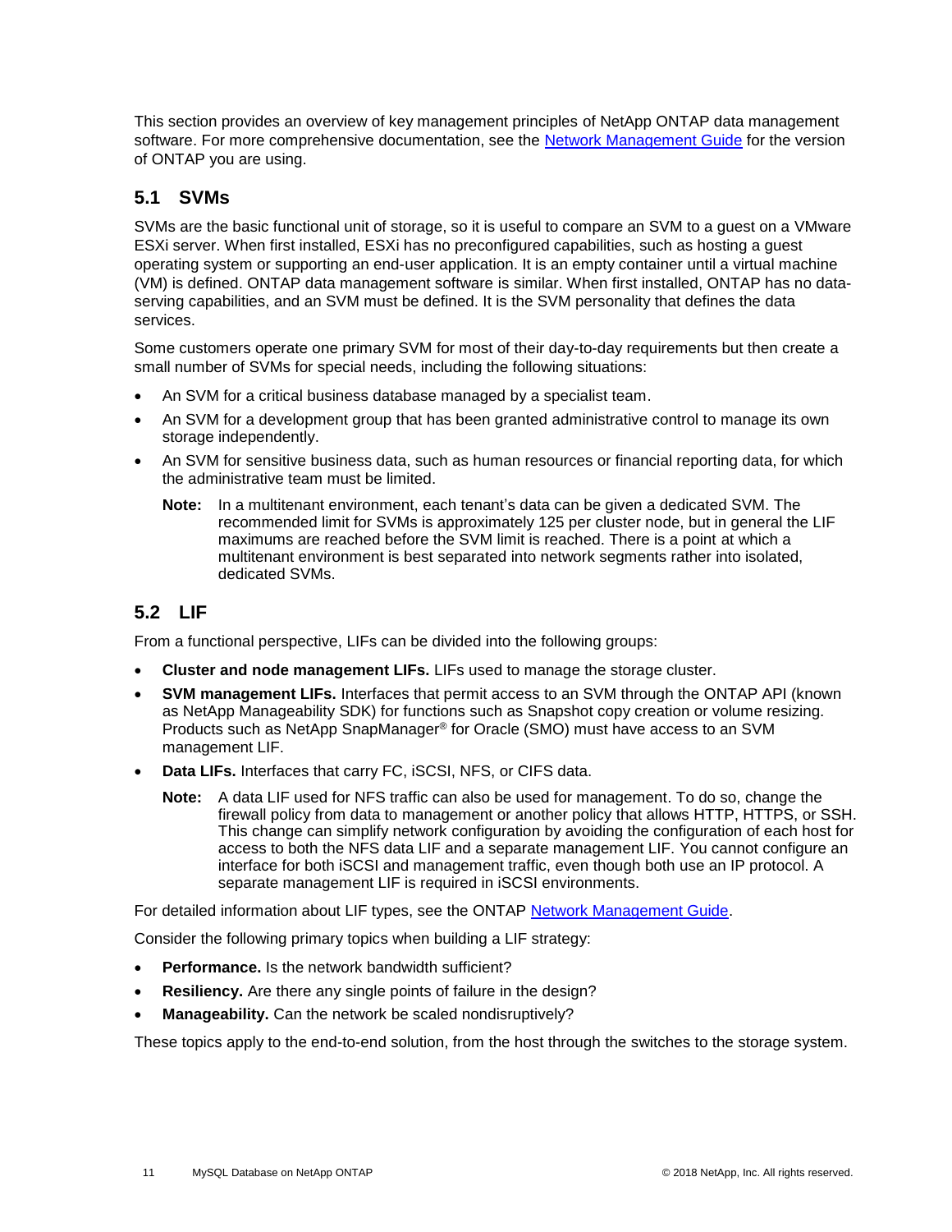This section provides an overview of key management principles of NetApp ONTAP data management software. For more comprehensive documentation, see the Network Management Guide for the version of ONTAP you are using.

## 5.1 SVMs

SVMs are the basic functional unit of storage, so it is useful to compare an SVM to a guest on a VMware ESXi server. When first installed, ESXi has no preconfigured capabilities, such as hosting a guest operating system or supporting an end-user application. It is an empty container until a virtual machine (VM) is defined. ONTAP data management software is similar. When first installed, ONTAP has no data-serving capabilities, and an SVM must be defined. It is the SVM personality that defines the data services.

Some customers operate one primary SVM for most of their day-to-day requirements but then create a small number of SVMs for special needs, including the following situations:

- An SVM for a critical business database managed by a specialist team.
- An SVM for a development group that has been granted administrative control to manage its own storage independently.
- An SVM for sensitive business data, such as human resources or financial reporting data, for which the administrative team must be limited.

  **Note:** In a multitenant environment, each tenant's data can be given a dedicated SVM. The recommended limit for SVMs is approximately 125 per cluster node, but in general the LIF maximums are reached before the SVM limit is reached. There is a point at which a multitenant environment is best separated into network segments rather into isolated, dedicated SVMs.

## 5.2 LIF

From a functional perspective, LIFs can be divided into the following groups:

- **Cluster and node management LIFs.** LIFs used to manage the storage cluster.
- **SVM management LIFs.** Interfaces that permit access to an SVM through the ONTAP API (known as NetApp Manageability SDK) for functions such as Snapshot copy creation or volume resizing. Products such as NetApp SnapManager® for Oracle (SMO) must have access to an SVM management LIF.
- **Data LIFs.** Interfaces that carry FC, iSCSI, NFS, or CIFS data.

  **Note:** A data LIF used for NFS traffic can also be used for management. To do so, change the firewall policy from data to management or another policy that allows HTTP, HTTPS, or SSH. This change can simplify network configuration by avoiding the configuration of each host for access to both the NFS data LIF and a separate management LIF. You cannot configure an interface for both iSCSI and management traffic, even though both use an IP protocol. A separate management LIF is required in iSCSI environments.

For detailed information about LIF types, see the ONTAP Network Management Guide.

Consider the following primary topics when building a LIF strategy:

- **Performance.** Is the network bandwidth sufficient?
- **Resiliency.** Are there any single points of failure in the design?
- **Manageability.** Can the network be scaled nondisruptively?

These topics apply to the end-to-end solution, from the host through the switches to the storage system.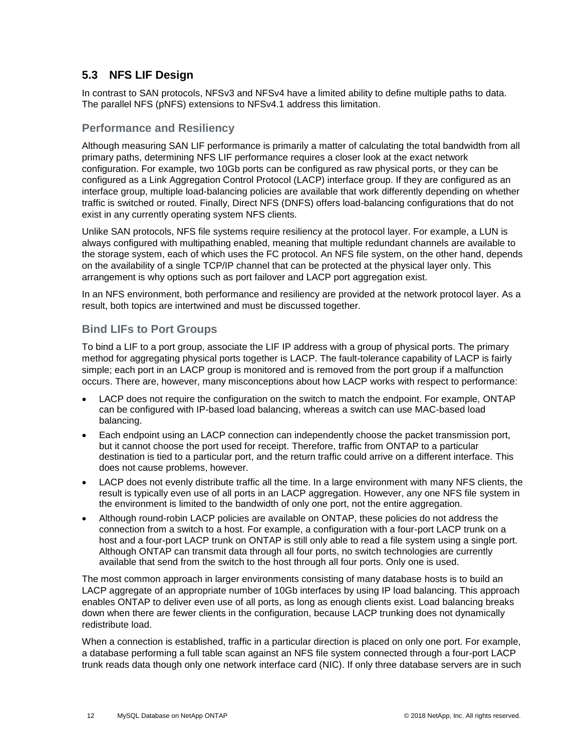## 5.3 NFS LIF Design

In contrast to SAN protocols, NFSv3 and NFSv4 have a limited ability to define multiple paths to data. The parallel NFS (pNFS) extensions to NFSv4.1 address this limitation.

### Performance and Resiliency

Although measuring SAN LIF performance is primarily a matter of calculating the total bandwidth from all primary paths, determining NFS LIF performance requires a closer look at the exact network configuration. For example, two 10Gb ports can be configured as raw physical ports, or they can be configured as a Link Aggregation Control Protocol (LACP) interface group. If they are configured as an interface group, multiple load-balancing policies are available that work differently depending on whether traffic is switched or routed. Finally, Direct NFS (DNFS) offers load-balancing configurations that do not exist in any currently operating system NFS clients.

Unlike SAN protocols, NFS file systems require resiliency at the protocol layer. For example, a LUN is always configured with multipathing enabled, meaning that multiple redundant channels are available to the storage system, each of which uses the FC protocol. An NFS file system, on the other hand, depends on the availability of a single TCP/IP channel that can be protected at the physical layer only. This arrangement is why options such as port failover and LACP port aggregation exist.

In an NFS environment, both performance and resiliency are provided at the network protocol layer. As a result, both topics are intertwined and must be discussed together.

### Bind LIFs to Port Groups

To bind a LIF to a port group, associate the LIF IP address with a group of physical ports. The primary method for aggregating physical ports together is LACP. The fault-tolerance capability of LACP is fairly simple; each port in an LACP group is monitored and is removed from the port group if a malfunction occurs. There are, however, many misconceptions about how LACP works with respect to performance:

- LACP does not require the configuration on the switch to match the endpoint. For example, ONTAP can be configured with IP-based load balancing, whereas a switch can use MAC-based load balancing.
- Each endpoint using an LACP connection can independently choose the packet transmission port, but it cannot choose the port used for receipt. Therefore, traffic from ONTAP to a particular destination is tied to a particular port, and the return traffic could arrive on a different interface. This does not cause problems, however.
- LACP does not evenly distribute traffic all the time. In a large environment with many NFS clients, the result is typically even use of all ports in an LACP aggregation. However, any one NFS file system in the environment is limited to the bandwidth of only one port, not the entire aggregation.
- Although round-robin LACP policies are available on ONTAP, these policies do not address the connection from a switch to a host. For example, a configuration with a four-port LACP trunk on a host and a four-port LACP trunk on ONTAP is still only able to read a file system using a single port. Although ONTAP can transmit data through all four ports, no switch technologies are currently available that send from the switch to the host through all four ports. Only one is used.

The most common approach in larger environments consisting of many database hosts is to build an LACP aggregate of an appropriate number of 10Gb interfaces by using IP load balancing. This approach enables ONTAP to deliver even use of all ports, as long as enough clients exist. Load balancing breaks down when there are fewer clients in the configuration, because LACP trunking does not dynamically redistribute load.

When a connection is established, traffic in a particular direction is placed on only one port. For example, a database performing a full table scan against an NFS file system connected through a four-port LACP trunk reads data though only one network interface card (NIC). If only three database servers are in such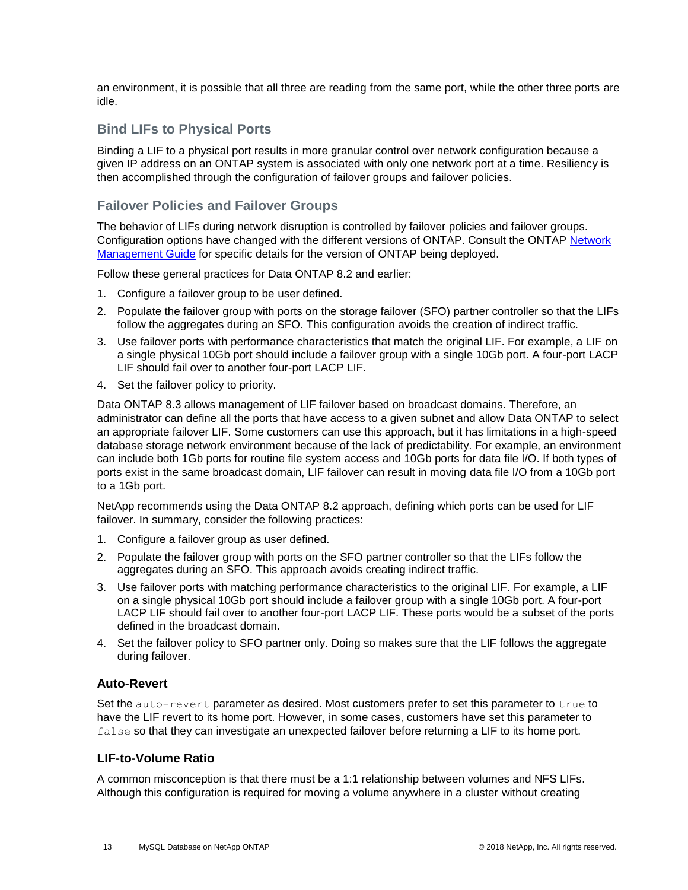an environment, it is possible that all three are reading from the same port, while the other three ports are idle.

## Bind LIFs to Physical Ports

Binding a LIF to a physical port results in more granular control over network configuration because a given IP address on an ONTAP system is associated with only one network port at a time. Resiliency is then accomplished through the configuration of failover groups and failover policies.

## Failover Policies and Failover Groups

The behavior of LIFs during network disruption is controlled by failover policies and failover groups. Configuration options have changed with the different versions of ONTAP. Consult the ONTAP [Network Management Guide](#) for specific details for the version of ONTAP being deployed.

Follow these general practices for Data ONTAP 8.2 and earlier:

1. Configure a failover group to be user defined.
2. Populate the failover group with ports on the storage failover (SFO) partner controller so that the LIFs follow the aggregates during an SFO. This configuration avoids the creation of indirect traffic.
3. Use failover ports with performance characteristics that match the original LIF. For example, a LIF on a single physical 10Gb port should include a failover group with a single 10Gb port. A four-port LACP LIF should fail over to another four-port LACP LIF.
4. Set the failover policy to priority.

Data ONTAP 8.3 allows management of LIF failover based on broadcast domains. Therefore, an administrator can define all the ports that have access to a given subnet and allow Data ONTAP to select an appropriate failover LIF. Some customers can use this approach, but it has limitations in a high-speed database storage network environment because of the lack of predictability. For example, an environment can include both 1Gb ports for routine file system access and 10Gb ports for data file I/O. If both types of ports exist in the same broadcast domain, LIF failover can result in moving data file I/O from a 10Gb port to a 1Gb port.

NetApp recommends using the Data ONTAP 8.2 approach, defining which ports can be used for LIF failover. In summary, consider the following practices:

1. Configure a failover group as user defined.
2. Populate the failover group with ports on the SFO partner controller so that the LIFs follow the aggregates during an SFO. This approach avoids creating indirect traffic.
3. Use failover ports with matching performance characteristics to the original LIF. For example, a LIF on a single physical 10Gb port should include a failover group with a single 10Gb port. A four-port LACP LIF should fail over to another four-port LACP LIF. These ports would be a subset of the ports defined in the broadcast domain.
4. Set the failover policy to SFO partner only. Doing so makes sure that the LIF follows the aggregate during failover.

### Auto-Revert

Set the `auto-revert` parameter as desired. Most customers prefer to set this parameter to `true` to have the LIF revert to its home port. However, in some cases, customers have set this parameter to `false` so that they can investigate an unexpected failover before returning a LIF to its home port.

### LIF-to-Volume Ratio

A common misconception is that there must be a 1:1 relationship between volumes and NFS LIFs. Although this configuration is required for moving a volume anywhere in a cluster without creating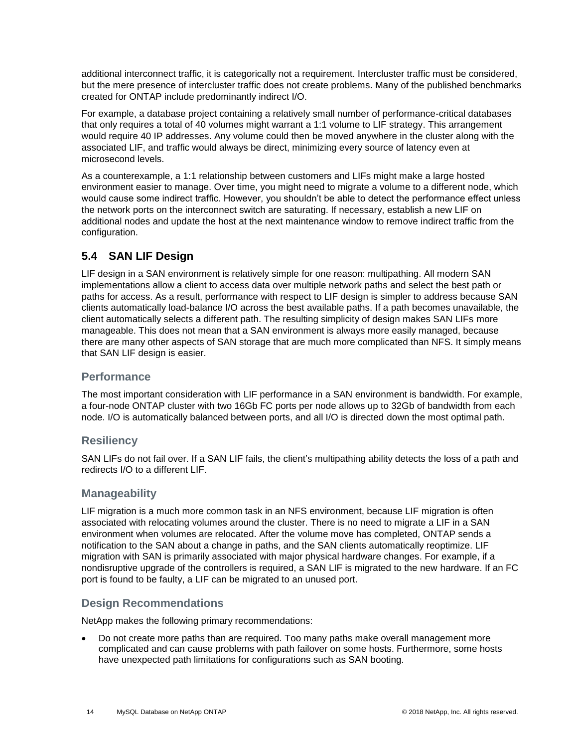additional interconnect traffic, it is categorically not a requirement. Intercluster traffic must be considered, but the mere presence of intercluster traffic does not create problems. Many of the published benchmarks created for ONTAP include predominantly indirect I/O.

For example, a database project containing a relatively small number of performance-critical databases that only requires a total of 40 volumes might warrant a 1:1 volume to LIF strategy. This arrangement would require 40 IP addresses. Any volume could then be moved anywhere in the cluster along with the associated LIF, and traffic would always be direct, minimizing every source of latency even at microsecond levels.

As a counterexample, a 1:1 relationship between customers and LIFs might make a large hosted environment easier to manage. Over time, you might need to migrate a volume to a different node, which would cause some indirect traffic. However, you shouldn't be able to detect the performance effect unless the network ports on the interconnect switch are saturating. If necessary, establish a new LIF on additional nodes and update the host at the next maintenance window to remove indirect traffic from the configuration.

## 5.4 SAN LIF Design

LIF design in a SAN environment is relatively simple for one reason: multipathing. All modern SAN implementations allow a client to access data over multiple network paths and select the best path or paths for access. As a result, performance with respect to LIF design is simpler to address because SAN clients automatically load-balance I/O across the best available paths. If a path becomes unavailable, the client automatically selects a different path. The resulting simplicity of design makes SAN LIFs more manageable. This does not mean that a SAN environment is always more easily managed, because there are many other aspects of SAN storage that are much more complicated than NFS. It simply means that SAN LIF design is easier.

### Performance

The most important consideration with LIF performance in a SAN environment is bandwidth. For example, a four-node ONTAP cluster with two 16Gb FC ports per node allows up to 32Gb of bandwidth from each node. I/O is automatically balanced between ports, and all I/O is directed down the most optimal path.

### Resiliency

SAN LIFs do not fail over. If a SAN LIF fails, the client's multipathing ability detects the loss of a path and redirects I/O to a different LIF.

### Manageability

LIF migration is a much more common task in an NFS environment, because LIF migration is often associated with relocating volumes around the cluster. There is no need to migrate a LIF in a SAN environment when volumes are relocated. After the volume move has completed, ONTAP sends a notification to the SAN about a change in paths, and the SAN clients automatically reoptimize. LIF migration with SAN is primarily associated with major physical hardware changes. For example, if a nondisruptive upgrade of the controllers is required, a SAN LIF is migrated to the new hardware. If an FC port is found to be faulty, a LIF can be migrated to an unused port.

### Design Recommendations

NetApp makes the following primary recommendations:

- Do not create more paths than are required. Too many paths make overall management more complicated and can cause problems with path failover on some hosts. Furthermore, some hosts have unexpected path limitations for configurations such as SAN booting.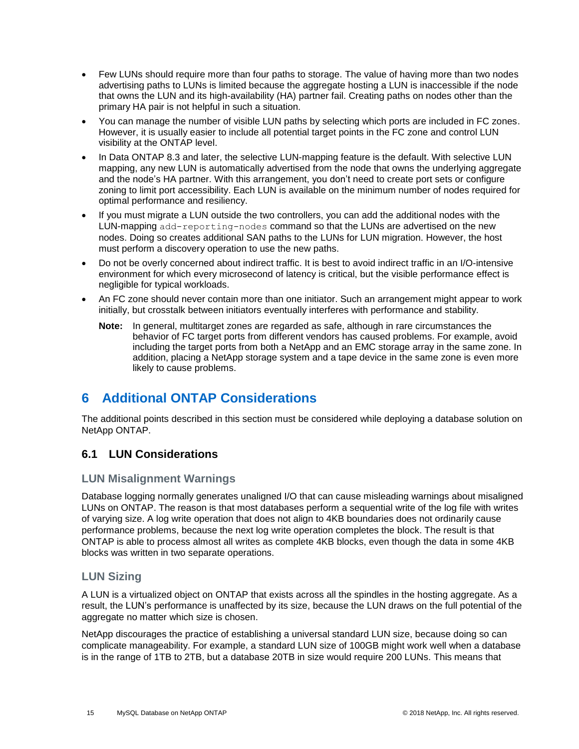- Few LUNs should require more than four paths to storage. The value of having more than two nodes advertising paths to LUNs is limited because the aggregate hosting a LUN is inaccessible if the node that owns the LUN and its high-availability (HA) partner fail. Creating paths on nodes other than the primary HA pair is not helpful in such a situation.
- You can manage the number of visible LUN paths by selecting which ports are included in FC zones. However, it is usually easier to include all potential target points in the FC zone and control LUN visibility at the ONTAP level.
- In Data ONTAP 8.3 and later, the selective LUN-mapping feature is the default. With selective LUN mapping, any new LUN is automatically advertised from the node that owns the underlying aggregate and the node's HA partner. With this arrangement, you don't need to create port sets or configure zoning to limit port accessibility. Each LUN is available on the minimum number of nodes required for optimal performance and resiliency.
- If you must migrate a LUN outside the two controllers, you can add the additional nodes with the LUN-mapping `add-reporting-nodes` command so that the LUNs are advertised on the new nodes. Doing so creates additional SAN paths to the LUNs for LUN migration. However, the host must perform a discovery operation to use the new paths.
- Do not be overly concerned about indirect traffic. It is best to avoid indirect traffic in an I/O-intensive environment for which every microsecond of latency is critical, but the visible performance effect is negligible for typical workloads.
- An FC zone should never contain more than one initiator. Such an arrangement might appear to work initially, but crosstalk between initiators eventually interferes with performance and stability.

  **Note:** In general, multitarget zones are regarded as safe, although in rare circumstances the behavior of FC target ports from different vendors has caused problems. For example, avoid including the target ports from both a NetApp and an EMC storage array in the same zone. In addition, placing a NetApp storage system and a tape device in the same zone is even more likely to cause problems.

# 6 Additional ONTAP Considerations

The additional points described in this section must be considered while deploying a database solution on NetApp ONTAP.

## 6.1 LUN Considerations

### LUN Misalignment Warnings

Database logging normally generates unaligned I/O that can cause misleading warnings about misaligned LUNs on ONTAP. The reason is that most databases perform a sequential write of the log file with writes of varying size. A log write operation that does not align to 4KB boundaries does not ordinarily cause performance problems, because the next log write operation completes the block. The result is that ONTAP is able to process almost all writes as complete 4KB blocks, even though the data in some 4KB blocks was written in two separate operations.

### LUN Sizing

A LUN is a virtualized object on ONTAP that exists across all the spindles in the hosting aggregate. As a result, the LUN's performance is unaffected by its size, because the LUN draws on the full potential of the aggregate no matter which size is chosen.

NetApp discourages the practice of establishing a universal standard LUN size, because doing so can complicate manageability. For example, a standard LUN size of 100GB might work well when a database is in the range of 1TB to 2TB, but a database 20TB in size would require 200 LUNs. This means that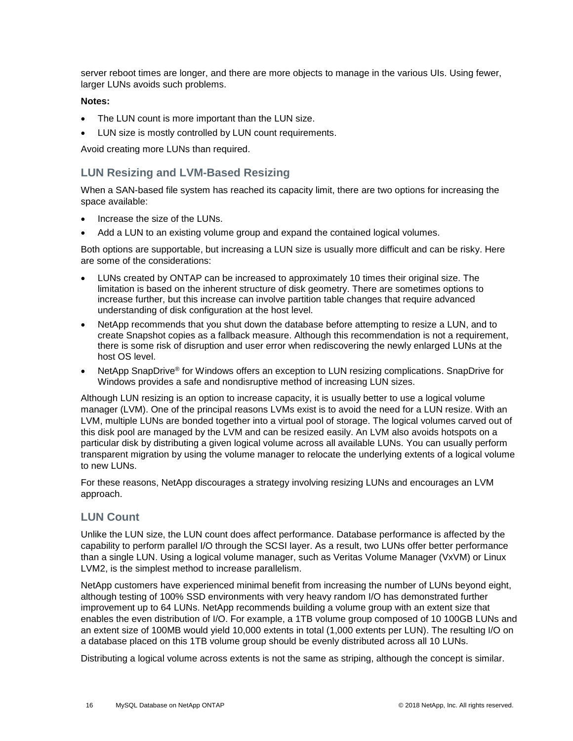server reboot times are longer, and there are more objects to manage in the various UIs. Using fewer, larger LUNs avoids such problems.

**Notes:**

- The LUN count is more important than the LUN size.
- LUN size is mostly controlled by LUN count requirements.

Avoid creating more LUNs than required.

## LUN Resizing and LVM-Based Resizing

When a SAN-based file system has reached its capacity limit, there are two options for increasing the space available:

- Increase the size of the LUNs.
- Add a LUN to an existing volume group and expand the contained logical volumes.

Both options are supportable, but increasing a LUN size is usually more difficult and can be risky. Here are some of the considerations:

- LUNs created by ONTAP can be increased to approximately 10 times their original size. The limitation is based on the inherent structure of disk geometry. There are sometimes options to increase further, but this increase can involve partition table changes that require advanced understanding of disk configuration at the host level.
- NetApp recommends that you shut down the database before attempting to resize a LUN, and to create Snapshot copies as a fallback measure. Although this recommendation is not a requirement, there is some risk of disruption and user error when rediscovering the newly enlarged LUNs at the host OS level.
- NetApp SnapDrive® for Windows offers an exception to LUN resizing complications. SnapDrive for Windows provides a safe and nondisruptive method of increasing LUN sizes.

Although LUN resizing is an option to increase capacity, it is usually better to use a logical volume manager (LVM). One of the principal reasons LVMs exist is to avoid the need for a LUN resize. With an LVM, multiple LUNs are bonded together into a virtual pool of storage. The logical volumes carved out of this disk pool are managed by the LVM and can be resized easily. An LVM also avoids hotspots on a particular disk by distributing a given logical volume across all available LUNs. You can usually perform transparent migration by using the volume manager to relocate the underlying extents of a logical volume to new LUNs.

For these reasons, NetApp discourages a strategy involving resizing LUNs and encourages an LVM approach.

## LUN Count

Unlike the LUN size, the LUN count does affect performance. Database performance is affected by the capability to perform parallel I/O through the SCSI layer. As a result, two LUNs offer better performance than a single LUN. Using a logical volume manager, such as Veritas Volume Manager (VxVM) or Linux LVM2, is the simplest method to increase parallelism.

NetApp customers have experienced minimal benefit from increasing the number of LUNs beyond eight, although testing of 100% SSD environments with very heavy random I/O has demonstrated further improvement up to 64 LUNs. NetApp recommends building a volume group with an extent size that enables the even distribution of I/O. For example, a 1TB volume group composed of 10 100GB LUNs and an extent size of 100MB would yield 10,000 extents in total (1,000 extents per LUN). The resulting I/O on a database placed on this 1TB volume group should be evenly distributed across all 10 LUNs.

Distributing a logical volume across extents is not the same as striping, although the concept is similar.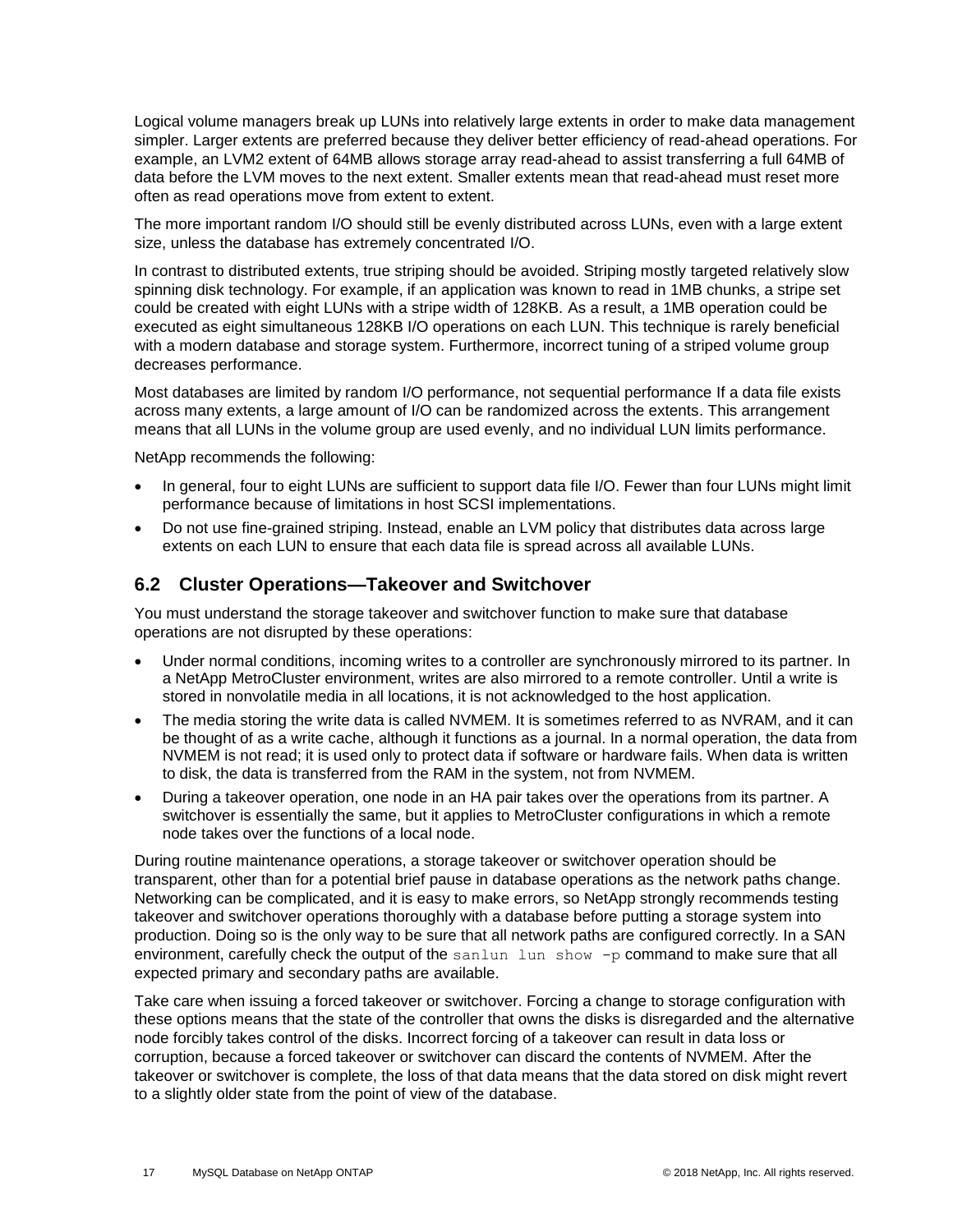Logical volume managers break up LUNs into relatively large extents in order to make data management simpler. Larger extents are preferred because they deliver better efficiency of read-ahead operations. For example, an LVM2 extent of 64MB allows storage array read-ahead to assist transferring a full 64MB of data before the LVM moves to the next extent. Smaller extents mean that read-ahead must reset more often as read operations move from extent to extent.

The more important random I/O should still be evenly distributed across LUNs, even with a large extent size, unless the database has extremely concentrated I/O.

In contrast to distributed extents, true striping should be avoided. Striping mostly targeted relatively slow spinning disk technology. For example, if an application was known to read in 1MB chunks, a stripe set could be created with eight LUNs with a stripe width of 128KB. As a result, a 1MB operation could be executed as eight simultaneous 128KB I/O operations on each LUN. This technique is rarely beneficial with a modern database and storage system. Furthermore, incorrect tuning of a striped volume group decreases performance.

Most databases are limited by random I/O performance, not sequential performance If a data file exists across many extents, a large amount of I/O can be randomized across the extents. This arrangement means that all LUNs in the volume group are used evenly, and no individual LUN limits performance.

NetApp recommends the following:

- In general, four to eight LUNs are sufficient to support data file I/O. Fewer than four LUNs might limit performance because of limitations in host SCSI implementations.
- Do not use fine-grained striping. Instead, enable an LVM policy that distributes data across large extents on each LUN to ensure that each data file is spread across all available LUNs.

## 6.2 Cluster Operations—Takeover and Switchover

You must understand the storage takeover and switchover function to make sure that database operations are not disrupted by these operations:

- Under normal conditions, incoming writes to a controller are synchronously mirrored to its partner. In a NetApp MetroCluster environment, writes are also mirrored to a remote controller. Until a write is stored in nonvolatile media in all locations, it is not acknowledged to the host application.
- The media storing the write data is called NVMEM. It is sometimes referred to as NVRAM, and it can be thought of as a write cache, although it functions as a journal. In a normal operation, the data from NVMEM is not read; it is used only to protect data if software or hardware fails. When data is written to disk, the data is transferred from the RAM in the system, not from NVMEM.
- During a takeover operation, one node in an HA pair takes over the operations from its partner. A switchover is essentially the same, but it applies to MetroCluster configurations in which a remote node takes over the functions of a local node.

During routine maintenance operations, a storage takeover or switchover operation should be transparent, other than for a potential brief pause in database operations as the network paths change. Networking can be complicated, and it is easy to make errors, so NetApp strongly recommends testing takeover and switchover operations thoroughly with a database before putting a storage system into production. Doing so is the only way to be sure that all network paths are configured correctly. In a SAN environment, carefully check the output of the `sanlun lun show -p` command to make sure that all expected primary and secondary paths are available.

Take care when issuing a forced takeover or switchover. Forcing a change to storage configuration with these options means that the state of the controller that owns the disks is disregarded and the alternative node forcibly takes control of the disks. Incorrect forcing of a takeover can result in data loss or corruption, because a forced takeover or switchover can discard the contents of NVMEM. After the takeover or switchover is complete, the loss of that data means that the data stored on disk might revert to a slightly older state from the point of view of the database.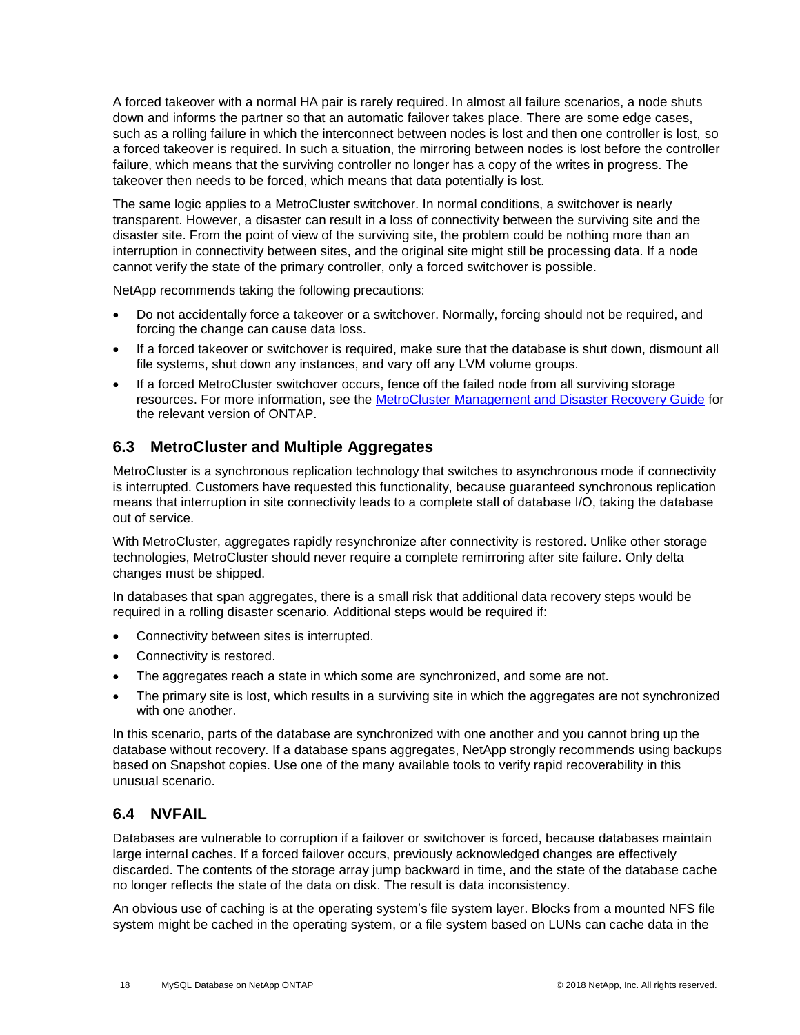A forced takeover with a normal HA pair is rarely required. In almost all failure scenarios, a node shuts down and informs the partner so that an automatic failover takes place. There are some edge cases, such as a rolling failure in which the interconnect between nodes is lost and then one controller is lost, so a forced takeover is required. In such a situation, the mirroring between nodes is lost before the controller failure, which means that the surviving controller no longer has a copy of the writes in progress. The takeover then needs to be forced, which means that data potentially is lost.

The same logic applies to a MetroCluster switchover. In normal conditions, a switchover is nearly transparent. However, a disaster can result in a loss of connectivity between the surviving site and the disaster site. From the point of view of the surviving site, the problem could be nothing more than an interruption in connectivity between sites, and the original site might still be processing data. If a node cannot verify the state of the primary controller, only a forced switchover is possible.

NetApp recommends taking the following precautions:

- Do not accidentally force a takeover or a switchover. Normally, forcing should not be required, and forcing the change can cause data loss.
- If a forced takeover or switchover is required, make sure that the database is shut down, dismount all file systems, shut down any instances, and vary off any LVM volume groups.
- If a forced MetroCluster switchover occurs, fence off the failed node from all surviving storage resources. For more information, see the [MetroCluster Management and Disaster Recovery Guide]() for the relevant version of ONTAP.

## 6.3 MetroCluster and Multiple Aggregates

MetroCluster is a synchronous replication technology that switches to asynchronous mode if connectivity is interrupted. Customers have requested this functionality, because guaranteed synchronous replication means that interruption in site connectivity leads to a complete stall of database I/O, taking the database out of service.

With MetroCluster, aggregates rapidly resynchronize after connectivity is restored. Unlike other storage technologies, MetroCluster should never require a complete remirroring after site failure. Only delta changes must be shipped.

In databases that span aggregates, there is a small risk that additional data recovery steps would be required in a rolling disaster scenario. Additional steps would be required if:

- Connectivity between sites is interrupted.
- Connectivity is restored.
- The aggregates reach a state in which some are synchronized, and some are not.
- The primary site is lost, which results in a surviving site in which the aggregates are not synchronized with one another.

In this scenario, parts of the database are synchronized with one another and you cannot bring up the database without recovery. If a database spans aggregates, NetApp strongly recommends using backups based on Snapshot copies. Use one of the many available tools to verify rapid recoverability in this unusual scenario.

## 6.4 NVFAIL

Databases are vulnerable to corruption if a failover or switchover is forced, because databases maintain large internal caches. If a forced failover occurs, previously acknowledged changes are effectively discarded. The contents of the storage array jump backward in time, and the state of the database cache no longer reflects the state of the data on disk. The result is data inconsistency.

An obvious use of caching is at the operating system's file system layer. Blocks from a mounted NFS file system might be cached in the operating system, or a file system based on LUNs can cache data in the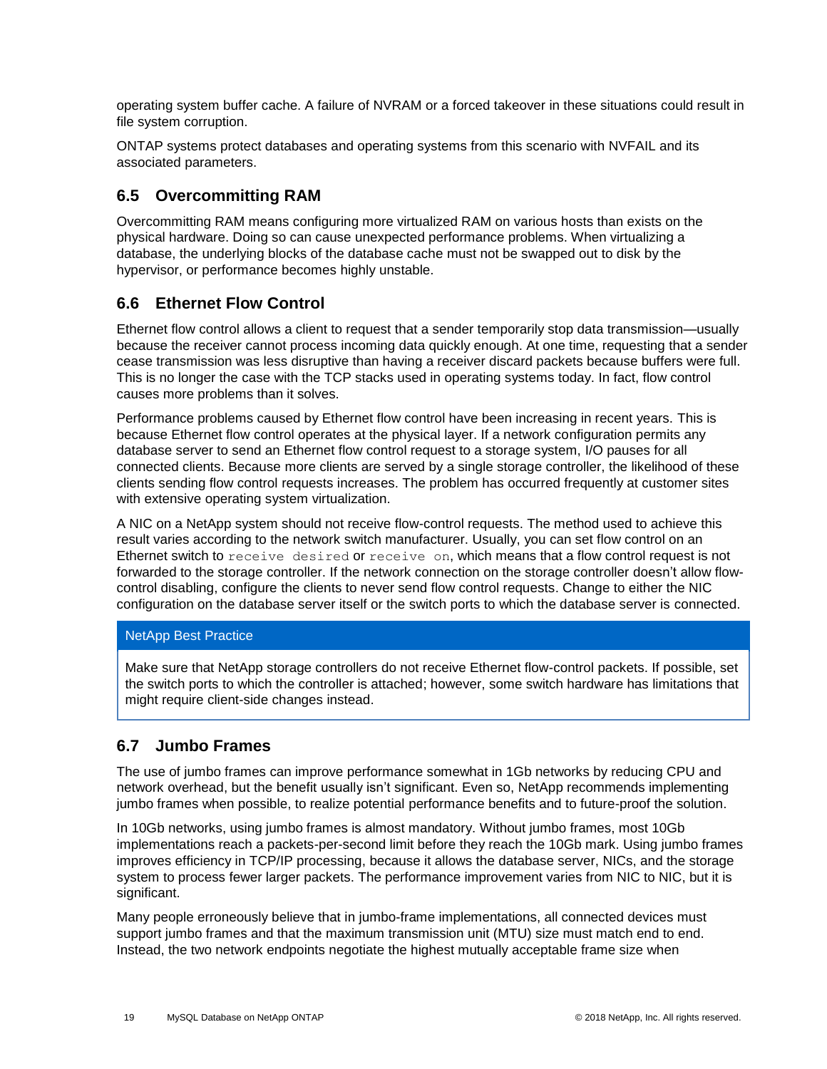operating system buffer cache. A failure of NVRAM or a forced takeover in these situations could result in file system corruption.

ONTAP systems protect databases and operating systems from this scenario with NVFAIL and its associated parameters.

## 6.5 Overcommitting RAM

Overcommitting RAM means configuring more virtualized RAM on various hosts than exists on the physical hardware. Doing so can cause unexpected performance problems. When virtualizing a database, the underlying blocks of the database cache must not be swapped out to disk by the hypervisor, or performance becomes highly unstable.

## 6.6 Ethernet Flow Control

Ethernet flow control allows a client to request that a sender temporarily stop data transmission—usually because the receiver cannot process incoming data quickly enough. At one time, requesting that a sender cease transmission was less disruptive than having a receiver discard packets because buffers were full. This is no longer the case with the TCP stacks used in operating systems today. In fact, flow control causes more problems than it solves.

Performance problems caused by Ethernet flow control have been increasing in recent years. This is because Ethernet flow control operates at the physical layer. If a network configuration permits any database server to send an Ethernet flow control request to a storage system, I/O pauses for all connected clients. Because more clients are served by a single storage controller, the likelihood of these clients sending flow control requests increases. The problem has occurred frequently at customer sites with extensive operating system virtualization.

A NIC on a NetApp system should not receive flow-control requests. The method used to achieve this result varies according to the network switch manufacturer. Usually, you can set flow control on an Ethernet switch to `receive desired` or `receive on`, which means that a flow control request is not forwarded to the storage controller. If the network connection on the storage controller doesn't allow flow-control disabling, configure the clients to never send flow control requests. Change to either the NIC configuration on the database server itself or the switch ports to which the database server is connected.

> **NetApp Best Practice**
>
> Make sure that NetApp storage controllers do not receive Ethernet flow-control packets. If possible, set the switch ports to which the controller is attached; however, some switch hardware has limitations that might require client-side changes instead.

## 6.7 Jumbo Frames

The use of jumbo frames can improve performance somewhat in 1Gb networks by reducing CPU and network overhead, but the benefit usually isn't significant. Even so, NetApp recommends implementing jumbo frames when possible, to realize potential performance benefits and to future-proof the solution.

In 10Gb networks, using jumbo frames is almost mandatory. Without jumbo frames, most 10Gb implementations reach a packets-per-second limit before they reach the 10Gb mark. Using jumbo frames improves efficiency in TCP/IP processing, because it allows the database server, NICs, and the storage system to process fewer larger packets. The performance improvement varies from NIC to NIC, but it is significant.

Many people erroneously believe that in jumbo-frame implementations, all connected devices must support jumbo frames and that the maximum transmission unit (MTU) size must match end to end. Instead, the two network endpoints negotiate the highest mutually acceptable frame size when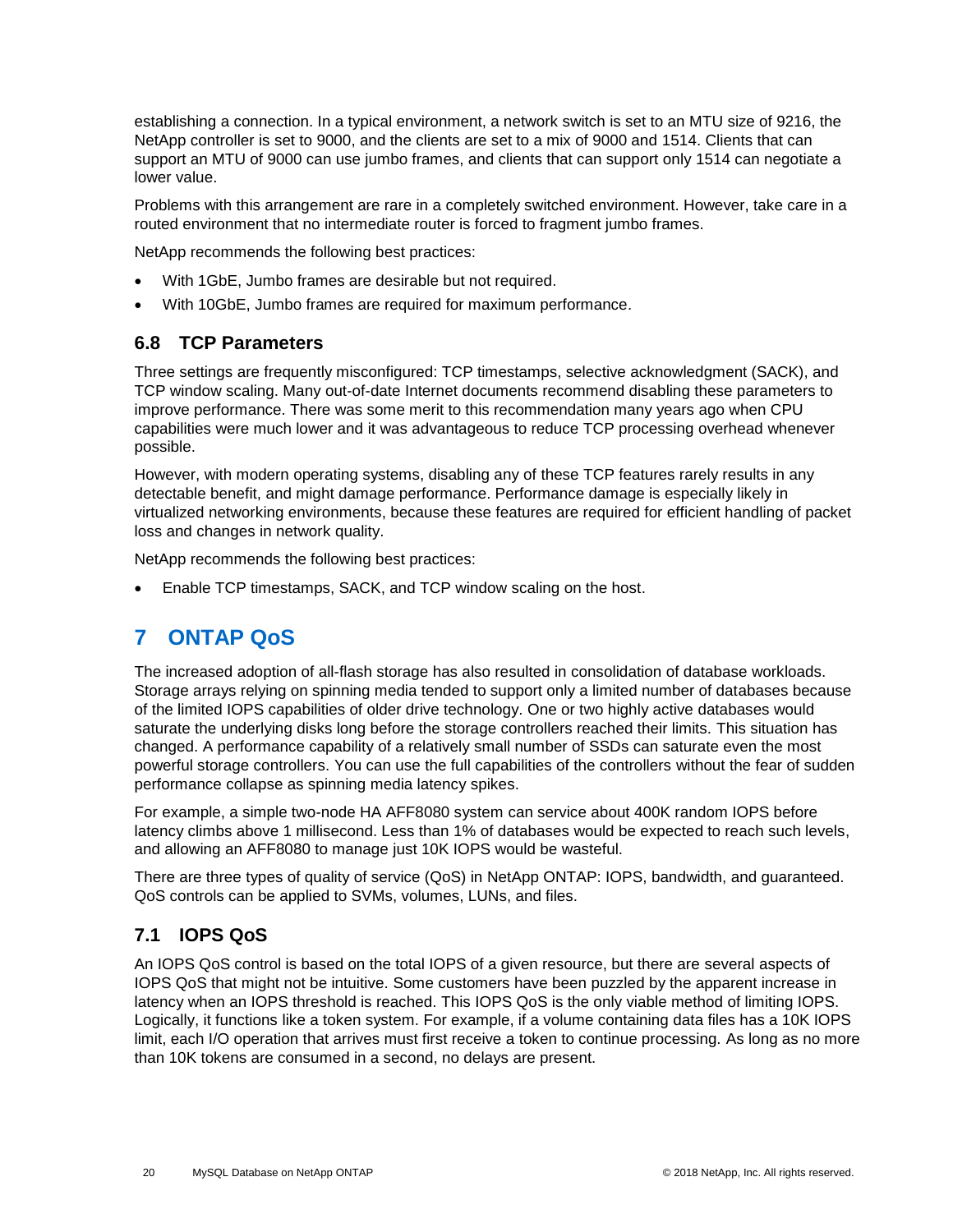establishing a connection. In a typical environment, a network switch is set to an MTU size of 9216, the NetApp controller is set to 9000, and the clients are set to a mix of 9000 and 1514. Clients that can support an MTU of 9000 can use jumbo frames, and clients that can support only 1514 can negotiate a lower value.

Problems with this arrangement are rare in a completely switched environment. However, take care in a routed environment that no intermediate router is forced to fragment jumbo frames.

NetApp recommends the following best practices:

- With 1GbE, Jumbo frames are desirable but not required.
- With 10GbE, Jumbo frames are required for maximum performance.

## 6.8 TCP Parameters

Three settings are frequently misconfigured: TCP timestamps, selective acknowledgment (SACK), and TCP window scaling. Many out-of-date Internet documents recommend disabling these parameters to improve performance. There was some merit to this recommendation many years ago when CPU capabilities were much lower and it was advantageous to reduce TCP processing overhead whenever possible.

However, with modern operating systems, disabling any of these TCP features rarely results in any detectable benefit, and might damage performance. Performance damage is especially likely in virtualized networking environments, because these features are required for efficient handling of packet loss and changes in network quality.

NetApp recommends the following best practices:

- Enable TCP timestamps, SACK, and TCP window scaling on the host.

# 7 ONTAP QoS

The increased adoption of all-flash storage has also resulted in consolidation of database workloads. Storage arrays relying on spinning media tended to support only a limited number of databases because of the limited IOPS capabilities of older drive technology. One or two highly active databases would saturate the underlying disks long before the storage controllers reached their limits. This situation has changed. A performance capability of a relatively small number of SSDs can saturate even the most powerful storage controllers. You can use the full capabilities of the controllers without the fear of sudden performance collapse as spinning media latency spikes.

For example, a simple two-node HA AFF8080 system can service about 400K random IOPS before latency climbs above 1 millisecond. Less than 1% of databases would be expected to reach such levels, and allowing an AFF8080 to manage just 10K IOPS would be wasteful.

There are three types of quality of service (QoS) in NetApp ONTAP: IOPS, bandwidth, and guaranteed. QoS controls can be applied to SVMs, volumes, LUNs, and files.

## 7.1 IOPS QoS

An IOPS QoS control is based on the total IOPS of a given resource, but there are several aspects of IOPS QoS that might not be intuitive. Some customers have been puzzled by the apparent increase in latency when an IOPS threshold is reached. This IOPS QoS is the only viable method of limiting IOPS. Logically, it functions like a token system. For example, if a volume containing data files has a 10K IOPS limit, each I/O operation that arrives must first receive a token to continue processing. As long as no more than 10K tokens are consumed in a second, no delays are present.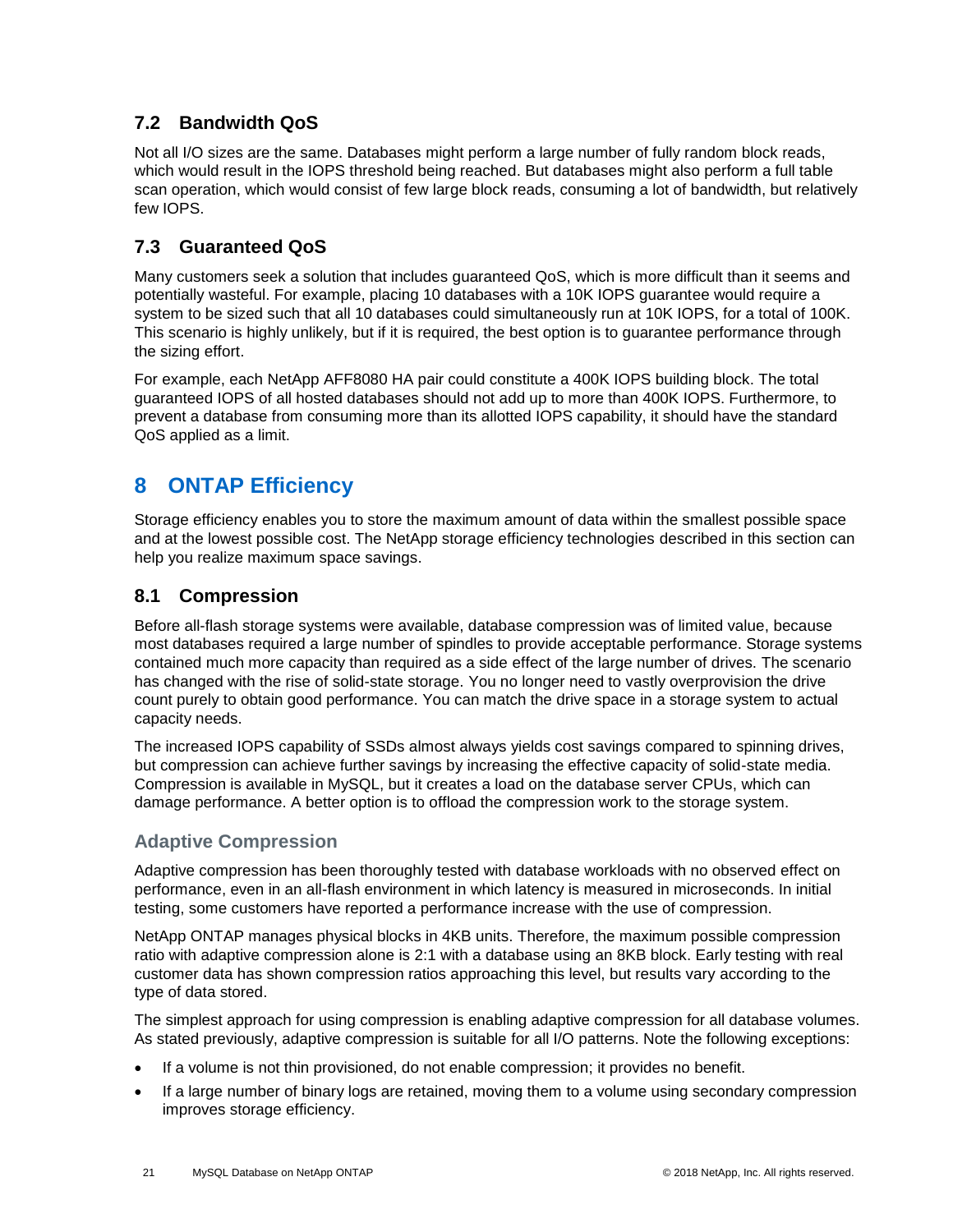### 7.2 Bandwidth QoS

Not all I/O sizes are the same. Databases might perform a large number of fully random block reads, which would result in the IOPS threshold being reached. But databases might also perform a full table scan operation, which would consist of few large block reads, consuming a lot of bandwidth, but relatively few IOPS.

### 7.3 Guaranteed QoS

Many customers seek a solution that includes guaranteed QoS, which is more difficult than it seems and potentially wasteful. For example, placing 10 databases with a 10K IOPS guarantee would require a system to be sized such that all 10 databases could simultaneously run at 10K IOPS, for a total of 100K. This scenario is highly unlikely, but if it is required, the best option is to guarantee performance through the sizing effort.

For example, each NetApp AFF8080 HA pair could constitute a 400K IOPS building block. The total guaranteed IOPS of all hosted databases should not add up to more than 400K IOPS. Furthermore, to prevent a database from consuming more than its allotted IOPS capability, it should have the standard QoS applied as a limit.

## 8 ONTAP Efficiency

Storage efficiency enables you to store the maximum amount of data within the smallest possible space and at the lowest possible cost. The NetApp storage efficiency technologies described in this section can help you realize maximum space savings.

### 8.1 Compression

Before all-flash storage systems were available, database compression was of limited value, because most databases required a large number of spindles to provide acceptable performance. Storage systems contained much more capacity than required as a side effect of the large number of drives. The scenario has changed with the rise of solid-state storage. You no longer need to vastly overprovision the drive count purely to obtain good performance. You can match the drive space in a storage system to actual capacity needs.

The increased IOPS capability of SSDs almost always yields cost savings compared to spinning drives, but compression can achieve further savings by increasing the effective capacity of solid-state media. Compression is available in MySQL, but it creates a load on the database server CPUs, which can damage performance. A better option is to offload the compression work to the storage system.

#### Adaptive Compression

Adaptive compression has been thoroughly tested with database workloads with no observed effect on performance, even in an all-flash environment in which latency is measured in microseconds. In initial testing, some customers have reported a performance increase with the use of compression.

NetApp ONTAP manages physical blocks in 4KB units. Therefore, the maximum possible compression ratio with adaptive compression alone is 2:1 with a database using an 8KB block. Early testing with real customer data has shown compression ratios approaching this level, but results vary according to the type of data stored.

The simplest approach for using compression is enabling adaptive compression for all database volumes. As stated previously, adaptive compression is suitable for all I/O patterns. Note the following exceptions:

- If a volume is not thin provisioned, do not enable compression; it provides no benefit.
- If a large number of binary logs are retained, moving them to a volume using secondary compression improves storage efficiency.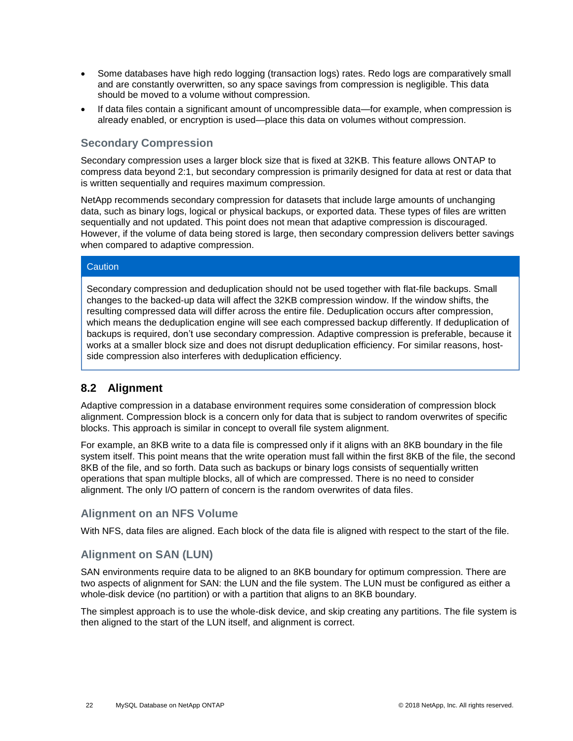- Some databases have high redo logging (transaction logs) rates. Redo logs are comparatively small and are constantly overwritten, so any space savings from compression is negligible. This data should be moved to a volume without compression.
- If data files contain a significant amount of uncompressible data—for example, when compression is already enabled, or encryption is used—place this data on volumes without compression.

### Secondary Compression

Secondary compression uses a larger block size that is fixed at 32KB. This feature allows ONTAP to compress data beyond 2:1, but secondary compression is primarily designed for data at rest or data that is written sequentially and requires maximum compression.

NetApp recommends secondary compression for datasets that include large amounts of unchanging data, such as binary logs, logical or physical backups, or exported data. These types of files are written sequentially and not updated. This point does not mean that adaptive compression is discouraged. However, if the volume of data being stored is large, then secondary compression delivers better savings when compared to adaptive compression.

> **Caution**
>
> Secondary compression and deduplication should not be used together with flat-file backups. Small changes to the backed-up data will affect the 32KB compression window. If the window shifts, the resulting compressed data will differ across the entire file. Deduplication occurs after compression, which means the deduplication engine will see each compressed backup differently. If deduplication of backups is required, don't use secondary compression. Adaptive compression is preferable, because it works at a smaller block size and does not disrupt deduplication efficiency. For similar reasons, host-side compression also interferes with deduplication efficiency.

## 8.2 Alignment

Adaptive compression in a database environment requires some consideration of compression block alignment. Compression block is a concern only for data that is subject to random overwrites of specific blocks. This approach is similar in concept to overall file system alignment.

For example, an 8KB write to a data file is compressed only if it aligns with an 8KB boundary in the file system itself. This point means that the write operation must fall within the first 8KB of the file, the second 8KB of the file, and so forth. Data such as backups or binary logs consists of sequentially written operations that span multiple blocks, all of which are compressed. There is no need to consider alignment. The only I/O pattern of concern is the random overwrites of data files.

### Alignment on an NFS Volume

With NFS, data files are aligned. Each block of the data file is aligned with respect to the start of the file.

### Alignment on SAN (LUN)

SAN environments require data to be aligned to an 8KB boundary for optimum compression. There are two aspects of alignment for SAN: the LUN and the file system. The LUN must be configured as either a whole-disk device (no partition) or with a partition that aligns to an 8KB boundary.

The simplest approach is to use the whole-disk device, and skip creating any partitions. The file system is then aligned to the start of the LUN itself, and alignment is correct.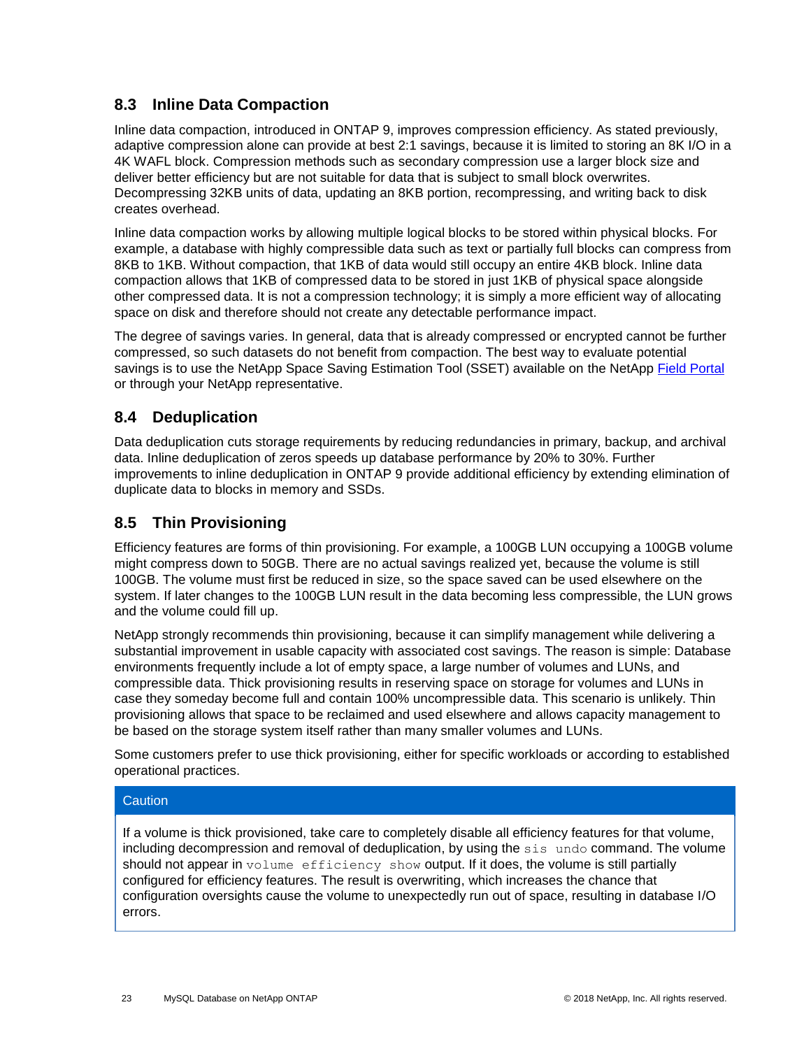## 8.3 Inline Data Compaction

Inline data compaction, introduced in ONTAP 9, improves compression efficiency. As stated previously, adaptive compression alone can provide at best 2:1 savings, because it is limited to storing an 8K I/O in a 4K WAFL block. Compression methods such as secondary compression use a larger block size and deliver better efficiency but are not suitable for data that is subject to small block overwrites. Decompressing 32KB units of data, updating an 8KB portion, recompressing, and writing back to disk creates overhead.

Inline data compaction works by allowing multiple logical blocks to be stored within physical blocks. For example, a database with highly compressible data such as text or partially full blocks can compress from 8KB to 1KB. Without compaction, that 1KB of data would still occupy an entire 4KB block. Inline data compaction allows that 1KB of compressed data to be stored in just 1KB of physical space alongside other compressed data. It is not a compression technology; it is simply a more efficient way of allocating space on disk and therefore should not create any detectable performance impact.

The degree of savings varies. In general, data that is already compressed or encrypted cannot be further compressed, so such datasets do not benefit from compaction. The best way to evaluate potential savings is to use the NetApp Space Saving Estimation Tool (SSET) available on the NetApp Field Portal or through your NetApp representative.

## 8.4 Deduplication

Data deduplication cuts storage requirements by reducing redundancies in primary, backup, and archival data. Inline deduplication of zeros speeds up database performance by 20% to 30%. Further improvements to inline deduplication in ONTAP 9 provide additional efficiency by extending elimination of duplicate data to blocks in memory and SSDs.

## 8.5 Thin Provisioning

Efficiency features are forms of thin provisioning. For example, a 100GB LUN occupying a 100GB volume might compress down to 50GB. There are no actual savings realized yet, because the volume is still 100GB. The volume must first be reduced in size, so the space saved can be used elsewhere on the system. If later changes to the 100GB LUN result in the data becoming less compressible, the LUN grows and the volume could fill up.

NetApp strongly recommends thin provisioning, because it can simplify management while delivering a substantial improvement in usable capacity with associated cost savings. The reason is simple: Database environments frequently include a lot of empty space, a large number of volumes and LUNs, and compressible data. Thick provisioning results in reserving space on storage for volumes and LUNs in case they someday become full and contain 100% uncompressible data. This scenario is unlikely. Thin provisioning allows that space to be reclaimed and used elsewhere and allows capacity management to be based on the storage system itself rather than many smaller volumes and LUNs.

Some customers prefer to use thick provisioning, either for specific workloads or according to established operational practices.

**Caution**

If a volume is thick provisioned, take care to completely disable all efficiency features for that volume, including decompression and removal of deduplication, by using the `sis undo` command. The volume should not appear in `volume efficiency show` output. If it does, the volume is still partially configured for efficiency features. The result is overwriting, which increases the chance that configuration oversights cause the volume to unexpectedly run out of space, resulting in database I/O errors.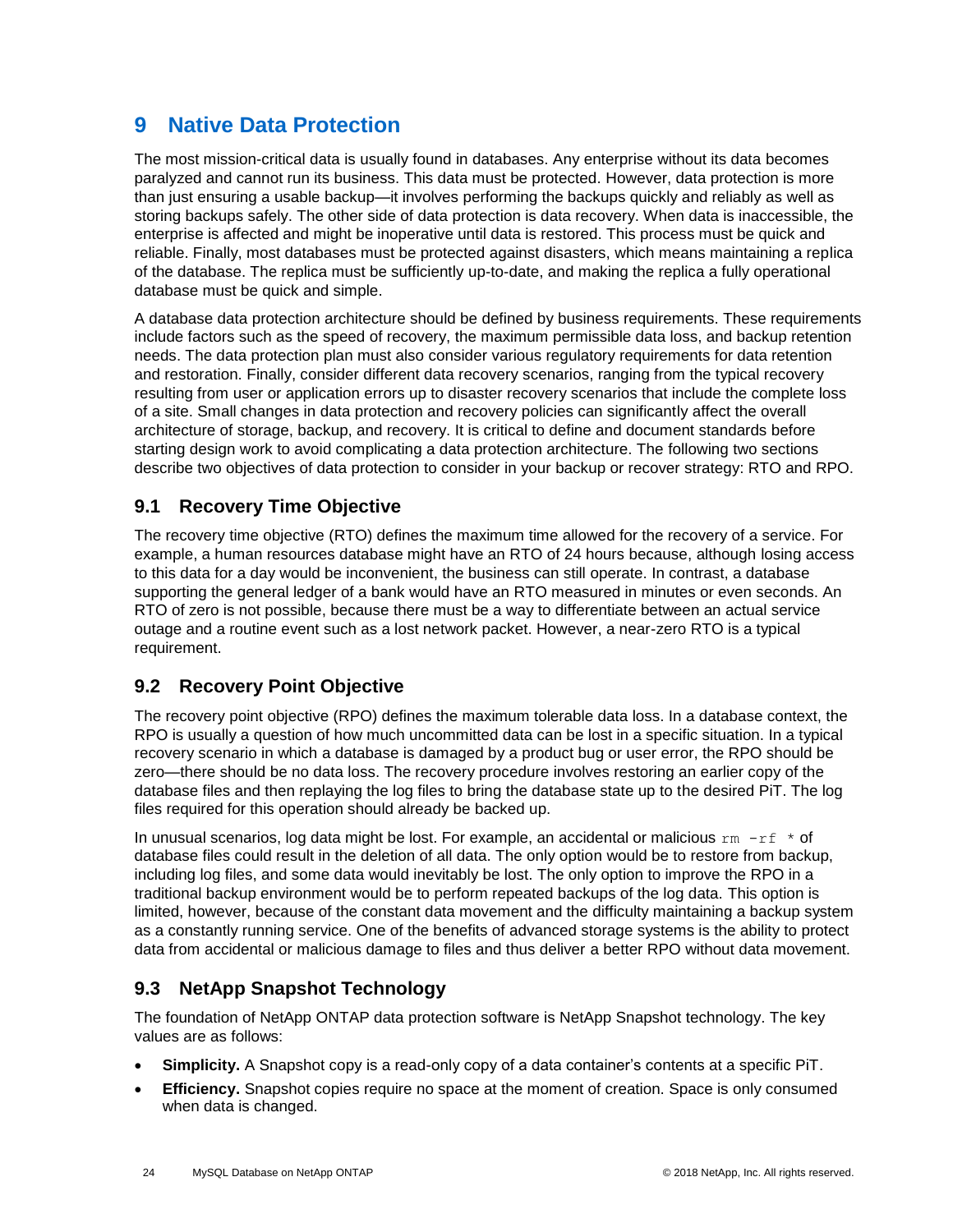# 9 Native Data Protection

The most mission-critical data is usually found in databases. Any enterprise without its data becomes paralyzed and cannot run its business. This data must be protected. However, data protection is more than just ensuring a usable backup—it involves performing the backups quickly and reliably as well as storing backups safely. The other side of data protection is data recovery. When data is inaccessible, the enterprise is affected and might be inoperative until data is restored. This process must be quick and reliable. Finally, most databases must be protected against disasters, which means maintaining a replica of the database. The replica must be sufficiently up-to-date, and making the replica a fully operational database must be quick and simple.

A database data protection architecture should be defined by business requirements. These requirements include factors such as the speed of recovery, the maximum permissible data loss, and backup retention needs. The data protection plan must also consider various regulatory requirements for data retention and restoration. Finally, consider different data recovery scenarios, ranging from the typical recovery resulting from user or application errors up to disaster recovery scenarios that include the complete loss of a site. Small changes in data protection and recovery policies can significantly affect the overall architecture of storage, backup, and recovery. It is critical to define and document standards before starting design work to avoid complicating a data protection architecture. The following two sections describe two objectives of data protection to consider in your backup or recover strategy: RTO and RPO.

## 9.1 Recovery Time Objective

The recovery time objective (RTO) defines the maximum time allowed for the recovery of a service. For example, a human resources database might have an RTO of 24 hours because, although losing access to this data for a day would be inconvenient, the business can still operate. In contrast, a database supporting the general ledger of a bank would have an RTO measured in minutes or even seconds. An RTO of zero is not possible, because there must be a way to differentiate between an actual service outage and a routine event such as a lost network packet. However, a near-zero RTO is a typical requirement.

## 9.2 Recovery Point Objective

The recovery point objective (RPO) defines the maximum tolerable data loss. In a database context, the RPO is usually a question of how much uncommitted data can be lost in a specific situation. In a typical recovery scenario in which a database is damaged by a product bug or user error, the RPO should be zero—there should be no data loss. The recovery procedure involves restoring an earlier copy of the database files and then replaying the log files to bring the database state up to the desired PiT. The log files required for this operation should already be backed up.

In unusual scenarios, log data might be lost. For example, an accidental or malicious `rm -rf *` of database files could result in the deletion of all data. The only option would be to restore from backup, including log files, and some data would inevitably be lost. The only option to improve the RPO in a traditional backup environment would be to perform repeated backups of the log data. This option is limited, however, because of the constant data movement and the difficulty maintaining a backup system as a constantly running service. One of the benefits of advanced storage systems is the ability to protect data from accidental or malicious damage to files and thus deliver a better RPO without data movement.

## 9.3 NetApp Snapshot Technology

The foundation of NetApp ONTAP data protection software is NetApp Snapshot technology. The key values are as follows:

- **Simplicity.** A Snapshot copy is a read-only copy of a data container's contents at a specific PiT.
- **Efficiency.** Snapshot copies require no space at the moment of creation. Space is only consumed when data is changed.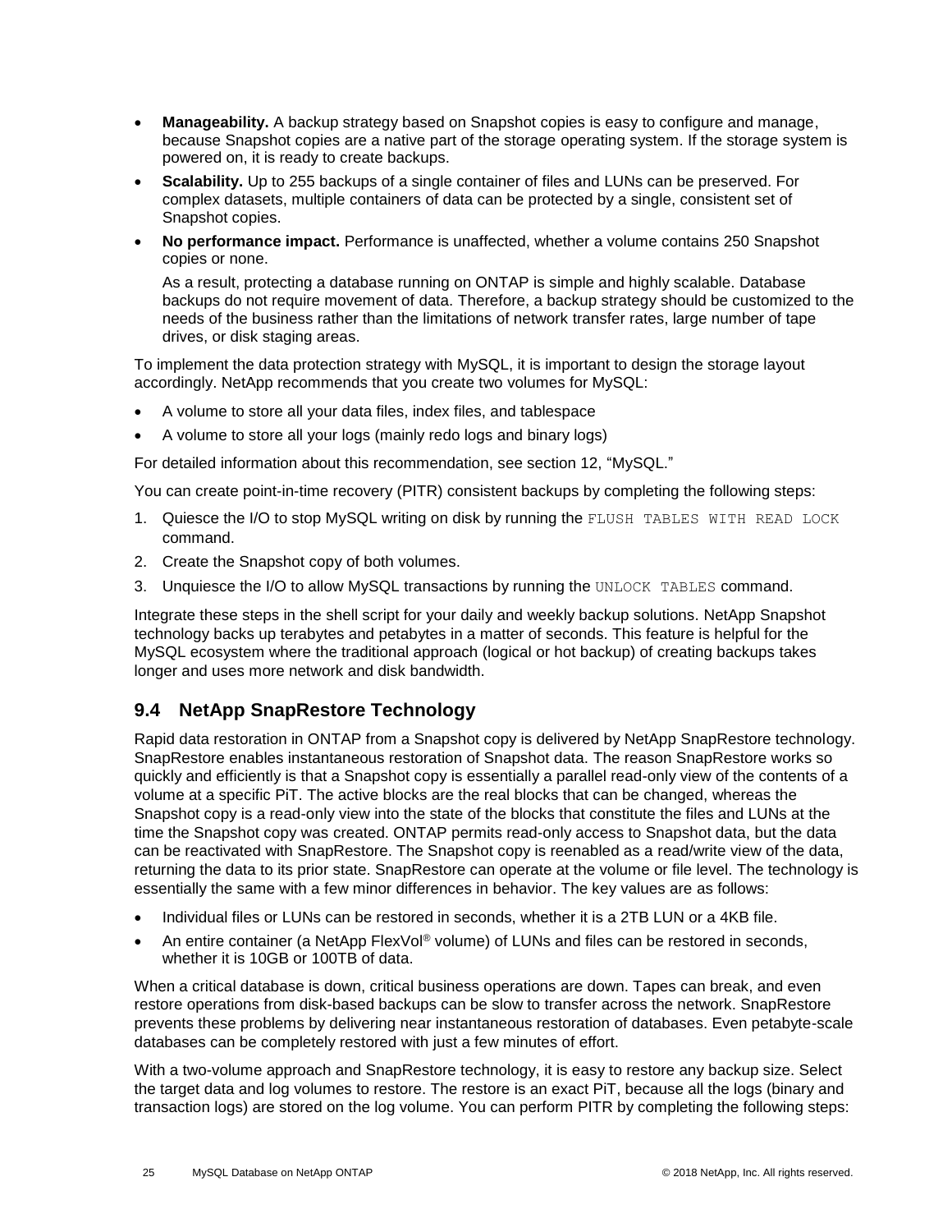- **Manageability.** A backup strategy based on Snapshot copies is easy to configure and manage, because Snapshot copies are a native part of the storage operating system. If the storage system is powered on, it is ready to create backups.
- **Scalability.** Up to 255 backups of a single container of files and LUNs can be preserved. For complex datasets, multiple containers of data can be protected by a single, consistent set of Snapshot copies.
- **No performance impact.** Performance is unaffected, whether a volume contains 250 Snapshot copies or none.

  As a result, protecting a database running on ONTAP is simple and highly scalable. Database backups do not require movement of data. Therefore, a backup strategy should be customized to the needs of the business rather than the limitations of network transfer rates, large number of tape drives, or disk staging areas.

To implement the data protection strategy with MySQL, it is important to design the storage layout accordingly. NetApp recommends that you create two volumes for MySQL:

- A volume to store all your data files, index files, and tablespace
- A volume to store all your logs (mainly redo logs and binary logs)

For detailed information about this recommendation, see section 12, "MySQL."

You can create point-in-time recovery (PITR) consistent backups by completing the following steps:

1. Quiesce the I/O to stop MySQL writing on disk by running the `FLUSH TABLES WITH READ LOCK` command.
2. Create the Snapshot copy of both volumes.
3. Unquiesce the I/O to allow MySQL transactions by running the `UNLOCK TABLES` command.

Integrate these steps in the shell script for your daily and weekly backup solutions. NetApp Snapshot technology backs up terabytes and petabytes in a matter of seconds. This feature is helpful for the MySQL ecosystem where the traditional approach (logical or hot backup) of creating backups takes longer and uses more network and disk bandwidth.

## 9.4 NetApp SnapRestore Technology

Rapid data restoration in ONTAP from a Snapshot copy is delivered by NetApp SnapRestore technology. SnapRestore enables instantaneous restoration of Snapshot data. The reason SnapRestore works so quickly and efficiently is that a Snapshot copy is essentially a parallel read-only view of the contents of a volume at a specific PiT. The active blocks are the real blocks that can be changed, whereas the Snapshot copy is a read-only view into the state of the blocks that constitute the files and LUNs at the time the Snapshot copy was created. ONTAP permits read-only access to Snapshot data, but the data can be reactivated with SnapRestore. The Snapshot copy is reenabled as a read/write view of the data, returning the data to its prior state. SnapRestore can operate at the volume or file level. The technology is essentially the same with a few minor differences in behavior. The key values are as follows:

- Individual files or LUNs can be restored in seconds, whether it is a 2TB LUN or a 4KB file.
- An entire container (a NetApp FlexVol® volume) of LUNs and files can be restored in seconds, whether it is 10GB or 100TB of data.

When a critical database is down, critical business operations are down. Tapes can break, and even restore operations from disk-based backups can be slow to transfer across the network. SnapRestore prevents these problems by delivering near instantaneous restoration of databases. Even petabyte-scale databases can be completely restored with just a few minutes of effort.

With a two-volume approach and SnapRestore technology, it is easy to restore any backup size. Select the target data and log volumes to restore. The restore is an exact PiT, because all the logs (binary and transaction logs) are stored on the log volume. You can perform PITR by completing the following steps: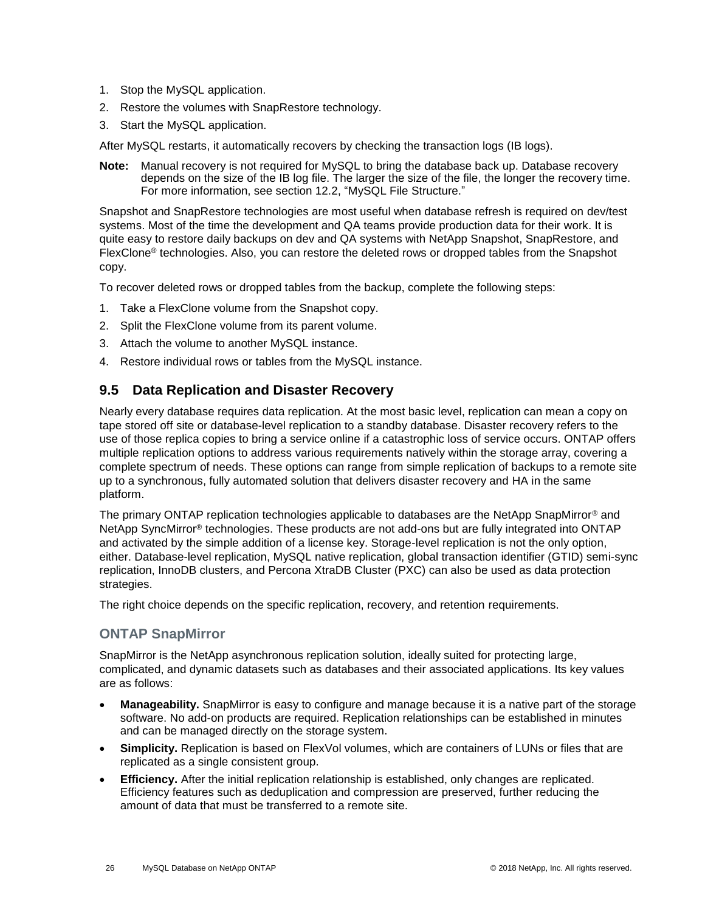1. Stop the MySQL application.
2. Restore the volumes with SnapRestore technology.
3. Start the MySQL application.

After MySQL restarts, it automatically recovers by checking the transaction logs (IB logs).

**Note:** Manual recovery is not required for MySQL to bring the database back up. Database recovery depends on the size of the IB log file. The larger the size of the file, the longer the recovery time. For more information, see section 12.2, "MySQL File Structure."

Snapshot and SnapRestore technologies are most useful when database refresh is required on dev/test systems. Most of the time the development and QA teams provide production data for their work. It is quite easy to restore daily backups on dev and QA systems with NetApp Snapshot, SnapRestore, and FlexClone® technologies. Also, you can restore the deleted rows or dropped tables from the Snapshot copy.

To recover deleted rows or dropped tables from the backup, complete the following steps:

1. Take a FlexClone volume from the Snapshot copy.
2. Split the FlexClone volume from its parent volume.
3. Attach the volume to another MySQL instance.
4. Restore individual rows or tables from the MySQL instance.

## 9.5 Data Replication and Disaster Recovery

Nearly every database requires data replication. At the most basic level, replication can mean a copy on tape stored off site or database-level replication to a standby database. Disaster recovery refers to the use of those replica copies to bring a service online if a catastrophic loss of service occurs. ONTAP offers multiple replication options to address various requirements natively within the storage array, covering a complete spectrum of needs. These options can range from simple replication of backups to a remote site up to a synchronous, fully automated solution that delivers disaster recovery and HA in the same platform.

The primary ONTAP replication technologies applicable to databases are the NetApp SnapMirror® and NetApp SyncMirror® technologies. These products are not add-ons but are fully integrated into ONTAP and activated by the simple addition of a license key. Storage-level replication is not the only option, either. Database-level replication, MySQL native replication, global transaction identifier (GTID) semi-sync replication, InnoDB clusters, and Percona XtraDB Cluster (PXC) can also be used as data protection strategies.

The right choice depends on the specific replication, recovery, and retention requirements.

### ONTAP SnapMirror

SnapMirror is the NetApp asynchronous replication solution, ideally suited for protecting large, complicated, and dynamic datasets such as databases and their associated applications. Its key values are as follows:

- **Manageability.** SnapMirror is easy to configure and manage because it is a native part of the storage software. No add-on products are required. Replication relationships can be established in minutes and can be managed directly on the storage system.
- **Simplicity.** Replication is based on FlexVol volumes, which are containers of LUNs or files that are replicated as a single consistent group.
- **Efficiency.** After the initial replication relationship is established, only changes are replicated. Efficiency features such as deduplication and compression are preserved, further reducing the amount of data that must be transferred to a remote site.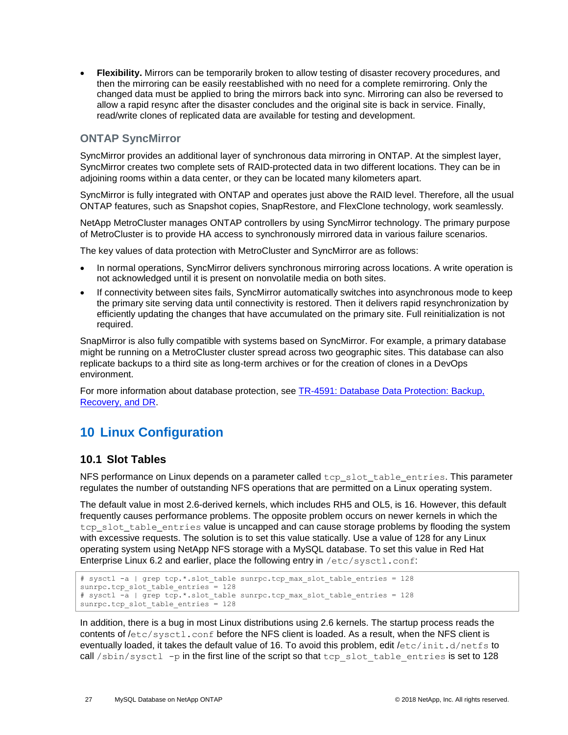- **Flexibility.** Mirrors can be temporarily broken to allow testing of disaster recovery procedures, and then the mirroring can be easily reestablished with no need for a complete remirroring. Only the changed data must be applied to bring the mirrors back into sync. Mirroring can also be reversed to allow a rapid resync after the disaster concludes and the original site is back in service. Finally, read/write clones of replicated data are available for testing and development.

### ONTAP SyncMirror

SyncMirror provides an additional layer of synchronous data mirroring in ONTAP. At the simplest layer, SyncMirror creates two complete sets of RAID-protected data in two different locations. They can be in adjoining rooms within a data center, or they can be located many kilometers apart.

SyncMirror is fully integrated with ONTAP and operates just above the RAID level. Therefore, all the usual ONTAP features, such as Snapshot copies, SnapRestore, and FlexClone technology, work seamlessly.

NetApp MetroCluster manages ONTAP controllers by using SyncMirror technology. The primary purpose of MetroCluster is to provide HA access to synchronously mirrored data in various failure scenarios.

The key values of data protection with MetroCluster and SyncMirror are as follows:

- In normal operations, SyncMirror delivers synchronous mirroring across locations. A write operation is not acknowledged until it is present on nonvolatile media on both sites.
- If connectivity between sites fails, SyncMirror automatically switches into asynchronous mode to keep the primary site serving data until connectivity is restored. Then it delivers rapid resynchronization by efficiently updating the changes that have accumulated on the primary site. Full reinitialization is not required.

SnapMirror is also fully compatible with systems based on SyncMirror. For example, a primary database might be running on a MetroCluster cluster spread across two geographic sites. This database can also replicate backups to a third site as long-term archives or for the creation of clones in a DevOps environment.

For more information about database protection, see TR-4591: Database Data Protection: Backup, Recovery, and DR.

# 10 Linux Configuration

## 10.1 Slot Tables

NFS performance on Linux depends on a parameter called `tcp_slot_table_entries`. This parameter regulates the number of outstanding NFS operations that are permitted on a Linux operating system.

The default value in most 2.6-derived kernels, which includes RH5 and OL5, is 16. However, this default frequently causes performance problems. The opposite problem occurs on newer kernels in which the `tcp_slot_table_entries` value is uncapped and can cause storage problems by flooding the system with excessive requests. The solution is to set this value statically. Use a value of 128 for any Linux operating system using NetApp NFS storage with a MySQL database. To set this value in Red Hat Enterprise Linux 6.2 and earlier, place the following entry in `/etc/sysctl.conf`:

```
# sysctl -a | grep tcp.*.slot_table sunrpc.tcp_max_slot_table_entries = 128
sunrpc.tcp_slot_table_entries = 128
# sysctl -a | grep tcp.*.slot_table sunrpc.tcp_max_slot_table_entries = 128
sunrpc.tcp_slot_table_entries = 128
```

In addition, there is a bug in most Linux distributions using 2.6 kernels. The startup process reads the contents of `/etc/sysctl.conf` before the NFS client is loaded. As a result, when the NFS client is eventually loaded, it takes the default value of 16. To avoid this problem, edit `/etc/init.d/netfs` to call `/sbin/sysctl -p` in the first line of the script so that `tcp_slot_table_entries` is set to 128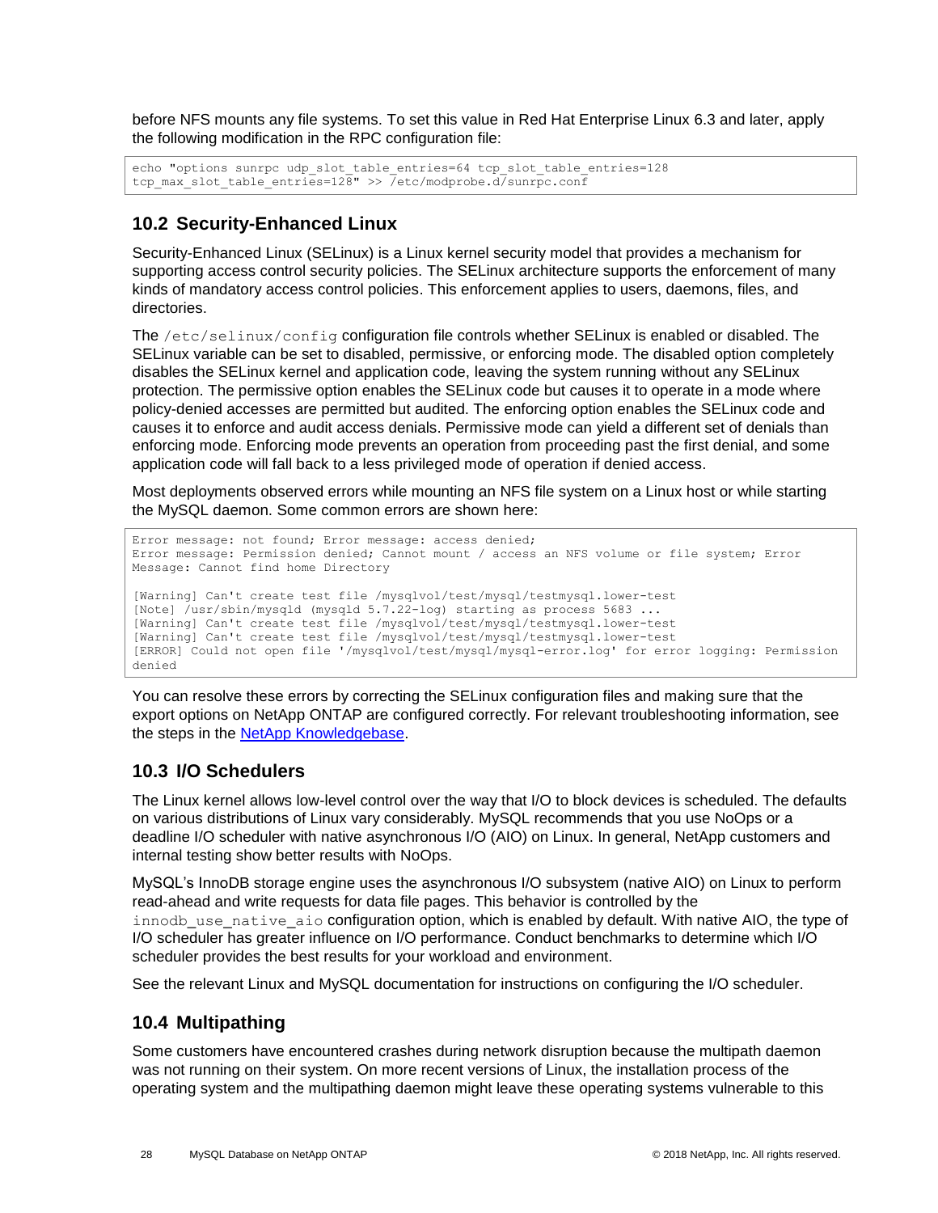before NFS mounts any file systems. To set this value in Red Hat Enterprise Linux 6.3 and later, apply the following modification in the RPC configuration file:

```
echo "options sunrpc udp_slot_table_entries=64 tcp_slot_table_entries=128
tcp_max_slot_table_entries=128" >> /etc/modprobe.d/sunrpc.conf
```

## 10.2 Security-Enhanced Linux

Security-Enhanced Linux (SELinux) is a Linux kernel security model that provides a mechanism for supporting access control security policies. The SELinux architecture supports the enforcement of many kinds of mandatory access control policies. This enforcement applies to users, daemons, files, and directories.

The `/etc/selinux/config` configuration file controls whether SELinux is enabled or disabled. The SELinux variable can be set to disabled, permissive, or enforcing mode. The disabled option completely disables the SELinux kernel and application code, leaving the system running without any SELinux protection. The permissive option enables the SELinux code but causes it to operate in a mode where policy-denied accesses are permitted but audited. The enforcing option enables the SELinux code and causes it to enforce and audit access denials. Permissive mode can yield a different set of denials than enforcing mode. Enforcing mode prevents an operation from proceeding past the first denial, and some application code will fall back to a less privileged mode of operation if denied access.

Most deployments observed errors while mounting an NFS file system on a Linux host or while starting the MySQL daemon. Some common errors are shown here:

```
Error message: not found; Error message: access denied;
Error message: Permission denied; Cannot mount / access an NFS volume or file system; Error
Message: Cannot find home Directory

[Warning] Can't create test file /mysqlvol/test/mysql/testmysql.lower-test
[Note] /usr/sbin/mysqld (mysqld 5.7.22-log) starting as process 5683 ...
[Warning] Can't create test file /mysqlvol/test/mysql/testmysql.lower-test
[Warning] Can't create test file /mysqlvol/test/mysql/testmysql.lower-test
[ERROR] Could not open file '/mysqlvol/test/mysql/mysql-error.log' for error logging: Permission
denied
```

You can resolve these errors by correcting the SELinux configuration files and making sure that the export options on NetApp ONTAP are configured correctly. For relevant troubleshooting information, see the steps in the NetApp Knowledgebase.

## 10.3 I/O Schedulers

The Linux kernel allows low-level control over the way that I/O to block devices is scheduled. The defaults on various distributions of Linux vary considerably. MySQL recommends that you use NoOps or a deadline I/O scheduler with native asynchronous I/O (AIO) on Linux. In general, NetApp customers and internal testing show better results with NoOps.

MySQL's InnoDB storage engine uses the asynchronous I/O subsystem (native AIO) on Linux to perform read-ahead and write requests for data file pages. This behavior is controlled by the `innodb_use_native_aio` configuration option, which is enabled by default. With native AIO, the type of I/O scheduler has greater influence on I/O performance. Conduct benchmarks to determine which I/O scheduler provides the best results for your workload and environment.

See the relevant Linux and MySQL documentation for instructions on configuring the I/O scheduler.

## 10.4 Multipathing

Some customers have encountered crashes during network disruption because the multipath daemon was not running on their system. On more recent versions of Linux, the installation process of the operating system and the multipathing daemon might leave these operating systems vulnerable to this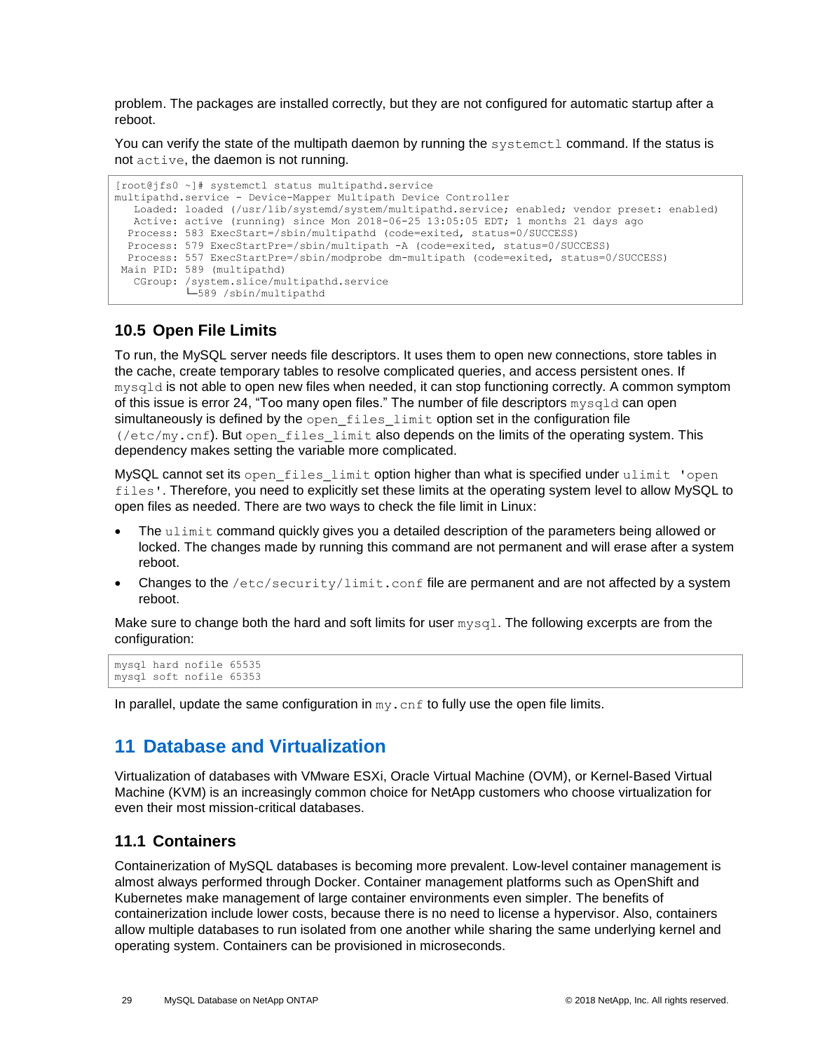problem. The packages are installed correctly, but they are not configured for automatic startup after a reboot.

You can verify the state of the multipath daemon by running the `systemctl` command. If the status is not `active`, the daemon is not running.

```
[root@jfs0 ~]# systemctl status multipathd.service
multipathd.service - Device-Mapper Multipath Device Controller
   Loaded: loaded (/usr/lib/systemd/system/multipathd.service; enabled; vendor preset: enabled)
   Active: active (running) since Mon 2018-06-25 13:05:05 EDT; 1 months 21 days ago
  Process: 583 ExecStart=/sbin/multipathd (code=exited, status=0/SUCCESS)
  Process: 579 ExecStartPre=/sbin/multipath -A (code=exited, status=0/SUCCESS)
  Process: 557 ExecStartPre=/sbin/modprobe dm-multipath (code=exited, status=0/SUCCESS)
 Main PID: 589 (multipathd)
   CGroup: /system.slice/multipathd.service
           └─589 /sbin/multipathd
```

## 10.5 Open File Limits

To run, the MySQL server needs file descriptors. It uses them to open new connections, store tables in the cache, create temporary tables to resolve complicated queries, and access persistent ones. If `mysqld` is not able to open new files when needed, it can stop functioning correctly. A common symptom of this issue is error 24, “Too many open files.” The number of file descriptors `mysqld` can open simultaneously is defined by the `open_files_limit` option set in the configuration file (`/etc/my.cnf`). But `open_files_limit` also depends on the limits of the operating system. This dependency makes setting the variable more complicated.

MySQL cannot set its `open_files_limit` option higher than what is specified under `ulimit 'open files'`. Therefore, you need to explicitly set these limits at the operating system level to allow MySQL to open files as needed. There are two ways to check the file limit in Linux:

- The `ulimit` command quickly gives you a detailed description of the parameters being allowed or locked. The changes made by running this command are not permanent and will erase after a system reboot.
- Changes to the `/etc/security/limit.conf` file are permanent and are not affected by a system reboot.

Make sure to change both the hard and soft limits for user `mysql`. The following excerpts are from the configuration:

```
mysql hard nofile 65535
mysql soft nofile 65353
```

In parallel, update the same configuration in `my.cnf` to fully use the open file limits.

# 11 Database and Virtualization

Virtualization of databases with VMware ESXi, Oracle Virtual Machine (OVM), or Kernel-Based Virtual Machine (KVM) is an increasingly common choice for NetApp customers who choose virtualization for even their most mission-critical databases.

## 11.1 Containers

Containerization of MySQL databases is becoming more prevalent. Low-level container management is almost always performed through Docker. Container management platforms such as OpenShift and Kubernetes make management of large container environments even simpler. The benefits of containerization include lower costs, because there is no need to license a hypervisor. Also, containers allow multiple databases to run isolated from one another while sharing the same underlying kernel and operating system. Containers can be provisioned in microseconds.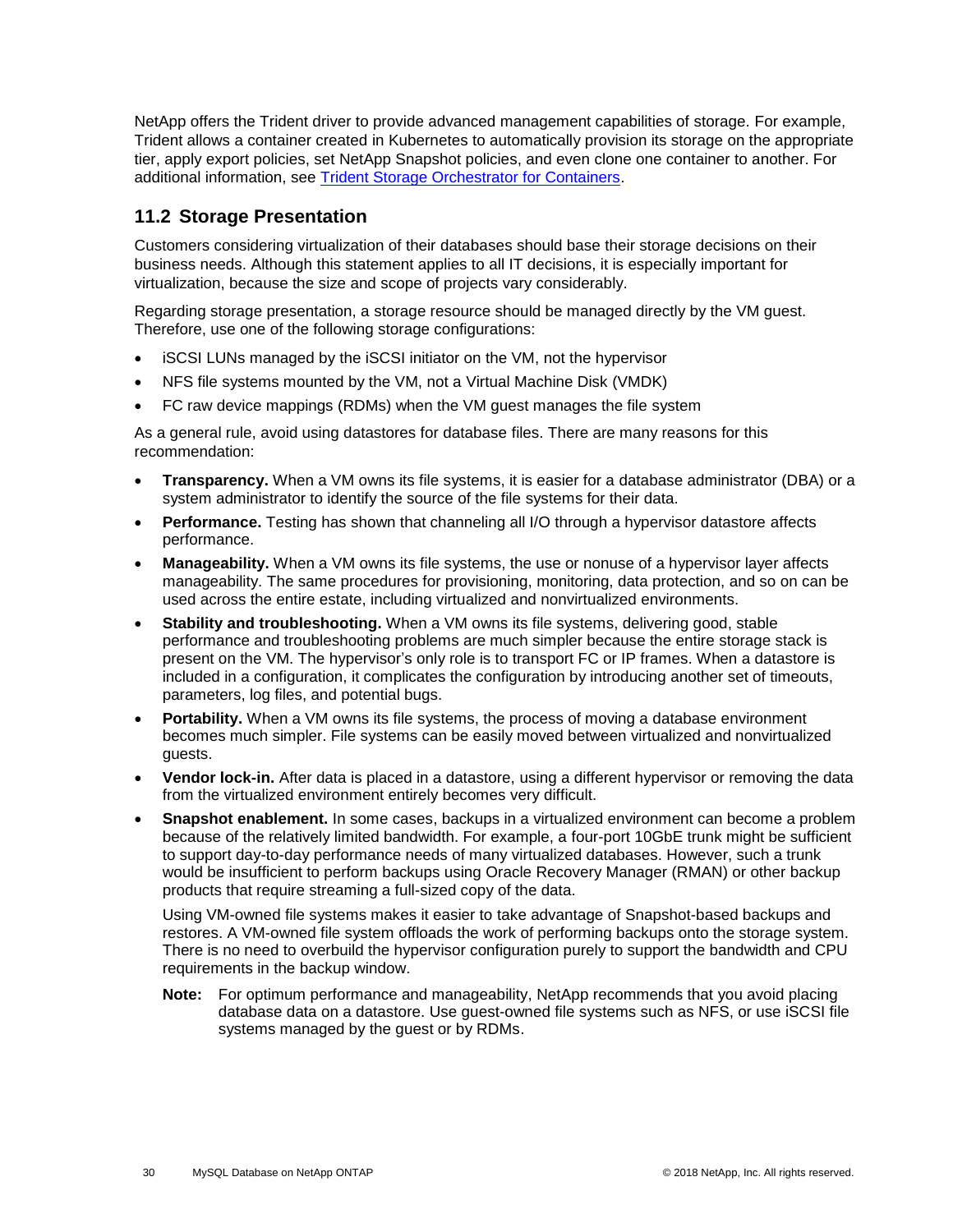NetApp offers the Trident driver to provide advanced management capabilities of storage. For example, Trident allows a container created in Kubernetes to automatically provision its storage on the appropriate tier, apply export policies, set NetApp Snapshot policies, and even clone one container to another. For additional information, see Trident Storage Orchestrator for Containers.

## 11.2 Storage Presentation

Customers considering virtualization of their databases should base their storage decisions on their business needs. Although this statement applies to all IT decisions, it is especially important for virtualization, because the size and scope of projects vary considerably.

Regarding storage presentation, a storage resource should be managed directly by the VM guest. Therefore, use one of the following storage configurations:

- iSCSI LUNs managed by the iSCSI initiator on the VM, not the hypervisor
- NFS file systems mounted by the VM, not a Virtual Machine Disk (VMDK)
- FC raw device mappings (RDMs) when the VM guest manages the file system

As a general rule, avoid using datastores for database files. There are many reasons for this recommendation:

- **Transparency.** When a VM owns its file systems, it is easier for a database administrator (DBA) or a system administrator to identify the source of the file systems for their data.
- **Performance.** Testing has shown that channeling all I/O through a hypervisor datastore affects performance.
- **Manageability.** When a VM owns its file systems, the use or nonuse of a hypervisor layer affects manageability. The same procedures for provisioning, monitoring, data protection, and so on can be used across the entire estate, including virtualized and nonvirtualized environments.
- **Stability and troubleshooting.** When a VM owns its file systems, delivering good, stable performance and troubleshooting problems are much simpler because the entire storage stack is present on the VM. The hypervisor's only role is to transport FC or IP frames. When a datastore is included in a configuration, it complicates the configuration by introducing another set of timeouts, parameters, log files, and potential bugs.
- **Portability.** When a VM owns its file systems, the process of moving a database environment becomes much simpler. File systems can be easily moved between virtualized and nonvirtualized guests.
- **Vendor lock-in.** After data is placed in a datastore, using a different hypervisor or removing the data from the virtualized environment entirely becomes very difficult.
- **Snapshot enablement.** In some cases, backups in a virtualized environment can become a problem because of the relatively limited bandwidth. For example, a four-port 10GbE trunk might be sufficient to support day-to-day performance needs of many virtualized databases. However, such a trunk would be insufficient to perform backups using Oracle Recovery Manager (RMAN) or other backup products that require streaming a full-sized copy of the data.

  Using VM-owned file systems makes it easier to take advantage of Snapshot-based backups and restores. A VM-owned file system offloads the work of performing backups onto the storage system. There is no need to overbuild the hypervisor configuration purely to support the bandwidth and CPU requirements in the backup window.

  **Note:** For optimum performance and manageability, NetApp recommends that you avoid placing database data on a datastore. Use guest-owned file systems such as NFS, or use iSCSI file systems managed by the guest or by RDMs.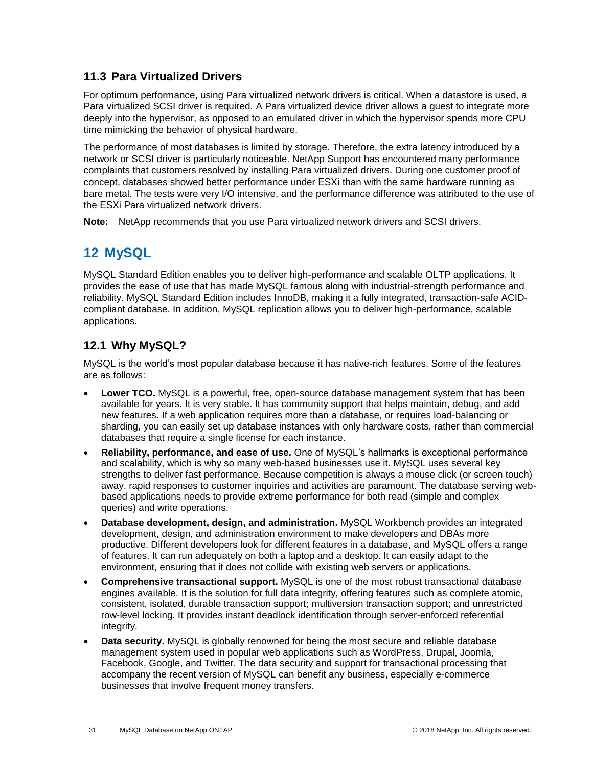### 11.3 Para Virtualized Drivers

For optimum performance, using Para virtualized network drivers is critical. When a datastore is used, a Para virtualized SCSI driver is required. A Para virtualized device driver allows a guest to integrate more deeply into the hypervisor, as opposed to an emulated driver in which the hypervisor spends more CPU time mimicking the behavior of physical hardware.

The performance of most databases is limited by storage. Therefore, the extra latency introduced by a network or SCSI driver is particularly noticeable. NetApp Support has encountered many performance complaints that customers resolved by installing Para virtualized drivers. During one customer proof of concept, databases showed better performance under ESXi than with the same hardware running as bare metal. The tests were very I/O intensive, and the performance difference was attributed to the use of the ESXi Para virtualized network drivers.

**Note:** NetApp recommends that you use Para virtualized network drivers and SCSI drivers.

## 12 MySQL

MySQL Standard Edition enables you to deliver high-performance and scalable OLTP applications. It provides the ease of use that has made MySQL famous along with industrial-strength performance and reliability. MySQL Standard Edition includes InnoDB, making it a fully integrated, transaction-safe ACID-compliant database. In addition, MySQL replication allows you to deliver high-performance, scalable applications.

### 12.1 Why MySQL?

MySQL is the world's most popular database because it has native-rich features. Some of the features are as follows:

- **Lower TCO.** MySQL is a powerful, free, open-source database management system that has been available for years. It is very stable. It has community support that helps maintain, debug, and add new features. If a web application requires more than a database, or requires load-balancing or sharding, you can easily set up database instances with only hardware costs, rather than commercial databases that require a single license for each instance.
- **Reliability, performance, and ease of use.** One of MySQL's hallmarks is exceptional performance and scalability, which is why so many web-based businesses use it. MySQL uses several key strengths to deliver fast performance. Because competition is always a mouse click (or screen touch) away, rapid responses to customer inquiries and activities are paramount. The database serving web-based applications needs to provide extreme performance for both read (simple and complex queries) and write operations.
- **Database development, design, and administration.** MySQL Workbench provides an integrated development, design, and administration environment to make developers and DBAs more productive. Different developers look for different features in a database, and MySQL offers a range of features. It can run adequately on both a laptop and a desktop. It can easily adapt to the environment, ensuring that it does not collide with existing web servers or applications.
- **Comprehensive transactional support.** MySQL is one of the most robust transactional database engines available. It is the solution for full data integrity, offering features such as complete atomic, consistent, isolated, durable transaction support; multiversion transaction support; and unrestricted row-level locking. It provides instant deadlock identification through server-enforced referential integrity.
- **Data security.** MySQL is globally renowned for being the most secure and reliable database management system used in popular web applications such as WordPress, Drupal, Joomla, Facebook, Google, and Twitter. The data security and support for transactional processing that accompany the recent version of MySQL can benefit any business, especially e-commerce businesses that involve frequent money transfers.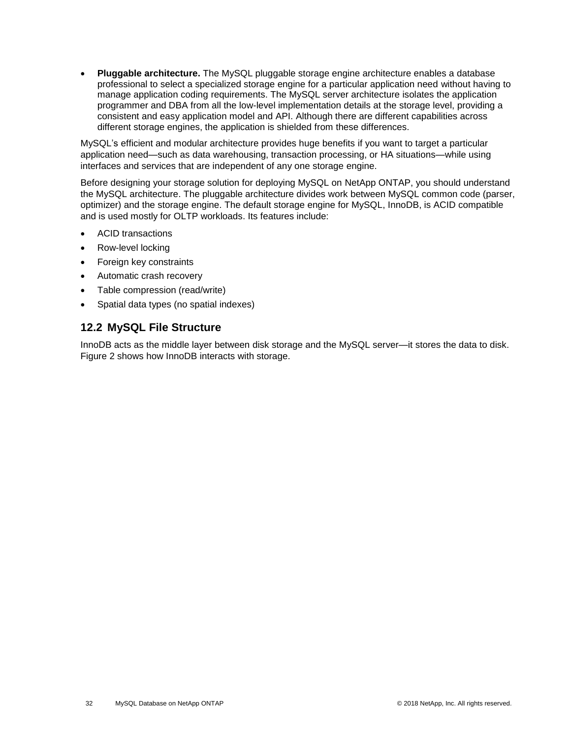- **Pluggable architecture.** The MySQL pluggable storage engine architecture enables a database professional to select a specialized storage engine for a particular application need without having to manage application coding requirements. The MySQL server architecture isolates the application programmer and DBA from all the low-level implementation details at the storage level, providing a consistent and easy application model and API. Although there are different capabilities across different storage engines, the application is shielded from these differences.

MySQL's efficient and modular architecture provides huge benefits if you want to target a particular application need—such as data warehousing, transaction processing, or HA situations—while using interfaces and services that are independent of any one storage engine.

Before designing your storage solution for deploying MySQL on NetApp ONTAP, you should understand the MySQL architecture. The pluggable architecture divides work between MySQL common code (parser, optimizer) and the storage engine. The default storage engine for MySQL, InnoDB, is ACID compatible and is used mostly for OLTP workloads. Its features include:

- ACID transactions
- Row-level locking
- Foreign key constraints
- Automatic crash recovery
- Table compression (read/write)
- Spatial data types (no spatial indexes)

## 12.2 MySQL File Structure

InnoDB acts as the middle layer between disk storage and the MySQL server—it stores the data to disk. Figure 2 shows how InnoDB interacts with storage.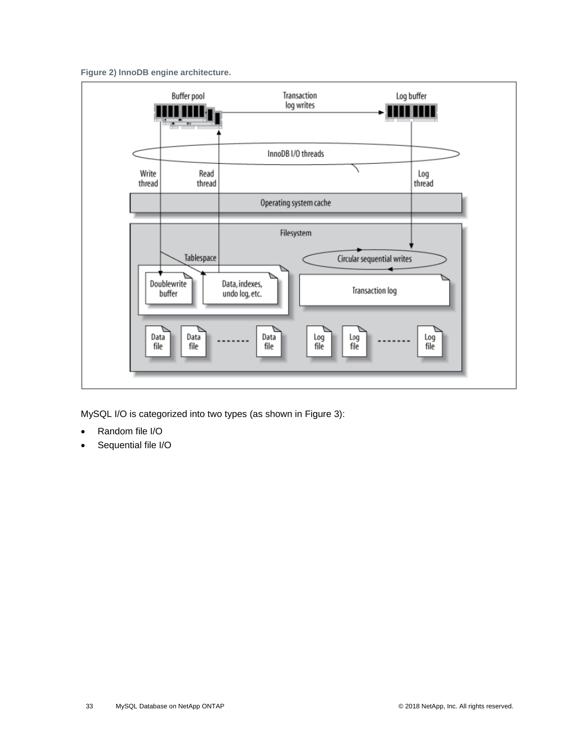**Figure 2) InnoDB engine architecture.**

MySQL I/O is categorized into two types (as shown in Figure 3):

- Random file I/O
- Sequential file I/O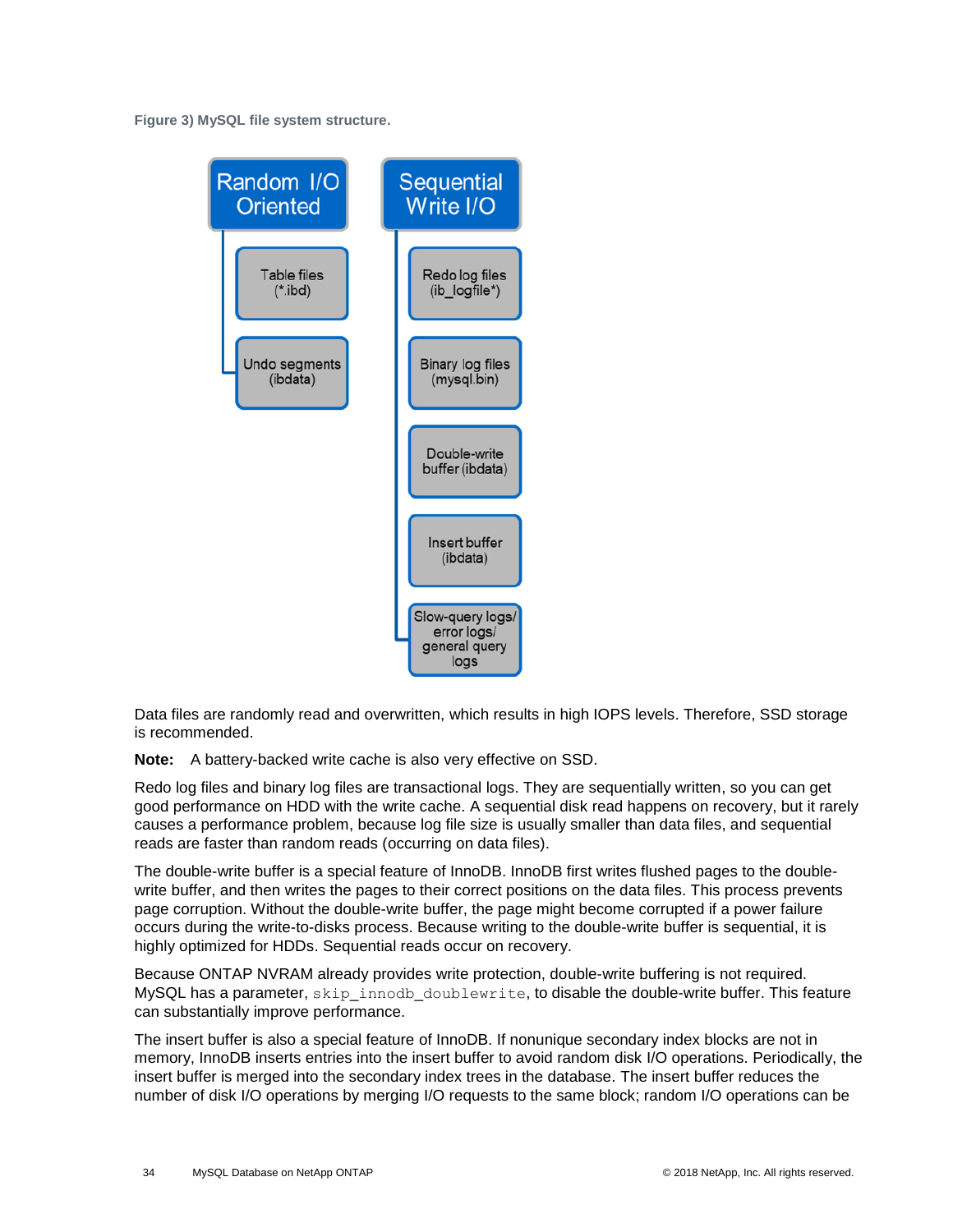Figure 3) MySQL file system structure.

- Random I/O Oriented
  - Table files (*.ibd)
  - Undo segments (ibdata)
- Sequential Write I/O
  - Redo log files (ib_logfile*)
  - Binary log files (mysql.bin)
  - Double-write buffer (ibdata)
  - Insert buffer (ibdata)
  - Slow-query logs/ error logs/ general query logs

Data files are randomly read and overwritten, which results in high IOPS levels. Therefore, SSD storage is recommended.

**Note:** A battery-backed write cache is also very effective on SSD.

Redo log files and binary log files are transactional logs. They are sequentially written, so you can get good performance on HDD with the write cache. A sequential disk read happens on recovery, but it rarely causes a performance problem, because log file size is usually smaller than data files, and sequential reads are faster than random reads (occurring on data files).

The double-write buffer is a special feature of InnoDB. InnoDB first writes flushed pages to the double-write buffer, and then writes the pages to their correct positions on the data files. This process prevents page corruption. Without the double-write buffer, the page might become corrupted if a power failure occurs during the write-to-disks process. Because writing to the double-write buffer is sequential, it is highly optimized for HDDs. Sequential reads occur on recovery.

Because ONTAP NVRAM already provides write protection, double-write buffering is not required. MySQL has a parameter, `skip_innodb_doublewrite`, to disable the double-write buffer. This feature can substantially improve performance.

The insert buffer is also a special feature of InnoDB. If nonunique secondary index blocks are not in memory, InnoDB inserts entries into the insert buffer to avoid random disk I/O operations. Periodically, the insert buffer is merged into the secondary index trees in the database. The insert buffer reduces the number of disk I/O operations by merging I/O requests to the same block; random I/O operations can be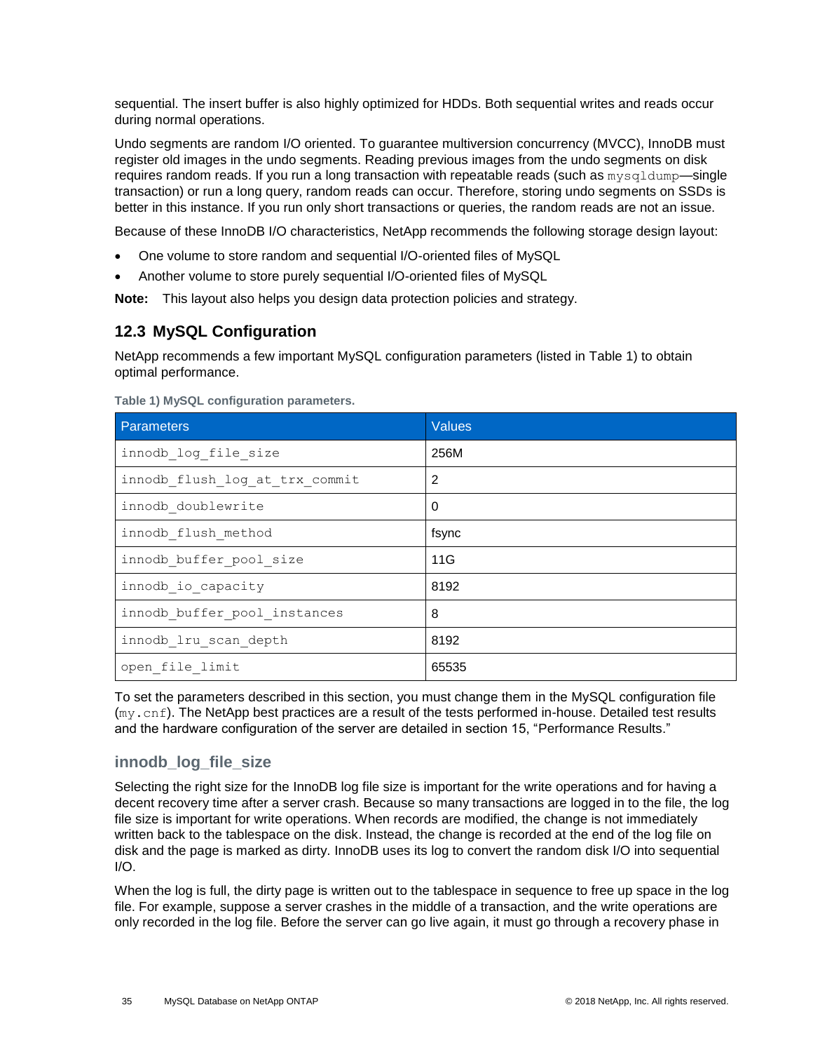sequential. The insert buffer is also highly optimized for HDDs. Both sequential writes and reads occur during normal operations.

Undo segments are random I/O oriented. To guarantee multiversion concurrency (MVCC), InnoDB must register old images in the undo segments. Reading previous images from the undo segments on disk requires random reads. If you run a long transaction with repeatable reads (such as `mysqldump`—single transaction) or run a long query, random reads can occur. Therefore, storing undo segments on SSDs is better in this instance. If you run only short transactions or queries, the random reads are not an issue.

Because of these InnoDB I/O characteristics, NetApp recommends the following storage design layout:

- One volume to store random and sequential I/O-oriented files of MySQL
- Another volume to store purely sequential I/O-oriented files of MySQL

**Note:** This layout also helps you design data protection policies and strategy.

## 12.3 MySQL Configuration

NetApp recommends a few important MySQL configuration parameters (listed in Table 1) to obtain optimal performance.

**Table 1) MySQL configuration parameters.**

| Parameters | Values |
|---|---|
| `innodb_log_file_size` | 256M |
| `innodb_flush_log_at_trx_commit` | 2 |
| `innodb_doublewrite` | 0 |
| `innodb_flush_method` | fsync |
| `innodb_buffer_pool_size` | 11G |
| `innodb_io_capacity` | 8192 |
| `innodb_buffer_pool_instances` | 8 |
| `innodb_lru_scan_depth` | 8192 |
| `open_file_limit` | 65535 |

To set the parameters described in this section, you must change them in the MySQL configuration file (`my.cnf`). The NetApp best practices are a result of the tests performed in-house. Detailed test results and the hardware configuration of the server are detailed in section 15, "Performance Results."

### innodb_log_file_size

Selecting the right size for the InnoDB log file size is important for the write operations and for having a decent recovery time after a server crash. Because so many transactions are logged in to the file, the log file size is important for write operations. When records are modified, the change is not immediately written back to the tablespace on the disk. Instead, the change is recorded at the end of the log file on disk and the page is marked as dirty. InnoDB uses its log to convert the random disk I/O into sequential I/O.

When the log is full, the dirty page is written out to the tablespace in sequence to free up space in the log file. For example, suppose a server crashes in the middle of a transaction, and the write operations are only recorded in the log file. Before the server can go live again, it must go through a recovery phase in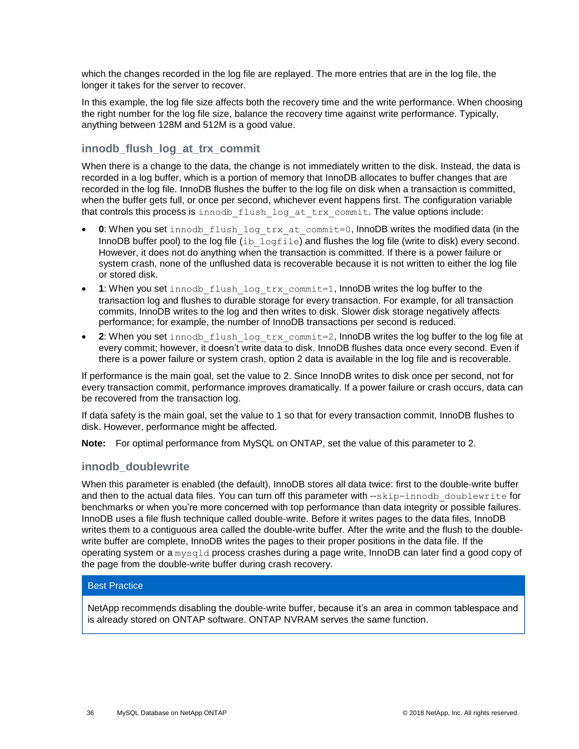which the changes recorded in the log file are replayed. The more entries that are in the log file, the longer it takes for the server to recover.

In this example, the log file size affects both the recovery time and the write performance. When choosing the right number for the log file size, balance the recovery time against write performance. Typically, anything between 128M and 512M is a good value.

### innodb_flush_log_at_trx_commit

When there is a change to the data, the change is not immediately written to the disk. Instead, the data is recorded in a log buffer, which is a portion of memory that InnoDB allocates to buffer changes that are recorded in the log file. InnoDB flushes the buffer to the log file on disk when a transaction is committed, when the buffer gets full, or once per second, whichever event happens first. The configuration variable that controls this process is `innodb_flush_log_at_trx_commit`. The value options include:

- **0**: When you set `innodb_flush_log_trx_at_commit=0`, InnoDB writes the modified data (in the InnoDB buffer pool) to the log file (`ib_logfile`) and flushes the log file (write to disk) every second. However, it does not do anything when the transaction is committed. If there is a power failure or system crash, none of the unflushed data is recoverable because it is not written to either the log file or stored disk.
- **1**: When you set `innodb_flush_log_trx_commit=1`, InnoDB writes the log buffer to the transaction log and flushes to durable storage for every transaction. For example, for all transaction commits, InnoDB writes to the log and then writes to disk. Slower disk storage negatively affects performance; for example, the number of InnoDB transactions per second is reduced.
- **2**: When you set `innodb_flush_log_trx_commit=2`, InnoDB writes the log buffer to the log file at every commit; however, it doesn't write data to disk. InnoDB flushes data once every second. Even if there is a power failure or system crash, option 2 data is available in the log file and is recoverable.

If performance is the main goal, set the value to 2. Since InnoDB writes to disk once per second, not for every transaction commit, performance improves dramatically. If a power failure or crash occurs, data can be recovered from the transaction log.

If data safety is the main goal, set the value to 1 so that for every transaction commit, InnoDB flushes to disk. However, performance might be affected.

**Note:** For optimal performance from MySQL on ONTAP, set the value of this parameter to 2.

### innodb_doublewrite

When this parameter is enabled (the default), InnoDB stores all data twice: first to the double-write buffer and then to the actual data files. You can turn off this parameter with `--skip-innodb_doublewrite` for benchmarks or when you're more concerned with top performance than data integrity or possible failures. InnoDB uses a file flush technique called double-write. Before it writes pages to the data files, InnoDB writes them to a contiguous area called the double-write buffer. After the write and the flush to the double-write buffer are complete, InnoDB writes the pages to their proper positions in the data file. If the operating system or a `mysqld` process crashes during a page write, InnoDB can later find a good copy of the page from the double-write buffer during crash recovery.

**Best Practice**

NetApp recommends disabling the double-write buffer, because it's an area in common tablespace and is already stored on ONTAP software. ONTAP NVRAM serves the same function.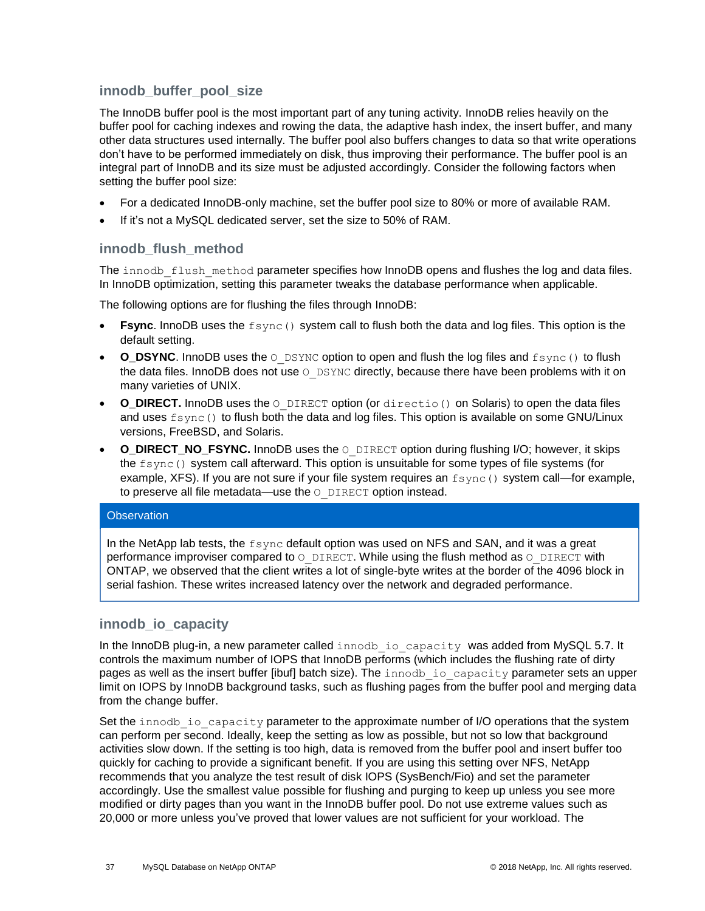### innodb_buffer_pool_size

The InnoDB buffer pool is the most important part of any tuning activity. InnoDB relies heavily on the buffer pool for caching indexes and rowing the data, the adaptive hash index, the insert buffer, and many other data structures used internally. The buffer pool also buffers changes to data so that write operations don't have to be performed immediately on disk, thus improving their performance. The buffer pool is an integral part of InnoDB and its size must be adjusted accordingly. Consider the following factors when setting the buffer pool size:

- For a dedicated InnoDB-only machine, set the buffer pool size to 80% or more of available RAM.
- If it's not a MySQL dedicated server, set the size to 50% of RAM.

### innodb_flush_method

The `innodb_flush_method` parameter specifies how InnoDB opens and flushes the log and data files. In InnoDB optimization, setting this parameter tweaks the database performance when applicable.

The following options are for flushing the files through InnoDB:

- **Fsync**. InnoDB uses the `fsync()` system call to flush both the data and log files. This option is the default setting.
- **O_DSYNC**. InnoDB uses the `O_DSYNC` option to open and flush the log files and `fsync()` to flush the data files. InnoDB does not use `O_DSYNC` directly, because there have been problems with it on many varieties of UNIX.
- **O_DIRECT.** InnoDB uses the `O_DIRECT` option (or `directio()` on Solaris) to open the data files and uses `fsync()` to flush both the data and log files. This option is available on some GNU/Linux versions, FreeBSD, and Solaris.
- **O_DIRECT_NO_FSYNC.** InnoDB uses the `O_DIRECT` option during flushing I/O; however, it skips the `fsync()` system call afterward. This option is unsuitable for some types of file systems (for example, XFS). If you are not sure if your file system requires an `fsync()` system call—for example, to preserve all file metadata—use the `O_DIRECT` option instead.

> **Observation**
>
> In the NetApp lab tests, the `fsync` default option was used on NFS and SAN, and it was a great performance improviser compared to `O_DIRECT`. While using the flush method as `O_DIRECT` with ONTAP, we observed that the client writes a lot of single-byte writes at the border of the 4096 block in serial fashion. These writes increased latency over the network and degraded performance.

### innodb_io_capacity

In the InnoDB plug-in, a new parameter called `innodb_io_capacity` was added from MySQL 5.7. It controls the maximum number of IOPS that InnoDB performs (which includes the flushing rate of dirty pages as well as the insert buffer [ibuf] batch size). The `innodb_io_capacity` parameter sets an upper limit on IOPS by InnoDB background tasks, such as flushing pages from the buffer pool and merging data from the change buffer.

Set the `innodb_io_capacity` parameter to the approximate number of I/O operations that the system can perform per second. Ideally, keep the setting as low as possible, but not so low that background activities slow down. If the setting is too high, data is removed from the buffer pool and insert buffer too quickly for caching to provide a significant benefit. If you are using this setting over NFS, NetApp recommends that you analyze the test result of disk IOPS (SysBench/Fio) and set the parameter accordingly. Use the smallest value possible for flushing and purging to keep up unless you see more modified or dirty pages than you want in the InnoDB buffer pool. Do not use extreme values such as 20,000 or more unless you've proved that lower values are not sufficient for your workload. The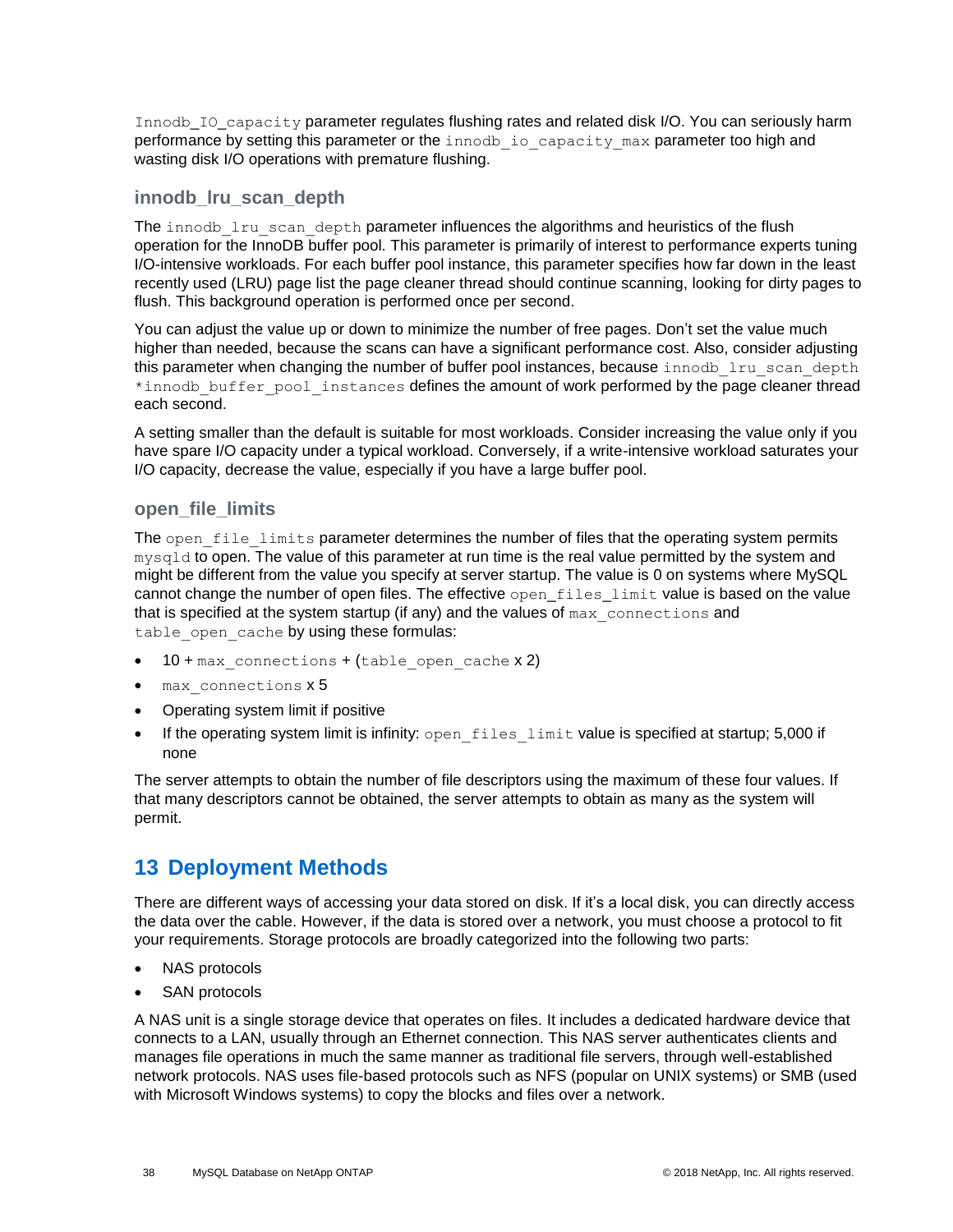Innodb_IO_capacity parameter regulates flushing rates and related disk I/O. You can seriously harm performance by setting this parameter or the innodb_io_capacity_max parameter too high and wasting disk I/O operations with premature flushing.

### innodb_lru_scan_depth

The innodb_lru_scan_depth parameter influences the algorithms and heuristics of the flush operation for the InnoDB buffer pool. This parameter is primarily of interest to performance experts tuning I/O-intensive workloads. For each buffer pool instance, this parameter specifies how far down in the least recently used (LRU) page list the page cleaner thread should continue scanning, looking for dirty pages to flush. This background operation is performed once per second.

You can adjust the value up or down to minimize the number of free pages. Don't set the value much higher than needed, because the scans can have a significant performance cost. Also, consider adjusting this parameter when changing the number of buffer pool instances, because innodb_lru_scan_depth *innodb_buffer_pool_instances defines the amount of work performed by the page cleaner thread each second.

A setting smaller than the default is suitable for most workloads. Consider increasing the value only if you have spare I/O capacity under a typical workload. Conversely, if a write-intensive workload saturates your I/O capacity, decrease the value, especially if you have a large buffer pool.

### open_file_limits

The open_file_limits parameter determines the number of files that the operating system permits mysqld to open. The value of this parameter at run time is the real value permitted by the system and might be different from the value you specify at server startup. The value is 0 on systems where MySQL cannot change the number of open files. The effective open_files_limit value is based on the value that is specified at the system startup (if any) and the values of max_connections and table_open_cache by using these formulas:

- 10 + max_connections + (table_open_cache x 2)
- max_connections x 5
- Operating system limit if positive
- If the operating system limit is infinity: open_files_limit value is specified at startup; 5,000 if none

The server attempts to obtain the number of file descriptors using the maximum of these four values. If that many descriptors cannot be obtained, the server attempts to obtain as many as the system will permit.

# 13 Deployment Methods

There are different ways of accessing your data stored on disk. If it's a local disk, you can directly access the data over the cable. However, if the data is stored over a network, you must choose a protocol to fit your requirements. Storage protocols are broadly categorized into the following two parts:

- NAS protocols
- SAN protocols

A NAS unit is a single storage device that operates on files. It includes a dedicated hardware device that connects to a LAN, usually through an Ethernet connection. This NAS server authenticates clients and manages file operations in much the same manner as traditional file servers, through well-established network protocols. NAS uses file-based protocols such as NFS (popular on UNIX systems) or SMB (used with Microsoft Windows systems) to copy the blocks and files over a network.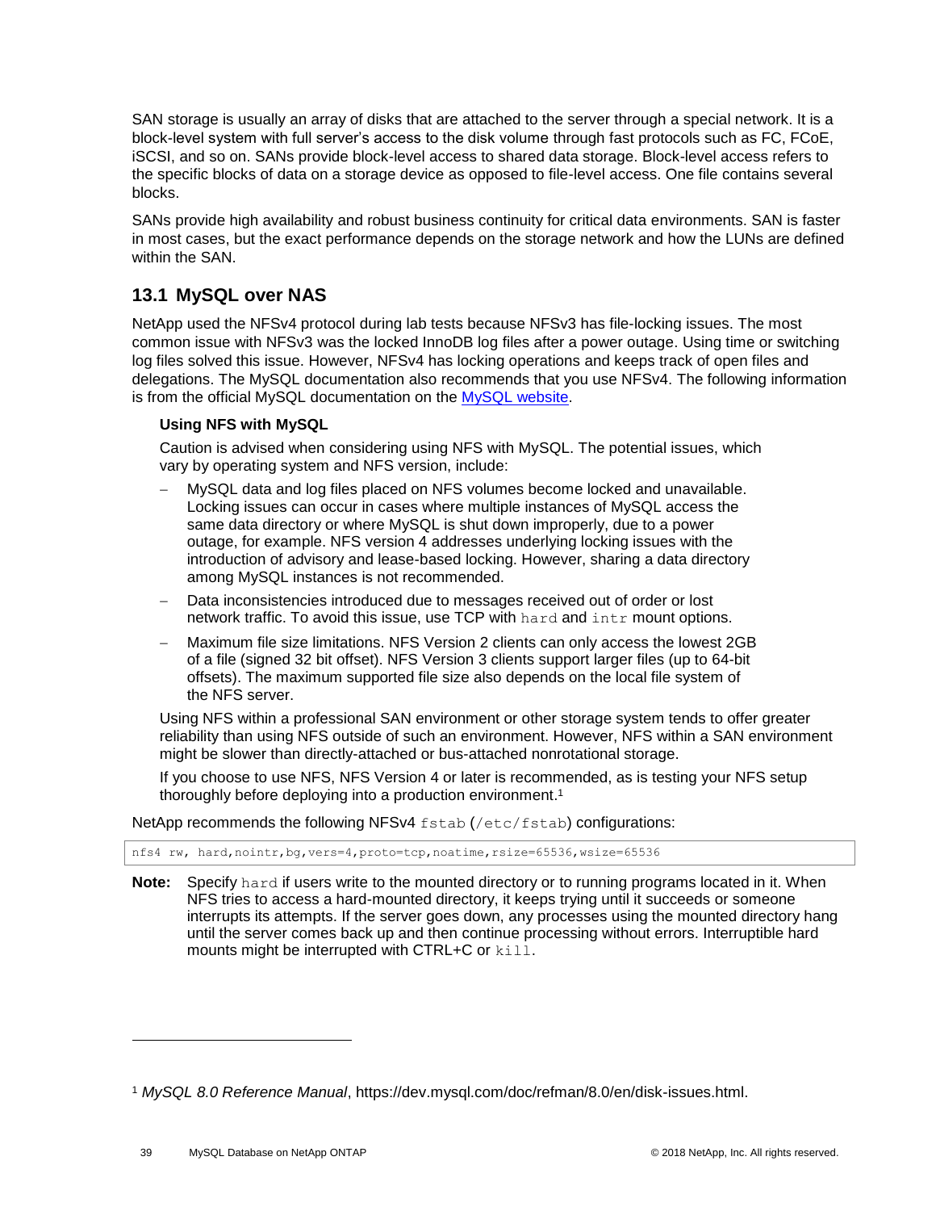SAN storage is usually an array of disks that are attached to the server through a special network. It is a block-level system with full server's access to the disk volume through fast protocols such as FC, FCoE, iSCSI, and so on. SANs provide block-level access to shared data storage. Block-level access refers to the specific blocks of data on a storage device as opposed to file-level access. One file contains several blocks.

SANs provide high availability and robust business continuity for critical data environments. SAN is faster in most cases, but the exact performance depends on the storage network and how the LUNs are defined within the SAN.

## 13.1 MySQL over NAS

NetApp used the NFSv4 protocol during lab tests because NFSv3 has file-locking issues. The most common issue with NFSv3 was the locked InnoDB log files after a power outage. Using time or switching log files solved this issue. However, NFSv4 has locking operations and keeps track of open files and delegations. The MySQL documentation also recommends that you use NFSv4. The following information is from the official MySQL documentation on the MySQL website.

> **Using NFS with MySQL**
>
> Caution is advised when considering using NFS with MySQL. The potential issues, which vary by operating system and NFS version, include:
>
> - MySQL data and log files placed on NFS volumes become locked and unavailable. Locking issues can occur in cases where multiple instances of MySQL access the same data directory or where MySQL is shut down improperly, due to a power outage, for example. NFS version 4 addresses underlying locking issues with the introduction of advisory and lease-based locking. However, sharing a data directory among MySQL instances is not recommended.
> - Data inconsistencies introduced due to messages received out of order or lost network traffic. To avoid this issue, use TCP with `hard` and `intr` mount options.
> - Maximum file size limitations. NFS Version 2 clients can only access the lowest 2GB of a file (signed 32 bit offset). NFS Version 3 clients support larger files (up to 64-bit offsets). The maximum supported file size also depends on the local file system of the NFS server.
>
> Using NFS within a professional SAN environment or other storage system tends to offer greater reliability than using NFS outside of such an environment. However, NFS within a SAN environment might be slower than directly-attached or bus-attached nonrotational storage.
>
> If you choose to use NFS, NFS Version 4 or later is recommended, as is testing your NFS setup thoroughly before deploying into a production environment.[1]

NetApp recommends the following NFSv4 `fstab` (`/etc/fstab`) configurations:

```
nfs4 rw, hard,nointr,bg,vers=4,proto=tcp,noatime,rsize=65536,wsize=65536
```

**Note:** Specify `hard` if users write to the mounted directory or to running programs located in it. When NFS tries to access a hard-mounted directory, it keeps trying until it succeeds or someone interrupts its attempts. If the server goes down, any processes using the mounted directory hang until the server comes back up and then continue processing without errors. Interruptible hard mounts might be interrupted with CTRL+C or `kill`.

[1] *MySQL 8.0 Reference Manual*, https://dev.mysql.com/doc/refman/8.0/en/disk-issues.html.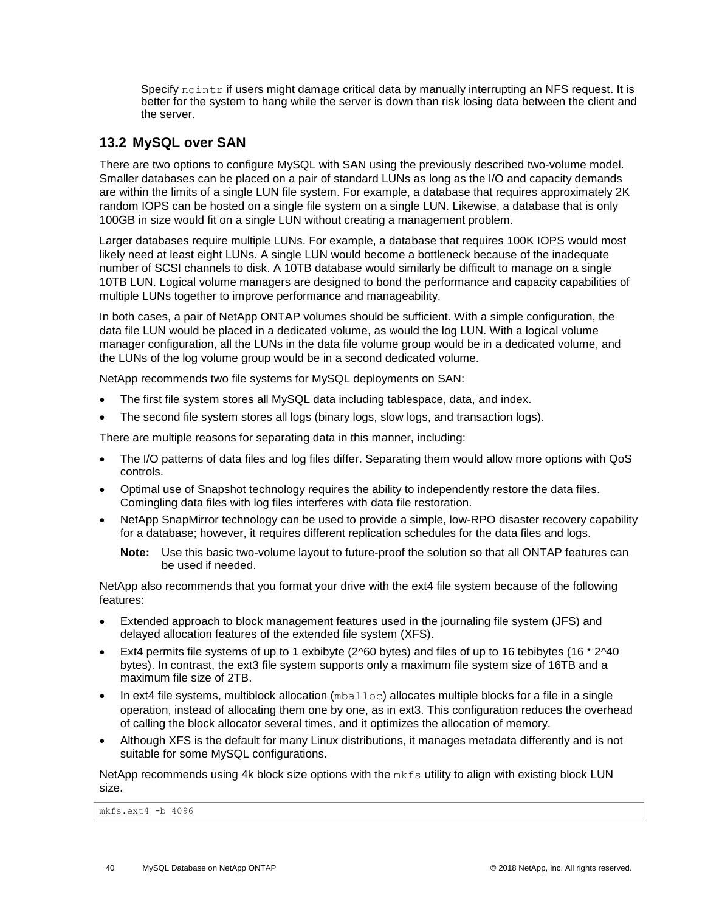Specify `nointr` if users might damage critical data by manually interrupting an NFS request. It is better for the system to hang while the server is down than risk losing data between the client and the server.

## 13.2 MySQL over SAN

There are two options to configure MySQL with SAN using the previously described two-volume model. Smaller databases can be placed on a pair of standard LUNs as long as the I/O and capacity demands are within the limits of a single LUN file system. For example, a database that requires approximately 2K random IOPS can be hosted on a single file system on a single LUN. Likewise, a database that is only 100GB in size would fit on a single LUN without creating a management problem.

Larger databases require multiple LUNs. For example, a database that requires 100K IOPS would most likely need at least eight LUNs. A single LUN would become a bottleneck because of the inadequate number of SCSI channels to disk. A 10TB database would similarly be difficult to manage on a single 10TB LUN. Logical volume managers are designed to bond the performance and capacity capabilities of multiple LUNs together to improve performance and manageability.

In both cases, a pair of NetApp ONTAP volumes should be sufficient. With a simple configuration, the data file LUN would be placed in a dedicated volume, as would the log LUN. With a logical volume manager configuration, all the LUNs in the data file volume group would be in a dedicated volume, and the LUNs of the log volume group would be in a second dedicated volume.

NetApp recommends two file systems for MySQL deployments on SAN:

- The first file system stores all MySQL data including tablespace, data, and index.
- The second file system stores all logs (binary logs, slow logs, and transaction logs).

There are multiple reasons for separating data in this manner, including:

- The I/O patterns of data files and log files differ. Separating them would allow more options with QoS controls.
- Optimal use of Snapshot technology requires the ability to independently restore the data files. Comingling data files with log files interferes with data file restoration.
- NetApp SnapMirror technology can be used to provide a simple, low-RPO disaster recovery capability for a database; however, it requires different replication schedules for the data files and logs.

  **Note:** Use this basic two-volume layout to future-proof the solution so that all ONTAP features can be used if needed.

NetApp also recommends that you format your drive with the ext4 file system because of the following features:

- Extended approach to block management features used in the journaling file system (JFS) and delayed allocation features of the extended file system (XFS).
- Ext4 permits file systems of up to 1 exbibyte (2^60 bytes) and files of up to 16 tebibytes (16 * 2^40 bytes). In contrast, the ext3 file system supports only a maximum file system size of 16TB and a maximum file size of 2TB.
- In ext4 file systems, multiblock allocation (`mballoc`) allocates multiple blocks for a file in a single operation, instead of allocating them one by one, as in ext3. This configuration reduces the overhead of calling the block allocator several times, and it optimizes the allocation of memory.
- Although XFS is the default for many Linux distributions, it manages metadata differently and is not suitable for some MySQL configurations.

NetApp recommends using 4k block size options with the `mkfs` utility to align with existing block LUN size.

```
mkfs.ext4 -b 4096
```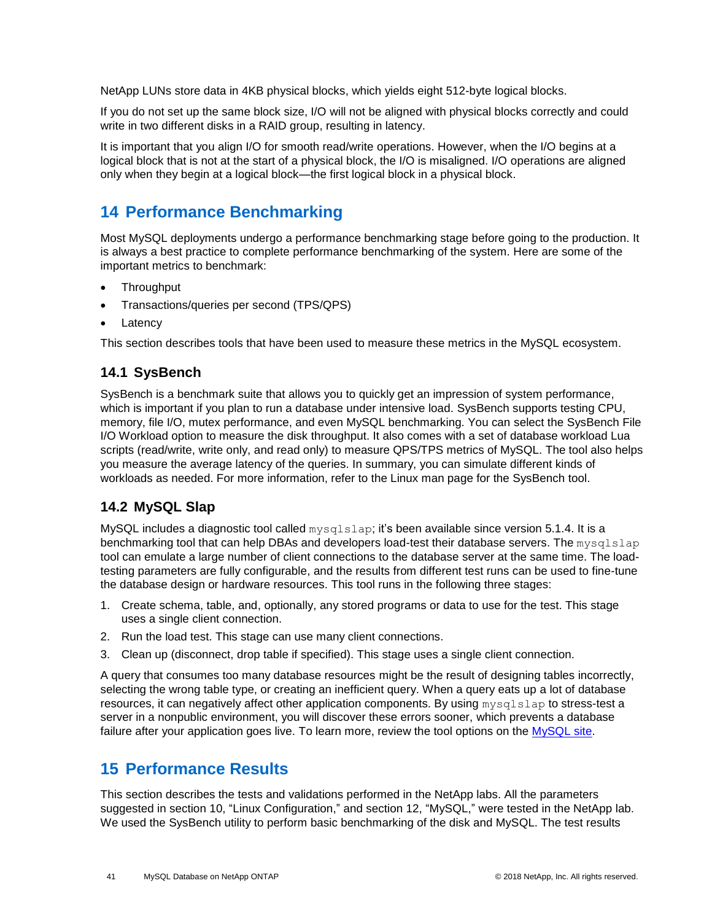NetApp LUNs store data in 4KB physical blocks, which yields eight 512-byte logical blocks.

If you do not set up the same block size, I/O will not be aligned with physical blocks correctly and could write in two different disks in a RAID group, resulting in latency.

It is important that you align I/O for smooth read/write operations. However, when the I/O begins at a logical block that is not at the start of a physical block, the I/O is misaligned. I/O operations are aligned only when they begin at a logical block—the first logical block in a physical block.

# 14 Performance Benchmarking

Most MySQL deployments undergo a performance benchmarking stage before going to the production. It is always a best practice to complete performance benchmarking of the system. Here are some of the important metrics to benchmark:

- Throughput
- Transactions/queries per second (TPS/QPS)
- Latency

This section describes tools that have been used to measure these metrics in the MySQL ecosystem.

## 14.1 SysBench

SysBench is a benchmark suite that allows you to quickly get an impression of system performance, which is important if you plan to run a database under intensive load. SysBench supports testing CPU, memory, file I/O, mutex performance, and even MySQL benchmarking. You can select the SysBench File I/O Workload option to measure the disk throughput. It also comes with a set of database workload Lua scripts (read/write, write only, and read only) to measure QPS/TPS metrics of MySQL. The tool also helps you measure the average latency of the queries. In summary, you can simulate different kinds of workloads as needed. For more information, refer to the Linux man page for the SysBench tool.

## 14.2 MySQL Slap

MySQL includes a diagnostic tool called `mysqlslap`; it's been available since version 5.1.4. It is a benchmarking tool that can help DBAs and developers load-test their database servers. The `mysqlslap` tool can emulate a large number of client connections to the database server at the same time. The load-testing parameters are fully configurable, and the results from different test runs can be used to fine-tune the database design or hardware resources. This tool runs in the following three stages:

1. Create schema, table, and, optionally, any stored programs or data to use for the test. This stage uses a single client connection.
2. Run the load test. This stage can use many client connections.
3. Clean up (disconnect, drop table if specified). This stage uses a single client connection.

A query that consumes too many database resources might be the result of designing tables incorrectly, selecting the wrong table type, or creating an inefficient query. When a query eats up a lot of database resources, it can negatively affect other application components. By using `mysqlslap` to stress-test a server in a nonpublic environment, you will discover these errors sooner, which prevents a database failure after your application goes live. To learn more, review the tool options on the MySQL site.

# 15 Performance Results

This section describes the tests and validations performed in the NetApp labs. All the parameters suggested in section 10, "Linux Configuration," and section 12, "MySQL," were tested in the NetApp lab. We used the SysBench utility to perform basic benchmarking of the disk and MySQL. The test results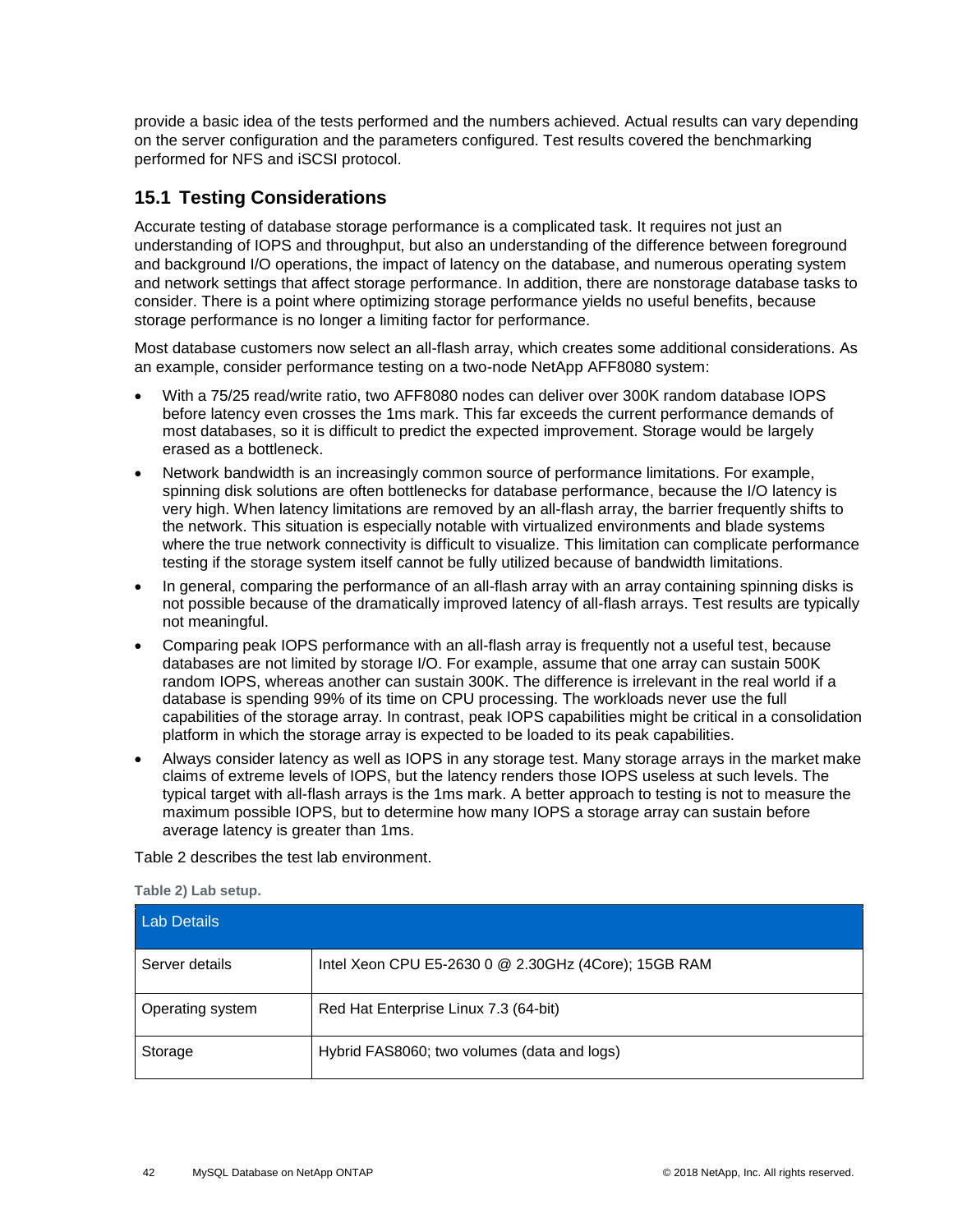provide a basic idea of the tests performed and the numbers achieved. Actual results can vary depending on the server configuration and the parameters configured. Test results covered the benchmarking performed for NFS and iSCSI protocol.

## 15.1 Testing Considerations

Accurate testing of database storage performance is a complicated task. It requires not just an understanding of IOPS and throughput, but also an understanding of the difference between foreground and background I/O operations, the impact of latency on the database, and numerous operating system and network settings that affect storage performance. In addition, there are nonstorage database tasks to consider. There is a point where optimizing storage performance yields no useful benefits, because storage performance is no longer a limiting factor for performance.

Most database customers now select an all-flash array, which creates some additional considerations. As an example, consider performance testing on a two-node NetApp AFF8080 system:

- With a 75/25 read/write ratio, two AFF8080 nodes can deliver over 300K random database IOPS before latency even crosses the 1ms mark. This far exceeds the current performance demands of most databases, so it is difficult to predict the expected improvement. Storage would be largely erased as a bottleneck.
- Network bandwidth is an increasingly common source of performance limitations. For example, spinning disk solutions are often bottlenecks for database performance, because the I/O latency is very high. When latency limitations are removed by an all-flash array, the barrier frequently shifts to the network. This situation is especially notable with virtualized environments and blade systems where the true network connectivity is difficult to visualize. This limitation can complicate performance testing if the storage system itself cannot be fully utilized because of bandwidth limitations.
- In general, comparing the performance of an all-flash array with an array containing spinning disks is not possible because of the dramatically improved latency of all-flash arrays. Test results are typically not meaningful.
- Comparing peak IOPS performance with an all-flash array is frequently not a useful test, because databases are not limited by storage I/O. For example, assume that one array can sustain 500K random IOPS, whereas another can sustain 300K. The difference is irrelevant in the real world if a database is spending 99% of its time on CPU processing. The workloads never use the full capabilities of the storage array. In contrast, peak IOPS capabilities might be critical in a consolidation platform in which the storage array is expected to be loaded to its peak capabilities.
- Always consider latency as well as IOPS in any storage test. Many storage arrays in the market make claims of extreme levels of IOPS, but the latency renders those IOPS useless at such levels. The typical target with all-flash arrays is the 1ms mark. A better approach to testing is not to measure the maximum possible IOPS, but to determine how many IOPS a storage array can sustain before average latency is greater than 1ms.

Table 2 describes the test lab environment.

**Table 2) Lab setup.**

| Lab Details | |
|---|---|
| Server details | Intel Xeon CPU E5-2630 0 @ 2.30GHz (4Core); 15GB RAM |
| Operating system | Red Hat Enterprise Linux 7.3 (64-bit) |
| Storage | Hybrid FAS8060; two volumes (data and logs) |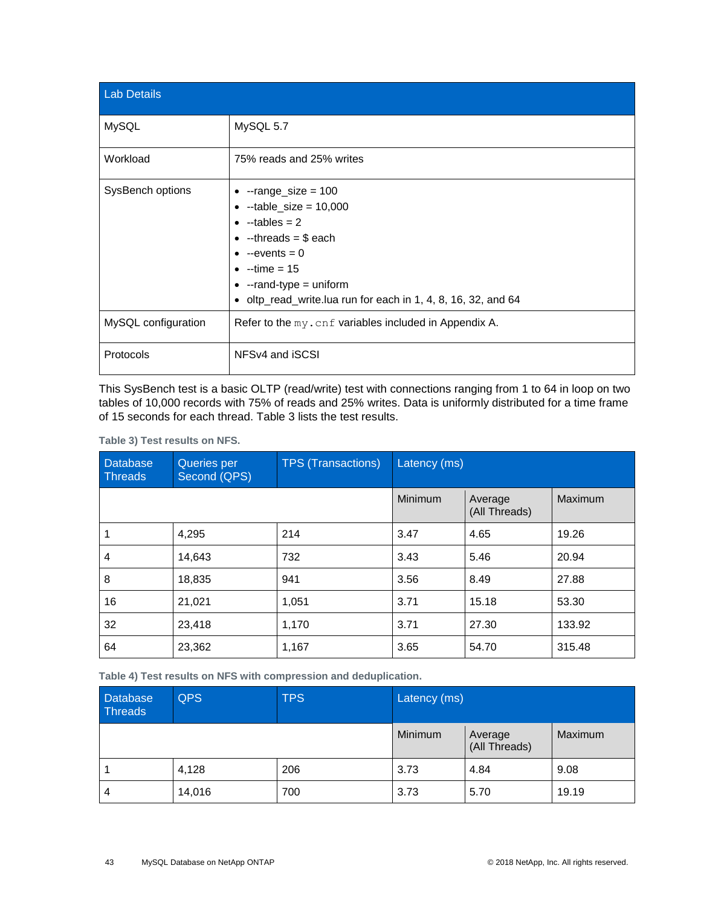| Lab Details | |
|---|---|
| MySQL | MySQL 5.7 |
| Workload | 75% reads and 25% writes |
| SysBench options | • --range_size = 100<br>• --table_size = 10,000<br>• --tables = 2<br>• --threads = $ each<br>• --events = 0<br>• --time = 15<br>• --rand-type = uniform<br>• oltp_read_write.lua run for each in 1, 4, 8, 16, 32, and 64 |
| MySQL configuration | Refer to the `my.cnf` variables included in Appendix A. |
| Protocols | NFSv4 and iSCSI |

This SysBench test is a basic OLTP (read/write) test with connections ranging from 1 to 64 in loop on two tables of 10,000 records with 75% of reads and 25% writes. Data is uniformly distributed for a time frame of 15 seconds for each thread. Table 3 lists the test results.

**Table 3) Test results on NFS.**

| Database Threads | Queries per Second (QPS) | TPS (Transactions) | Latency (ms) | | |
|---|---|---|---|---|---|
| | | | Minimum | Average (All Threads) | Maximum |
| 1 | 4,295 | 214 | 3.47 | 4.65 | 19.26 |
| 4 | 14,643 | 732 | 3.43 | 5.46 | 20.94 |
| 8 | 18,835 | 941 | 3.56 | 8.49 | 27.88 |
| 16 | 21,021 | 1,051 | 3.71 | 15.18 | 53.30 |
| 32 | 23,418 | 1,170 | 3.71 | 27.30 | 133.92 |
| 64 | 23,362 | 1,167 | 3.65 | 54.70 | 315.48 |

**Table 4) Test results on NFS with compression and deduplication.**

| Database Threads | QPS | TPS | Latency (ms) | | |
|---|---|---|---|---|---|
| | | | Minimum | Average (All Threads) | Maximum |
| 1 | 4,128 | 206 | 3.73 | 4.84 | 9.08 |
| 4 | 14,016 | 700 | 3.73 | 5.70 | 19.19 |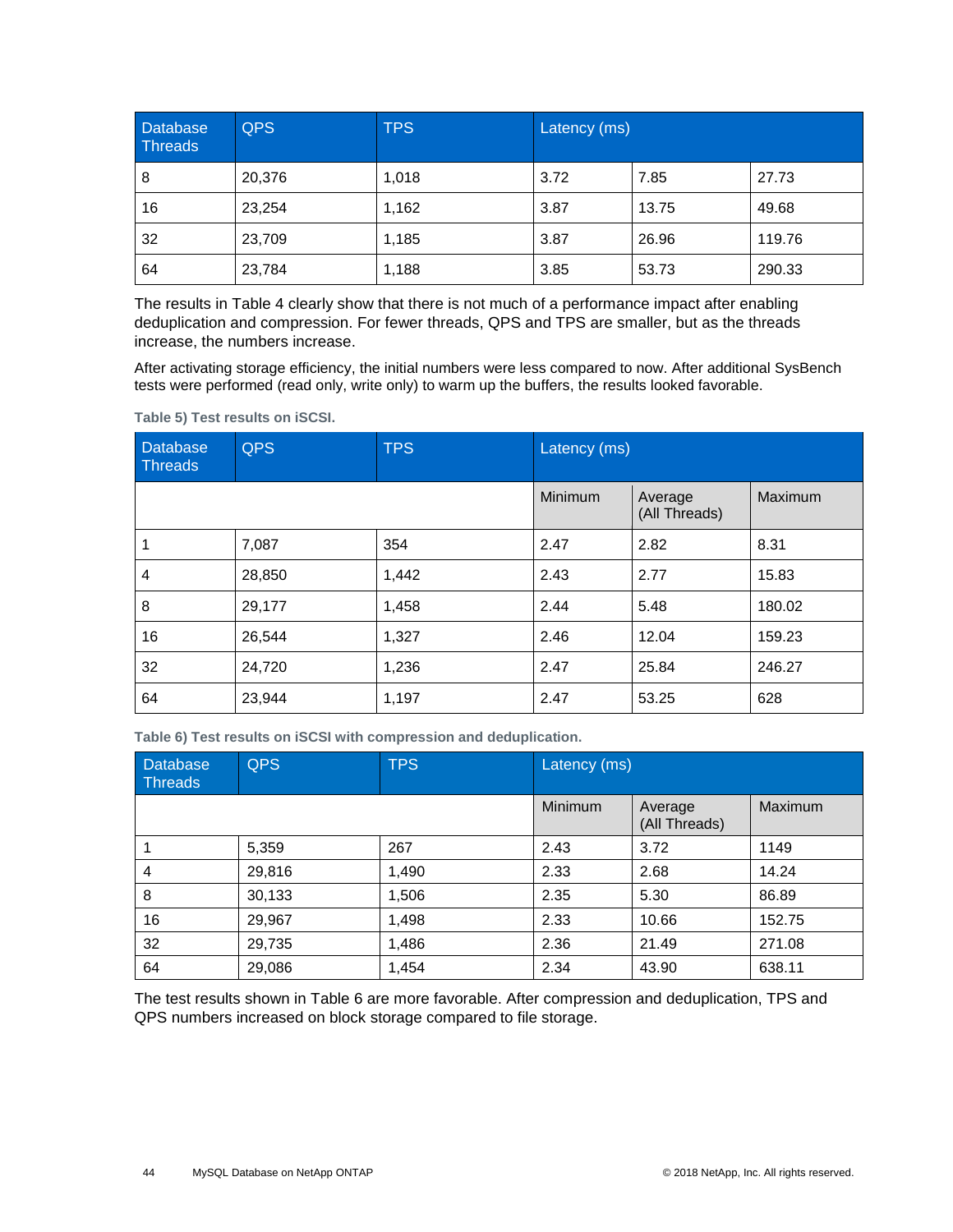| Database Threads | QPS | TPS | Latency (ms) | | |
|---|---|---|---|---|---|
| 8 | 20,376 | 1,018 | 3.72 | 7.85 | 27.73 |
| 16 | 23,254 | 1,162 | 3.87 | 13.75 | 49.68 |
| 32 | 23,709 | 1,185 | 3.87 | 26.96 | 119.76 |
| 64 | 23,784 | 1,188 | 3.85 | 53.73 | 290.33 |

The results in Table 4 clearly show that there is not much of a performance impact after enabling deduplication and compression. For fewer threads, QPS and TPS are smaller, but as the threads increase, the numbers increase.

After activating storage efficiency, the initial numbers were less compared to now. After additional SysBench tests were performed (read only, write only) to warm up the buffers, the results looked favorable.

**Table 5) Test results on iSCSI.**

| Database Threads | QPS | TPS | Latency (ms) | | |
|---|---|---|---|---|---|
| | | | Minimum | Average (All Threads) | Maximum |
| 1 | 7,087 | 354 | 2.47 | 2.82 | 8.31 |
| 4 | 28,850 | 1,442 | 2.43 | 2.77 | 15.83 |
| 8 | 29,177 | 1,458 | 2.44 | 5.48 | 180.02 |
| 16 | 26,544 | 1,327 | 2.46 | 12.04 | 159.23 |
| 32 | 24,720 | 1,236 | 2.47 | 25.84 | 246.27 |
| 64 | 23,944 | 1,197 | 2.47 | 53.25 | 628 |

**Table 6) Test results on iSCSI with compression and deduplication.**

| Database Threads | QPS | TPS | Latency (ms) | | |
|---|---|---|---|---|---|
| | | | Minimum | Average (All Threads) | Maximum |
| 1 | 5,359 | 267 | 2.43 | 3.72 | 1149 |
| 4 | 29,816 | 1,490 | 2.33 | 2.68 | 14.24 |
| 8 | 30,133 | 1,506 | 2.35 | 5.30 | 86.89 |
| 16 | 29,967 | 1,498 | 2.33 | 10.66 | 152.75 |
| 32 | 29,735 | 1,486 | 2.36 | 21.49 | 271.08 |
| 64 | 29,086 | 1,454 | 2.34 | 43.90 | 638.11 |

The test results shown in Table 6 are more favorable. After compression and deduplication, TPS and QPS numbers increased on block storage compared to file storage.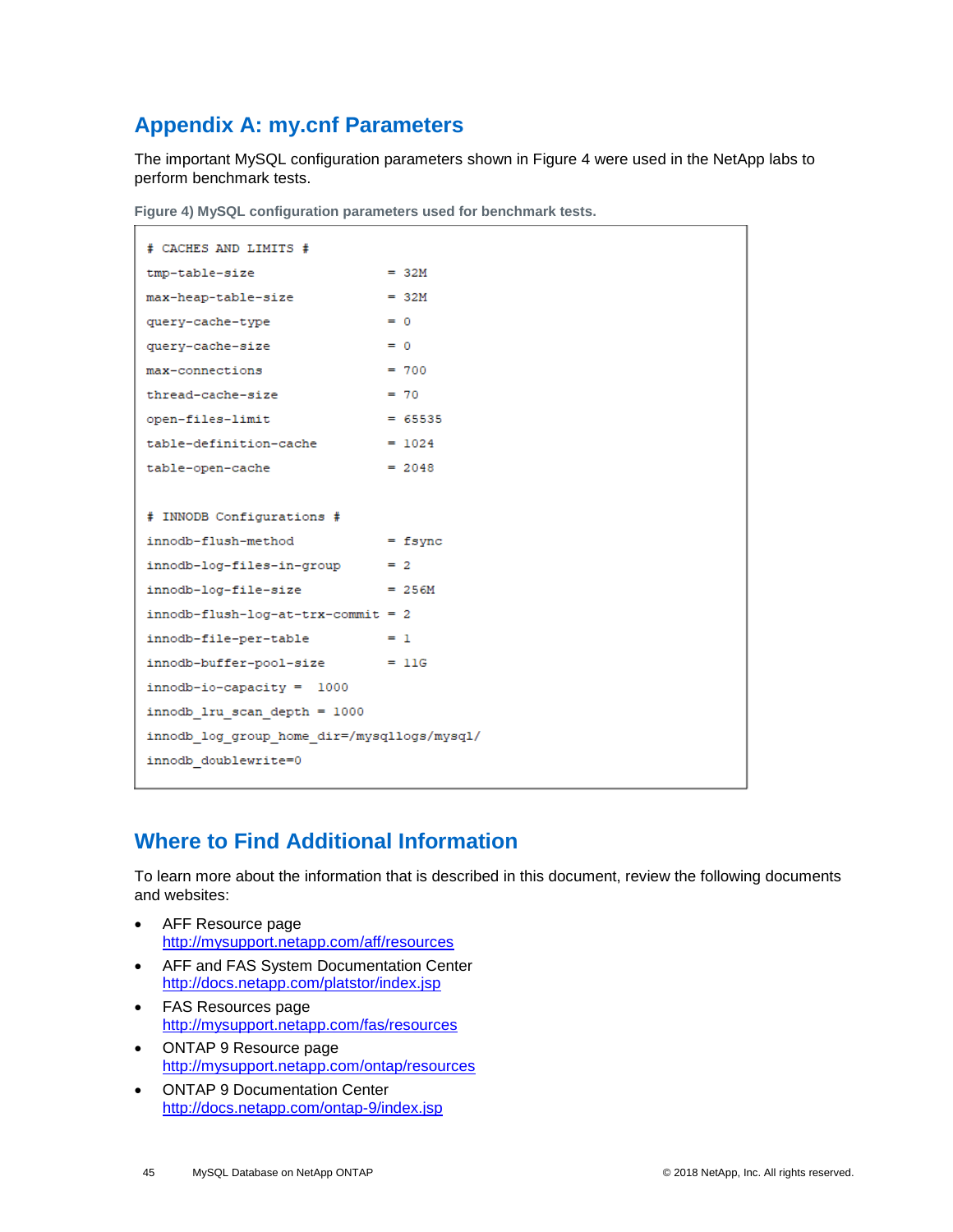## Appendix A: my.cnf Parameters

The important MySQL configuration parameters shown in Figure 4 were used in the NetApp labs to perform benchmark tests.

**Figure 4) MySQL configuration parameters used for benchmark tests.**

```
# CACHES AND LIMITS #
tmp-table-size                  = 32M
max-heap-table-size             = 32M
query-cache-type                = 0
query-cache-size                = 0
max-connections                 = 700
thread-cache-size               = 70
open-files-limit                = 65535
table-definition-cache          = 1024
table-open-cache                = 2048

# INNODB Configurations #
innodb-flush-method             = fsync
innodb-log-files-in-group       = 2
innodb-log-file-size            = 256M
innodb-flush-log-at-trx-commit  = 2
innodb-file-per-table           = 1
innodb-buffer-pool-size         = 11G
innodb-io-capacity =  1000
innodb_lru_scan_depth = 1000
innodb_log_group_home_dir=/mysqllogs/mysql/
innodb_doublewrite=0
```

## Where to Find Additional Information

To learn more about the information that is described in this document, review the following documents and websites:

- AFF Resource page
  http://mysupport.netapp.com/aff/resources
- AFF and FAS System Documentation Center
  http://docs.netapp.com/platstor/index.jsp
- FAS Resources page
  http://mysupport.netapp.com/fas/resources
- ONTAP 9 Resource page
  http://mysupport.netapp.com/ontap/resources
- ONTAP 9 Documentation Center
  http://docs.netapp.com/ontap-9/index.jsp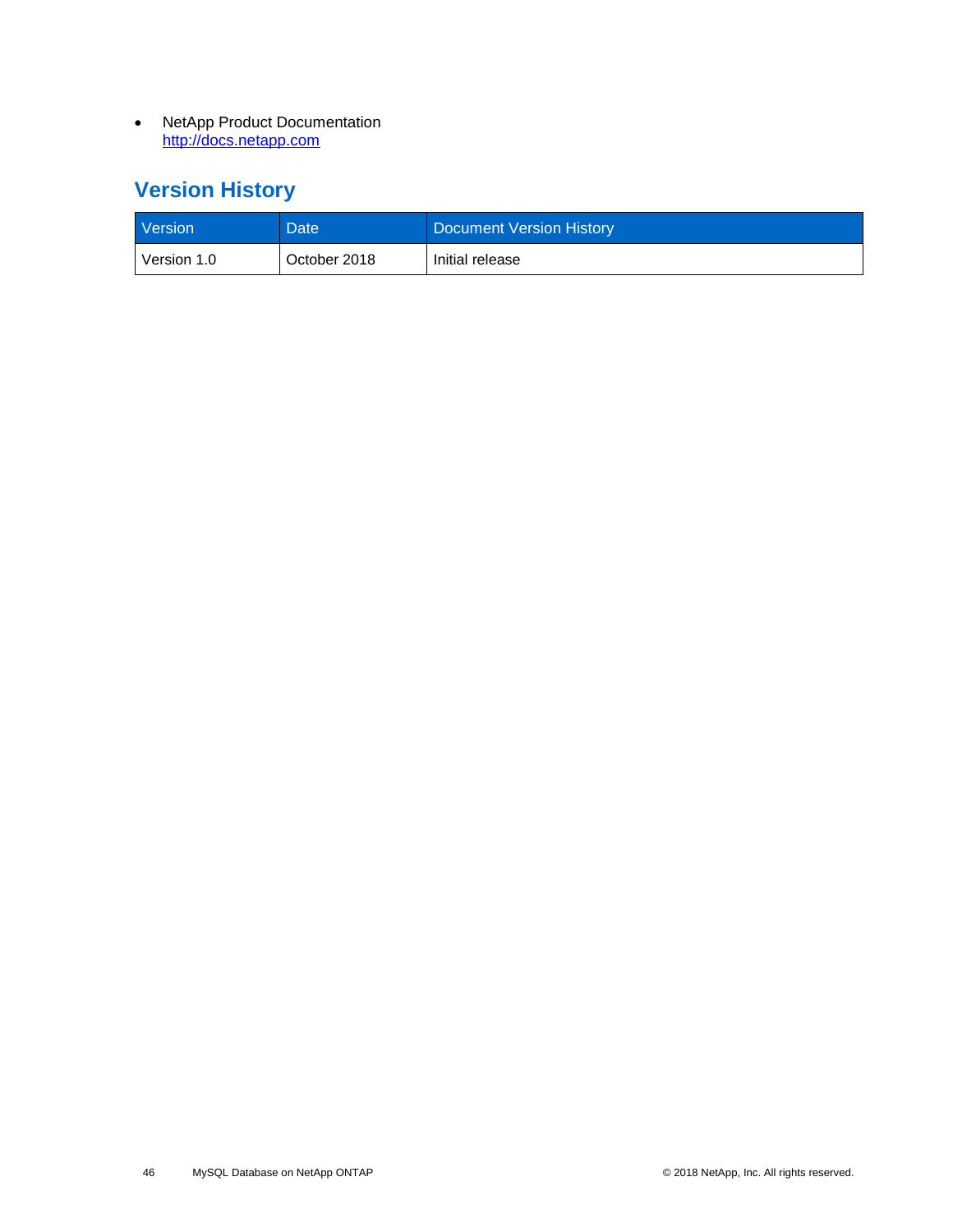- NetApp Product Documentation
  http://docs.netapp.com

## Version History

| Version | Date | Document Version History |
|---|---|---|
| Version 1.0 | October 2018 | Initial release |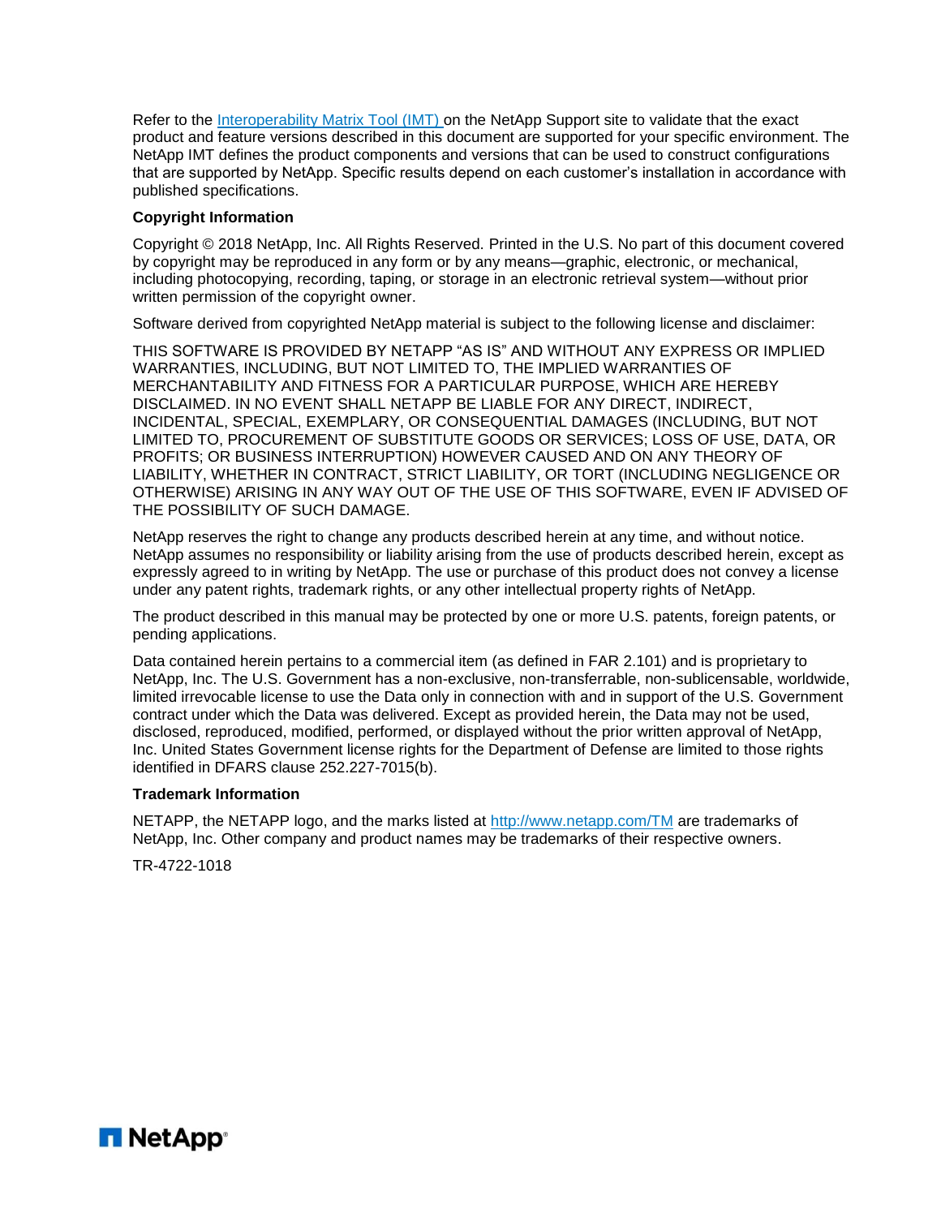Refer to the [Interoperability Matrix Tool (IMT)](#) on the NetApp Support site to validate that the exact product and feature versions described in this document are supported for your specific environment. The NetApp IMT defines the product components and versions that can be used to construct configurations that are supported by NetApp. Specific results depend on each customer's installation in accordance with published specifications.

**Copyright Information**

Copyright © 2018 NetApp, Inc. All Rights Reserved. Printed in the U.S. No part of this document covered by copyright may be reproduced in any form or by any means—graphic, electronic, or mechanical, including photocopying, recording, taping, or storage in an electronic retrieval system—without prior written permission of the copyright owner.

Software derived from copyrighted NetApp material is subject to the following license and disclaimer:

THIS SOFTWARE IS PROVIDED BY NETAPP "AS IS" AND WITHOUT ANY EXPRESS OR IMPLIED WARRANTIES, INCLUDING, BUT NOT LIMITED TO, THE IMPLIED WARRANTIES OF MERCHANTABILITY AND FITNESS FOR A PARTICULAR PURPOSE, WHICH ARE HEREBY DISCLAIMED. IN NO EVENT SHALL NETAPP BE LIABLE FOR ANY DIRECT, INDIRECT, INCIDENTAL, SPECIAL, EXEMPLARY, OR CONSEQUENTIAL DAMAGES (INCLUDING, BUT NOT LIMITED TO, PROCUREMENT OF SUBSTITUTE GOODS OR SERVICES; LOSS OF USE, DATA, OR PROFITS; OR BUSINESS INTERRUPTION) HOWEVER CAUSED AND ON ANY THEORY OF LIABILITY, WHETHER IN CONTRACT, STRICT LIABILITY, OR TORT (INCLUDING NEGLIGENCE OR OTHERWISE) ARISING IN ANY WAY OUT OF THE USE OF THIS SOFTWARE, EVEN IF ADVISED OF THE POSSIBILITY OF SUCH DAMAGE.

NetApp reserves the right to change any products described herein at any time, and without notice. NetApp assumes no responsibility or liability arising from the use of products described herein, except as expressly agreed to in writing by NetApp. The use or purchase of this product does not convey a license under any patent rights, trademark rights, or any other intellectual property rights of NetApp.

The product described in this manual may be protected by one or more U.S. patents, foreign patents, or pending applications.

Data contained herein pertains to a commercial item (as defined in FAR 2.101) and is proprietary to NetApp, Inc. The U.S. Government has a non-exclusive, non-transferrable, non-sublicensable, worldwide, limited irrevocable license to use the Data only in connection with and in support of the U.S. Government contract under which the Data was delivered. Except as provided herein, the Data may not be used, disclosed, reproduced, modified, performed, or displayed without the prior written approval of NetApp, Inc. United States Government license rights for the Department of Defense are limited to those rights identified in DFARS clause 252.227-7015(b).

**Trademark Information**

NETAPP, the NETAPP logo, and the marks listed at [http://www.netapp.com/TM](http://www.netapp.com/TM) are trademarks of NetApp, Inc. Other company and product names may be trademarks of their respective owners.

TR-4722-1018